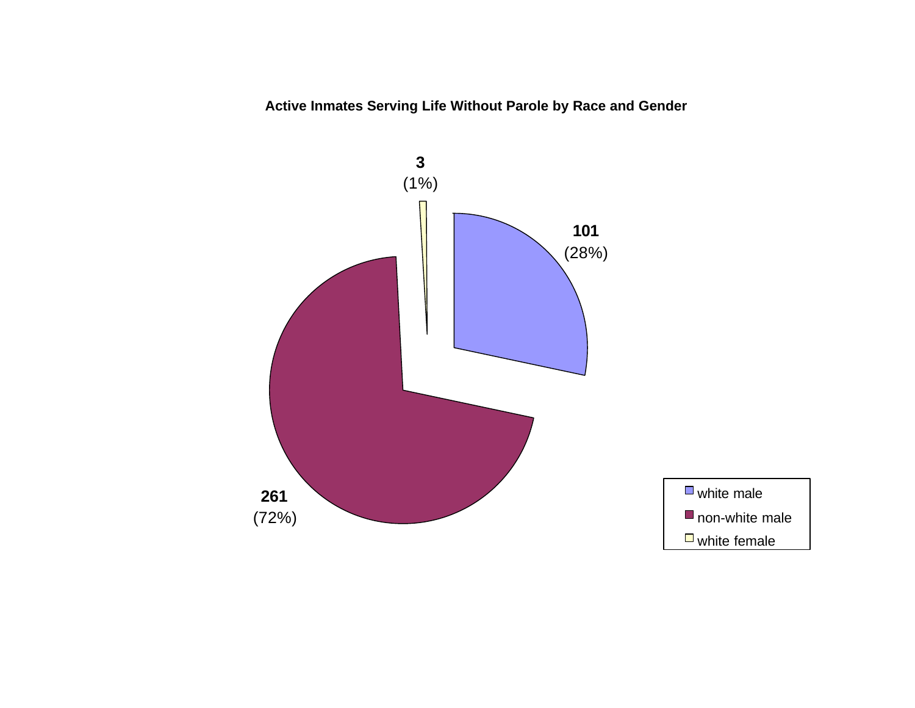**Active Inmates Serving Life Without Parole by Race and Gender**

| Category | Count | Percent |
|---|---|---|
| white male | 101 | (28%) |
| non-white male | 261 | (72%) |
| white female | 3 | (1%) |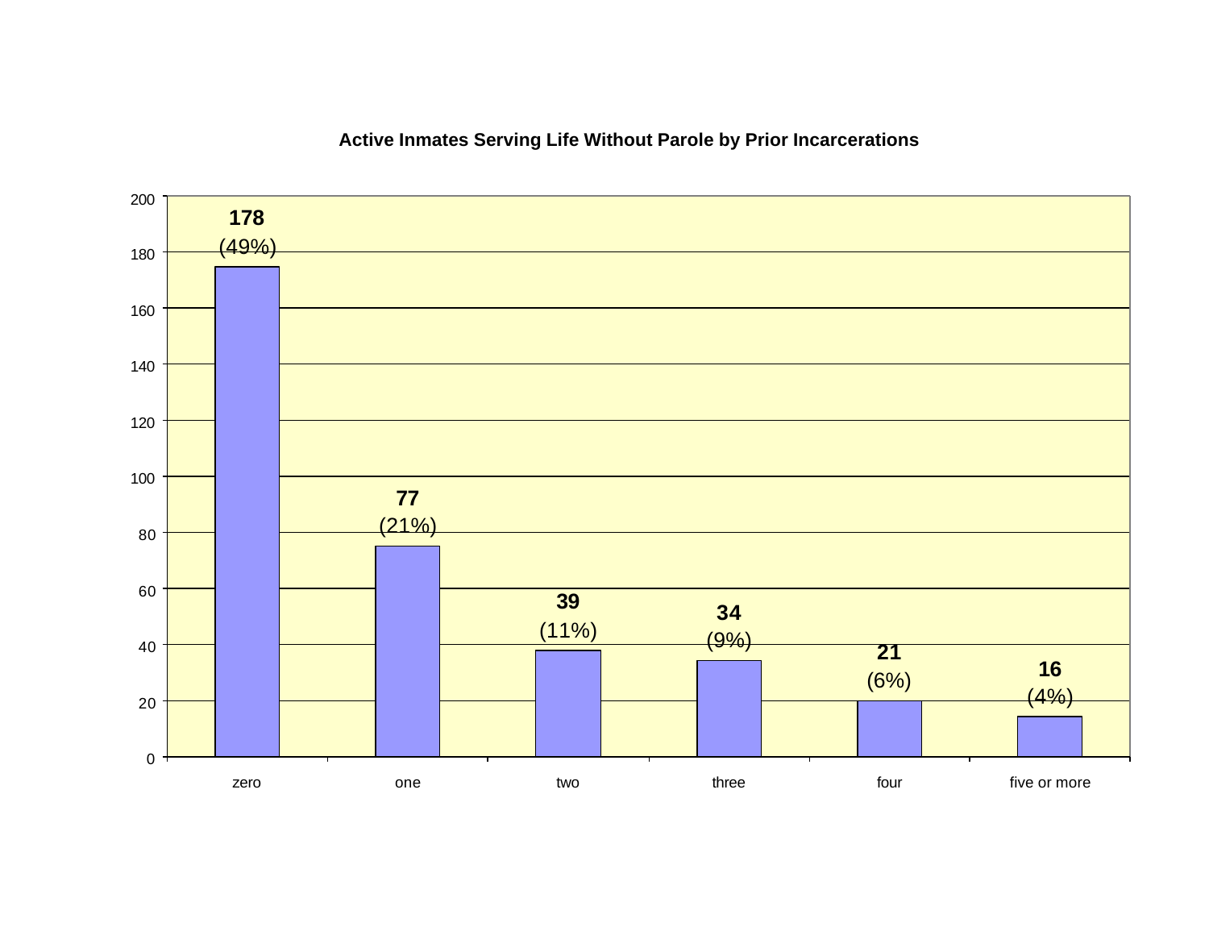**Active Inmates Serving Life Without Parole by Prior Incarcerations**

| Prior Incarcerations | Inmates | Percent |
|---|---|---|
| zero | 178 | (49%) |
| one | 77 | (21%) |
| two | 39 | (11%) |
| three | 34 | (9%) |
| four | 21 | (6%) |
| five or more | 16 | (4%) |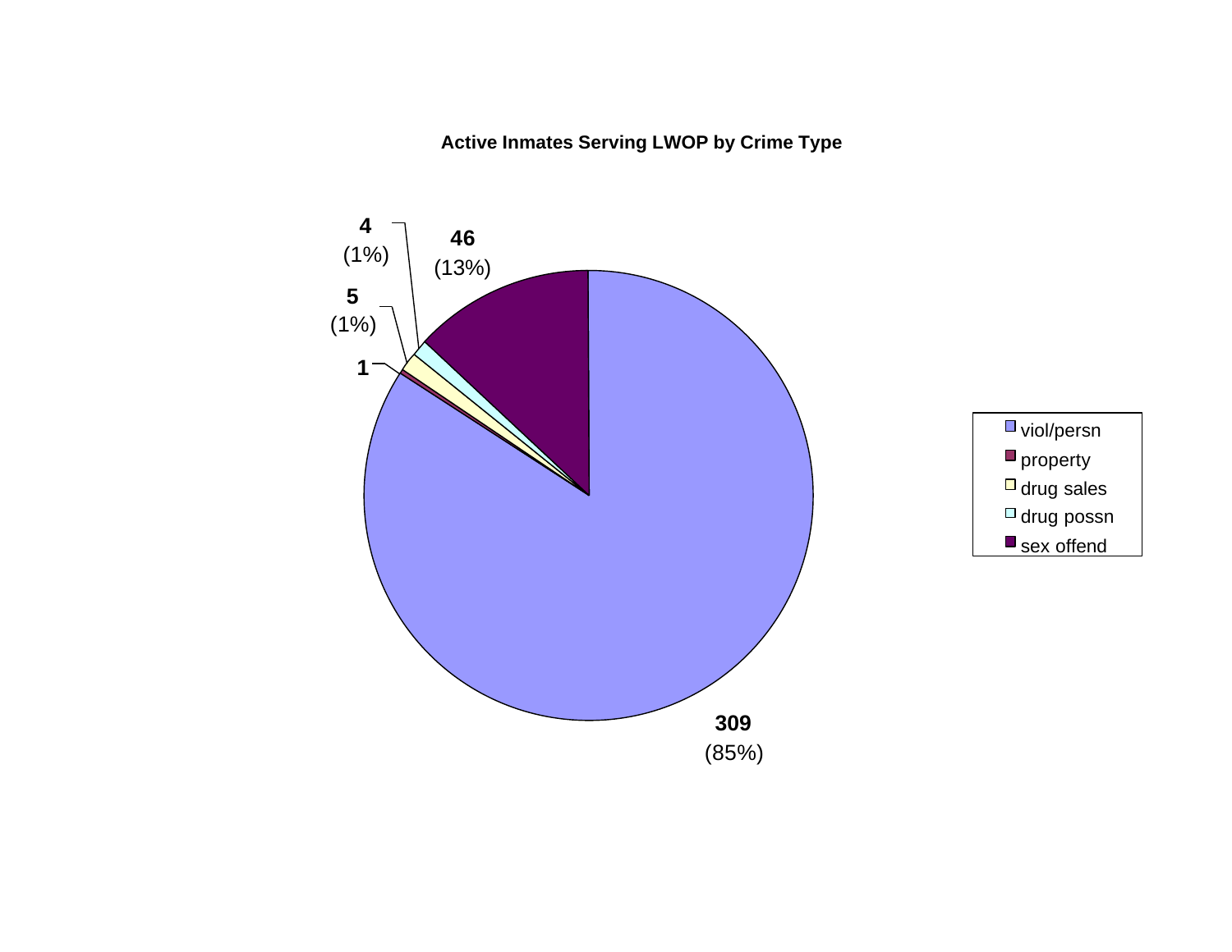**Active Inmates Serving LWOP by Crime Type**

| Crime Type | Count | Percent |
|---|---|---|
| viol/persn | 309 | (85%) |
| property | 1 | |
| drug sales | 5 | (1%) |
| drug possn | 4 | (1%) |
| sex offend | 46 | (13%) |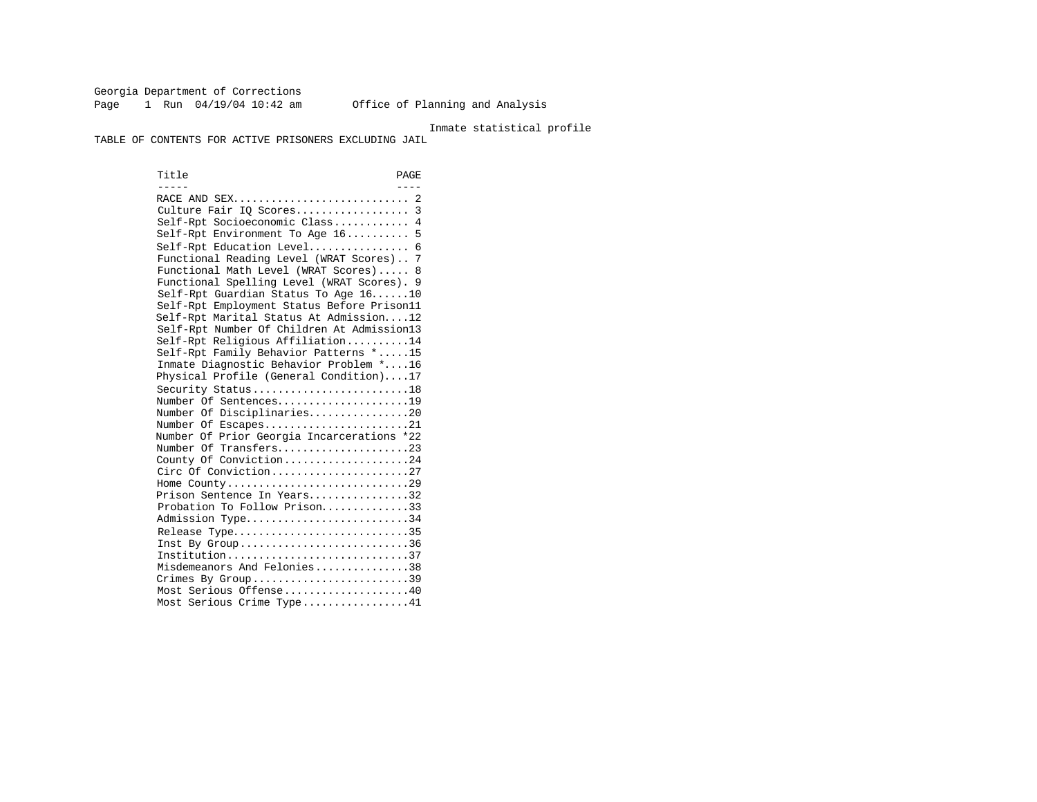Georgia Department of Corrections
Page 1 Run 04/19/04 10:42 am Office of Planning and Analysis

Inmate statistical profile

TABLE OF CONTENTS FOR ACTIVE PRISONERS EXCLUDING JAIL

| Title | PAGE |
| --- | --- |
| RACE AND SEX | 2 |
| Culture Fair IQ Scores | 3 |
| Self-Rpt Socioeconomic Class | 4 |
| Self-Rpt Environment To Age 16 | 5 |
| Self-Rpt Education Level | 6 |
| Functional Reading Level (WRAT Scores) | 7 |
| Functional Math Level (WRAT Scores) | 8 |
| Functional Spelling Level (WRAT Scores) | 9 |
| Self-Rpt Guardian Status To Age 16 | 10 |
| Self-Rpt Employment Status Before Prison | 11 |
| Self-Rpt Marital Status At Admission | 12 |
| Self-Rpt Number Of Children At Admission | 13 |
| Self-Rpt Religious Affiliation | 14 |
| Self-Rpt Family Behavior Patterns * | 15 |
| Inmate Diagnostic Behavior Problem * | 16 |
| Physical Profile (General Condition) | 17 |
| Security Status | 18 |
| Number Of Sentences | 19 |
| Number Of Disciplinaries | 20 |
| Number Of Escapes | 21 |
| Number Of Prior Georgia Incarcerations * | 22 |
| Number Of Transfers | 23 |
| County Of Conviction | 24 |
| Circ Of Conviction | 27 |
| Home County | 29 |
| Prison Sentence In Years | 32 |
| Probation To Follow Prison | 33 |
| Admission Type | 34 |
| Release Type | 35 |
| Inst By Group | 36 |
| Institution | 37 |
| Misdemeanors And Felonies | 38 |
| Crimes By Group | 39 |
| Most Serious Offense | 40 |
| Most Serious Crime Type | 41 |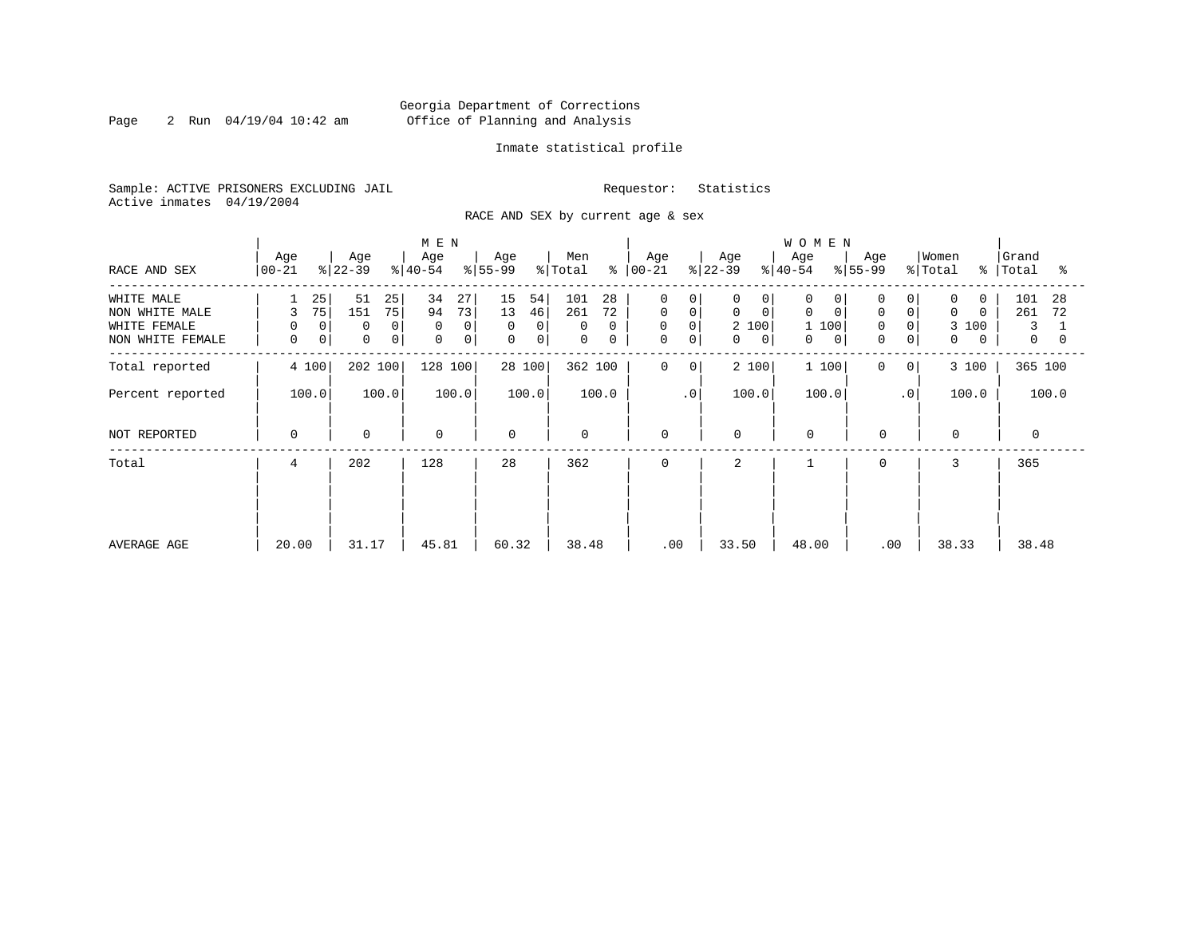Georgia Department of Corrections
Office of Planning and Analysis

Inmate statistical profile

Sample: ACTIVE PRISONERS EXCLUDING JAIL
Active inmates 04/19/2004

Requestor: Statistics

RACE AND SEX by current age & sex

| RACE AND SEX | MEN Age 00-21 | % | Age 22-39 | % | Age 40-54 | % | Age 55-99 | % | Men Total | % | WOMEN Age 00-21 | % | Age 22-39 | % | Age 40-54 | % | Age 55-99 | % | Women Total | % | Grand Total | % |
|---|---|---|---|---|---|---|---|---|---|---|---|---|---|---|---|---|---|---|---|---|---|---|
| WHITE MALE | 1 | 25 | 51 | 25 | 34 | 27 | 15 | 54 | 101 | 28 | 0 | 0 | 0 | 0 | 0 | 0 | 0 | 0 | 0 | 0 | 101 | 28 |
| NON WHITE MALE | 3 | 75 | 151 | 75 | 94 | 73 | 13 | 46 | 261 | 72 | 0 | 0 | 0 | 0 | 0 | 0 | 0 | 0 | 0 | 0 | 261 | 72 |
| WHITE FEMALE | 0 | 0 | 0 | 0 | 0 | 0 | 0 | 0 | 0 | 0 | 0 | 0 | 2 | 100 | 1 | 100 | 0 | 0 | 3 | 100 | 3 | 1 |
| NON WHITE FEMALE | 0 | 0 | 0 | 0 | 0 | 0 | 0 | 0 | 0 | 0 | 0 | 0 | 0 | 0 | 0 | 0 | 0 | 0 | 0 | 0 | 0 | 0 |
| Total reported | 4 | 100 | 202 | 100 | 128 | 100 | 28 | 100 | 362 | 100 | 0 | 0 | 2 | 100 | 1 | 100 | 0 | 0 | 3 | 100 | 365 | 100 |
| Percent reported | | 100.0 | | 100.0 | | 100.0 | | 100.0 | | 100.0 | | .0 | | 100.0 | | 100.0 | | .0 | | 100.0 | | 100.0 |
| NOT REPORTED | 0 | | 0 | | 0 | | 0 | | 0 | | 0 | | 0 | | 0 | | 0 | | 0 | | 0 | |
| Total | 4 | | 202 | | 128 | | 28 | | 362 | | 0 | | 2 | | 1 | | 0 | | 3 | | 365 | |
| AVERAGE AGE | 20.00 | | 31.17 | | 45.81 | | 60.32 | | 38.48 | | .00 | | 33.50 | | 48.00 | | .00 | | 38.33 | | 38.48 | |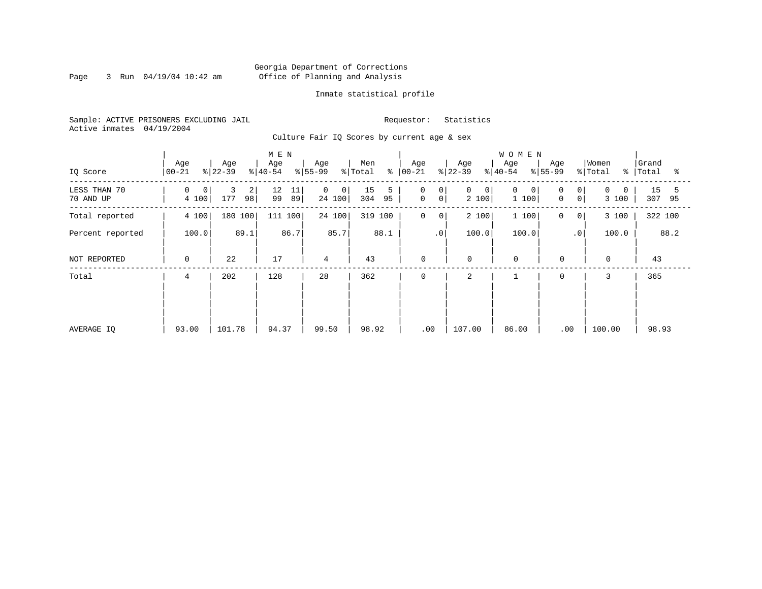Georgia Department of Corrections
Office of Planning and Analysis

Inmate statistical profile

Sample: ACTIVE PRISONERS EXCLUDING JAIL

Requestor: Statistics

Active inmates 04/19/2004

Culture Fair IQ Scores by current age & sex

| IQ Score | MEN Age 00-21 | % | Age 22-39 | % | Age 40-54 | % | Age 55-99 | % | Men Total | % | WOMEN Age 00-21 | % | Age 22-39 | % | Age 40-54 | % | Age 55-99 | % | Women Total | % | Grand Total | % |
|---|---|---|---|---|---|---|---|---|---|---|---|---|---|---|---|---|---|---|---|---|---|---|
| LESS THAN 70 | 0 | 0 | 3 | 2 | 12 | 11 | 0 | 0 | 15 | 5 | 0 | 0 | 0 | 0 | 0 | 0 | 0 | 0 | 0 | 0 | 15 | 5 |
| 70 AND UP | 4 | 100 | 177 | 98 | 99 | 89 | 24 | 100 | 304 | 95 | 0 | 0 | 2 | 100 | 1 | 100 | 0 | 0 | 3 | 100 | 307 | 95 |
| Total reported | 4 | 100 | 180 | 100 | 111 | 100 | 24 | 100 | 319 | 100 | 0 | 0 | 2 | 100 | 1 | 100 | 0 | 0 | 3 | 100 | 322 | 100 |
| Percent reported | | 100.0 | | 89.1 | | 86.7 | | 85.7 | | 88.1 | | .0 | | 100.0 | | 100.0 | | .0 | | 100.0 | | 88.2 |
| NOT REPORTED | 0 | | 22 | | 17 | | 4 | | 43 | | 0 | | 0 | | 0 | | 0 | | 0 | | 43 | |
| Total | 4 | | 202 | | 128 | | 28 | | 362 | | 0 | | 2 | | 1 | | 0 | | 3 | | 365 | |
| AVERAGE IQ | 93.00 | | 101.78 | | 94.37 | | 99.50 | | 98.92 | | .00 | | 107.00 | | 86.00 | | .00 | | 100.00 | | 98.93 | |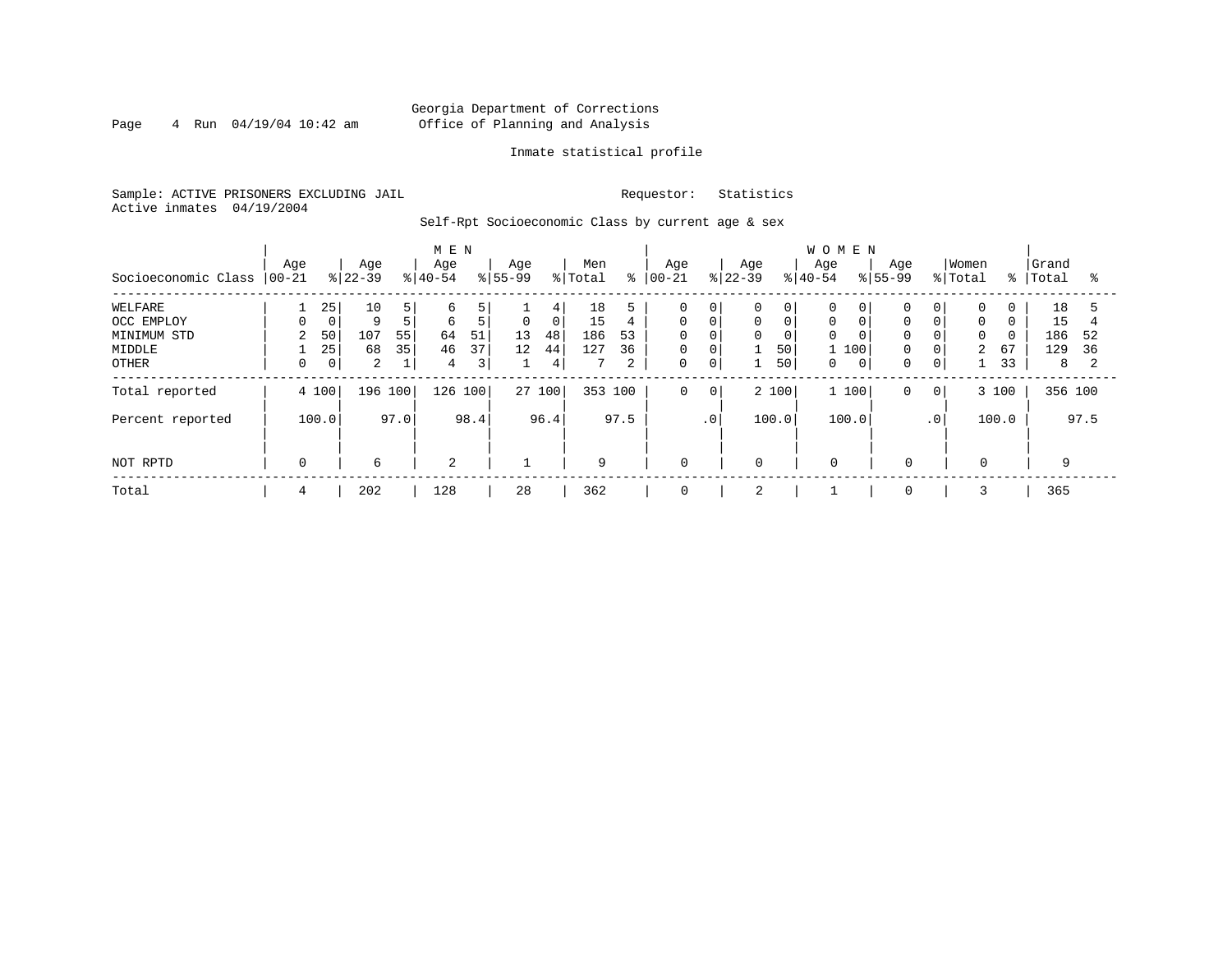Georgia Department of Corrections
Office of Planning and Analysis

Inmate statistical profile

Sample: ACTIVE PRISONERS EXCLUDING JAIL  Requestor: Statistics
Active inmates 04/19/2004

Self-Rpt Socioeconomic Class by current age & sex

| Socioeconomic Class | MEN Age 00-21 | % | Age 22-39 | % | Age 40-54 | % | Age 55-99 | % | Men Total | % | WOMEN Age 00-21 | % | Age 22-39 | % | Age 40-54 | % | Age 55-99 | % | Women Total | % | Grand Total | % |
|---|---|---|---|---|---|---|---|---|---|---|---|---|---|---|---|---|---|---|---|---|---|---|
| WELFARE | 1 | 25 | 10 | 5 | 6 | 5 | 1 | 4 | 18 | 5 | 0 | 0 | 0 | 0 | 0 | 0 | 0 | 0 | 0 | 0 | 18 | 5 |
| OCC EMPLOY | 0 | 0 | 9 | 5 | 6 | 5 | 0 | 0 | 15 | 4 | 0 | 0 | 0 | 0 | 0 | 0 | 0 | 0 | 0 | 0 | 15 | 4 |
| MINIMUM STD | 2 | 50 | 107 | 55 | 64 | 51 | 13 | 48 | 186 | 53 | 0 | 0 | 0 | 0 | 0 | 0 | 0 | 0 | 0 | 0 | 186 | 52 |
| MIDDLE | 1 | 25 | 68 | 35 | 46 | 37 | 12 | 44 | 127 | 36 | 0 | 0 | 1 | 50 | 1 | 100 | 0 | 0 | 2 | 67 | 129 | 36 |
| OTHER | 0 | 0 | 2 | 1 | 4 | 3 | 1 | 4 | 7 | 2 | 0 | 0 | 1 | 50 | 0 | 0 | 0 | 0 | 1 | 33 | 8 | 2 |
| Total reported | 4 | 100 | 196 | 100 | 126 | 100 | 27 | 100 | 353 | 100 | 0 | 0 | 2 | 100 | 1 | 100 | 0 | 0 | 3 | 100 | 356 | 100 |
| Percent reported | | 100.0 | | 97.0 | | 98.4 | | 96.4 | | 97.5 | | .0 | | 100.0 | | 100.0 | | .0 | | 100.0 | | 97.5 |
| NOT RPTD | 0 | | 6 | | 2 | | 1 | | 9 | | 0 | | 0 | | 0 | | 0 | | 0 | | 9 | |
| Total | 4 | | 202 | | 128 | | 28 | | 362 | | 0 | | 2 | | 1 | | 0 | | 3 | | 365 | |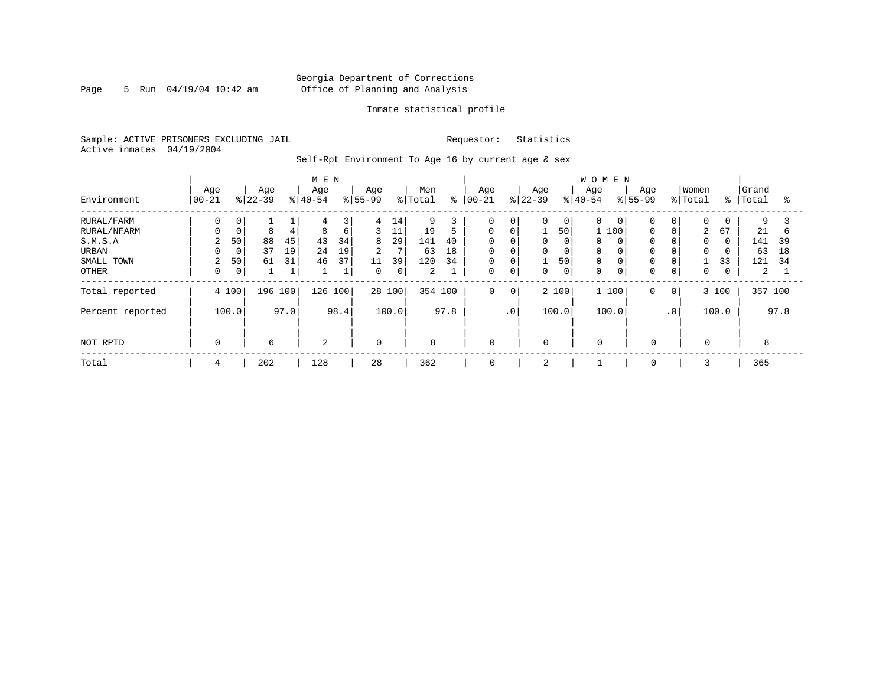Georgia Department of Corrections
Office of Planning and Analysis

Inmate statistical profile

Sample: ACTIVE PRISONERS EXCLUDING JAIL    Requestor: Statistics
Active inmates 04/19/2004

Self-Rpt Environment To Age 16 by current age & sex

| Environment | MEN Age 00-21 | % | Age 22-39 | % | Age 40-54 | % | Age 55-99 | % | Men Total | % | WOMEN Age 00-21 | % | Age 22-39 | % | Age 40-54 | % | Age 55-99 | % | Women Total | % | Grand Total | % |
|---|---|---|---|---|---|---|---|---|---|---|---|---|---|---|---|---|---|---|---|---|---|---|
| RURAL/FARM | 0 | 0 | 1 | 1 | 4 | 3 | 4 | 14 | 9 | 3 | 0 | 0 | 0 | 0 | 0 | 0 | 0 | 0 | 0 | 0 | 9 | 3 |
| RURAL/NFARM | 0 | 0 | 8 | 4 | 8 | 6 | 3 | 11 | 19 | 5 | 0 | 0 | 1 | 50 | 1 | 100 | 0 | 0 | 2 | 67 | 21 | 6 |
| S.M.S.A | 2 | 50 | 88 | 45 | 43 | 34 | 8 | 29 | 141 | 40 | 0 | 0 | 0 | 0 | 0 | 0 | 0 | 0 | 0 | 0 | 141 | 39 |
| URBAN | 0 | 0 | 37 | 19 | 24 | 19 | 2 | 7 | 63 | 18 | 0 | 0 | 0 | 0 | 0 | 0 | 0 | 0 | 0 | 0 | 63 | 18 |
| SMALL TOWN | 2 | 50 | 61 | 31 | 46 | 37 | 11 | 39 | 120 | 34 | 0 | 0 | 1 | 50 | 0 | 0 | 0 | 0 | 1 | 33 | 121 | 34 |
| OTHER | 0 | 0 | 1 | 1 | 1 | 1 | 0 | 0 | 2 | 1 | 0 | 0 | 0 | 0 | 0 | 0 | 0 | 0 | 0 | 0 | 2 | 1 |
| Total reported | 4 | 100 | 196 | 100 | 126 | 100 | 28 | 100 | 354 | 100 | 0 | 0 | 2 | 100 | 1 | 100 | 0 | 0 | 3 | 100 | 357 | 100 |
| Percent reported | | 100.0 | | 97.0 | | 98.4 | | 100.0 | | 97.8 | | .0 | | 100.0 | | 100.0 | | .0 | | 100.0 | | 97.8 |
| NOT RPTD | 0 | | 6 | | 2 | | 0 | | 8 | | 0 | | 0 | | 0 | | 0 | | 0 | | 8 | |
| Total | 4 | | 202 | | 128 | | 28 | | 362 | | 0 | | 2 | | 1 | | 0 | | 3 | | 365 | |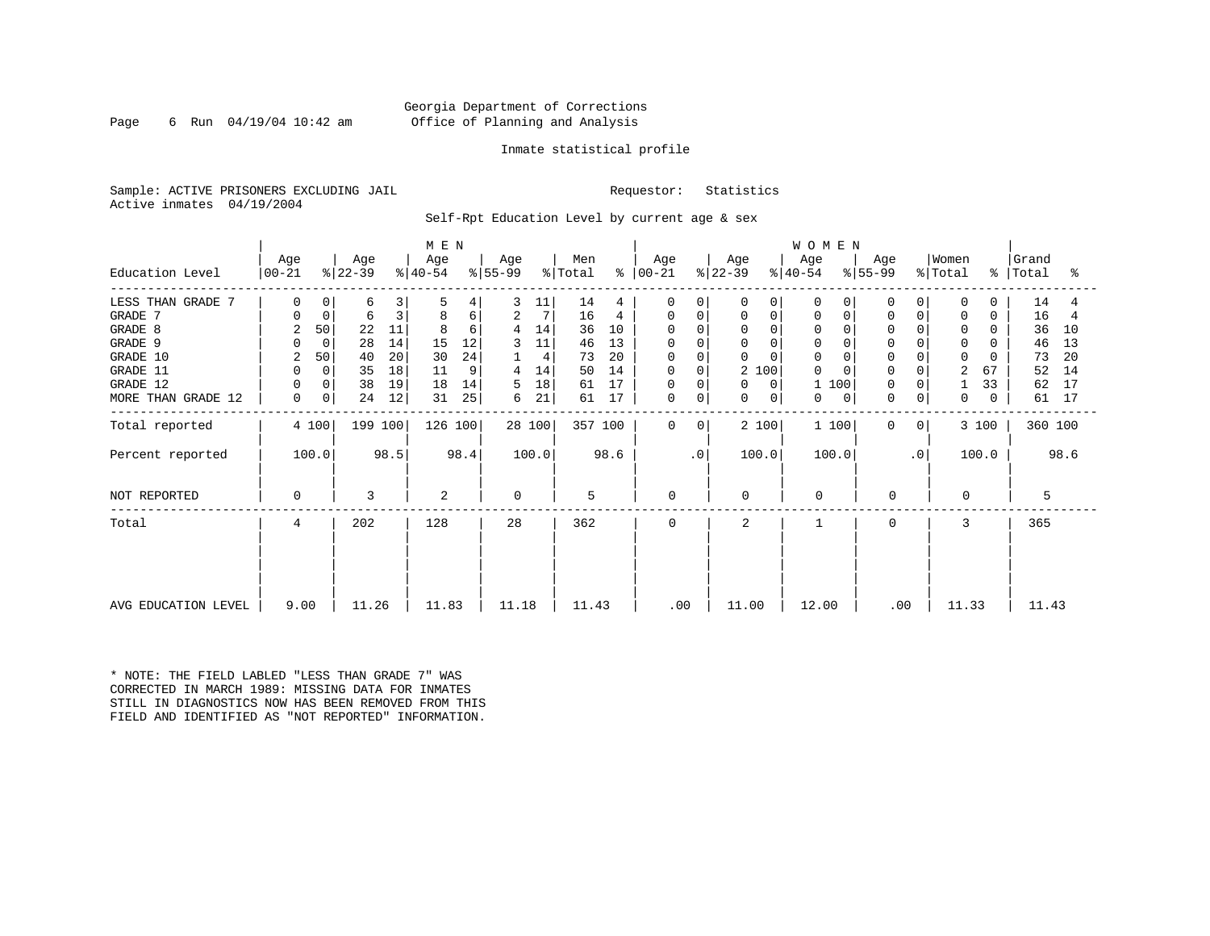Georgia Department of Corrections
Office of Planning and Analysis

Inmate statistical profile

Sample: ACTIVE PRISONERS EXCLUDING JAIL    Requestor: Statistics
Active inmates 04/19/2004

Self-Rpt Education Level by current age & sex

| Education Level | MEN Age 00-21 | % | Age 22-39 | % | Age 40-54 | % | Age 55-99 | % | Men Total | % | WOMEN Age 00-21 | % | Age 22-39 | % | Age 40-54 | % | Age 55-99 | % | Women Total | % | Grand Total | % |
|---|---|---|---|---|---|---|---|---|---|---|---|---|---|---|---|---|---|---|---|---|---|---|
| LESS THAN GRADE 7 | 0 | 0 | 6 | 3 | 5 | 4 | 3 | 11 | 14 | 4 | 0 | 0 | 0 | 0 | 0 | 0 | 0 | 0 | 0 | 0 | 14 | 4 |
| GRADE 7 | 0 | 0 | 6 | 3 | 8 | 6 | 2 | 7 | 16 | 4 | 0 | 0 | 0 | 0 | 0 | 0 | 0 | 0 | 0 | 0 | 16 | 4 |
| GRADE 8 | 2 | 50 | 22 | 11 | 8 | 6 | 4 | 14 | 36 | 10 | 0 | 0 | 0 | 0 | 0 | 0 | 0 | 0 | 0 | 0 | 36 | 10 |
| GRADE 9 | 0 | 0 | 28 | 14 | 15 | 12 | 3 | 11 | 46 | 13 | 0 | 0 | 0 | 0 | 0 | 0 | 0 | 0 | 0 | 0 | 46 | 13 |
| GRADE 10 | 2 | 50 | 40 | 20 | 30 | 24 | 1 | 4 | 73 | 20 | 0 | 0 | 0 | 0 | 0 | 0 | 0 | 0 | 0 | 0 | 73 | 20 |
| GRADE 11 | 0 | 0 | 35 | 18 | 11 | 9 | 4 | 14 | 50 | 14 | 0 | 0 | 2 | 100 | 0 | 0 | 0 | 0 | 2 | 67 | 52 | 14 |
| GRADE 12 | 0 | 0 | 38 | 19 | 18 | 14 | 5 | 18 | 61 | 17 | 0 | 0 | 0 | 0 | 1 | 100 | 0 | 0 | 1 | 33 | 62 | 17 |
| MORE THAN GRADE 12 | 0 | 0 | 24 | 12 | 31 | 25 | 6 | 21 | 61 | 17 | 0 | 0 | 0 | 0 | 0 | 0 | 0 | 0 | 0 | 0 | 61 | 17 |
| Total reported | 4 | 100 | 199 | 100 | 126 | 100 | 28 | 100 | 357 | 100 | 0 | 0 | 2 | 100 | 1 | 100 | 0 | 0 | 3 | 100 | 360 | 100 |
| Percent reported | 100.0 | | 98.5 | | 98.4 | | 100.0 | | 98.6 | | .0 | | 100.0 | | 100.0 | | .0 | | 100.0 | | 98.6 | |
| NOT REPORTED | 0 | | 3 | | 2 | | 0 | | 5 | | 0 | | 0 | | 0 | | 0 | | 0 | | 5 | |
| Total | 4 | | 202 | | 128 | | 28 | | 362 | | 0 | | 2 | | 1 | | 0 | | 3 | | 365 | |
| AVG EDUCATION LEVEL | 9.00 | | 11.26 | | 11.83 | | 11.18 | | 11.43 | | .00 | | 11.00 | | 12.00 | | .00 | | 11.33 | | 11.43 | |

* NOTE: THE FIELD LABLED "LESS THAN GRADE 7" WAS CORRECTED IN MARCH 1989: MISSING DATA FOR INMATES STILL IN DIAGNOSTICS NOW HAS BEEN REMOVED FROM THIS FIELD AND IDENTIFIED AS "NOT REPORTED" INFORMATION.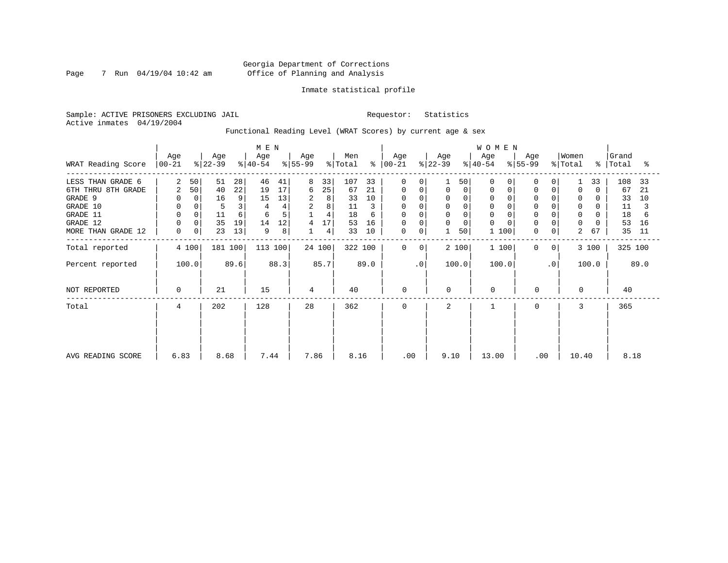Georgia Department of Corrections
Office of Planning and Analysis

Inmate statistical profile

Sample: ACTIVE PRISONERS EXCLUDING JAIL        Requestor: Statistics
Active inmates 04/19/2004

Functional Reading Level (WRAT Scores) by current age & sex

| WRAT Reading Score | MEN Age 00-21 | % | Age 22-39 | % | Age 40-54 | % | Age 55-99 | % | Men Total | % | WOMEN Age 00-21 | % | Age 22-39 | % | Age 40-54 | % | Age 55-99 | % | Women Total | % | Grand Total | % |
|---|---|---|---|---|---|---|---|---|---|---|---|---|---|---|---|---|---|---|---|---|---|---|
| LESS THAN GRADE 6 | 2 | 50 | 51 | 28 | 46 | 41 | 8 | 33 | 107 | 33 | 0 | 0 | 1 | 50 | 0 | 0 | 0 | 0 | 1 | 33 | 108 | 33 |
| 6TH THRU 8TH GRADE | 2 | 50 | 40 | 22 | 19 | 17 | 6 | 25 | 67 | 21 | 0 | 0 | 0 | 0 | 0 | 0 | 0 | 0 | 0 | 0 | 67 | 21 |
| GRADE 9 | 0 | 0 | 16 | 9 | 15 | 13 | 2 | 8 | 33 | 10 | 0 | 0 | 0 | 0 | 0 | 0 | 0 | 0 | 0 | 0 | 33 | 10 |
| GRADE 10 | 0 | 0 | 5 | 3 | 4 | 4 | 2 | 8 | 11 | 3 | 0 | 0 | 0 | 0 | 0 | 0 | 0 | 0 | 0 | 0 | 11 | 3 |
| GRADE 11 | 0 | 0 | 11 | 6 | 6 | 5 | 1 | 4 | 18 | 6 | 0 | 0 | 0 | 0 | 0 | 0 | 0 | 0 | 0 | 0 | 18 | 6 |
| GRADE 12 | 0 | 0 | 35 | 19 | 14 | 12 | 4 | 17 | 53 | 16 | 0 | 0 | 0 | 0 | 0 | 0 | 0 | 0 | 0 | 0 | 53 | 16 |
| MORE THAN GRADE 12 | 0 | 0 | 23 | 13 | 9 | 8 | 1 | 4 | 33 | 10 | 0 | 0 | 1 | 50 | 1 | 100 | 0 | 0 | 2 | 67 | 35 | 11 |
| Total reported | 4 | 100 | 181 | 100 | 113 | 100 | 24 | 100 | 322 | 100 | 0 | 0 | 2 | 100 | 1 | 100 | 0 | 0 | 3 | 100 | 325 | 100 |
| Percent reported | 100.0 | | 89.6 | | 88.3 | | 85.7 | | 89.0 | | .0 | | 100.0 | | 100.0 | | .0 | | 100.0 | | 89.0 | |
| NOT REPORTED | 0 | | 21 | | 15 | | 4 | | 40 | | 0 | | 0 | | 0 | | 0 | | 0 | | 40 | |
| Total | 4 | | 202 | | 128 | | 28 | | 362 | | 0 | | 2 | | 1 | | 0 | | 3 | | 365 | |
| AVG READING SCORE | 6.83 | | 8.68 | | 7.44 | | 7.86 | | 8.16 | | .00 | | 9.10 | | 13.00 | | .00 | | 10.40 | | 8.18 | |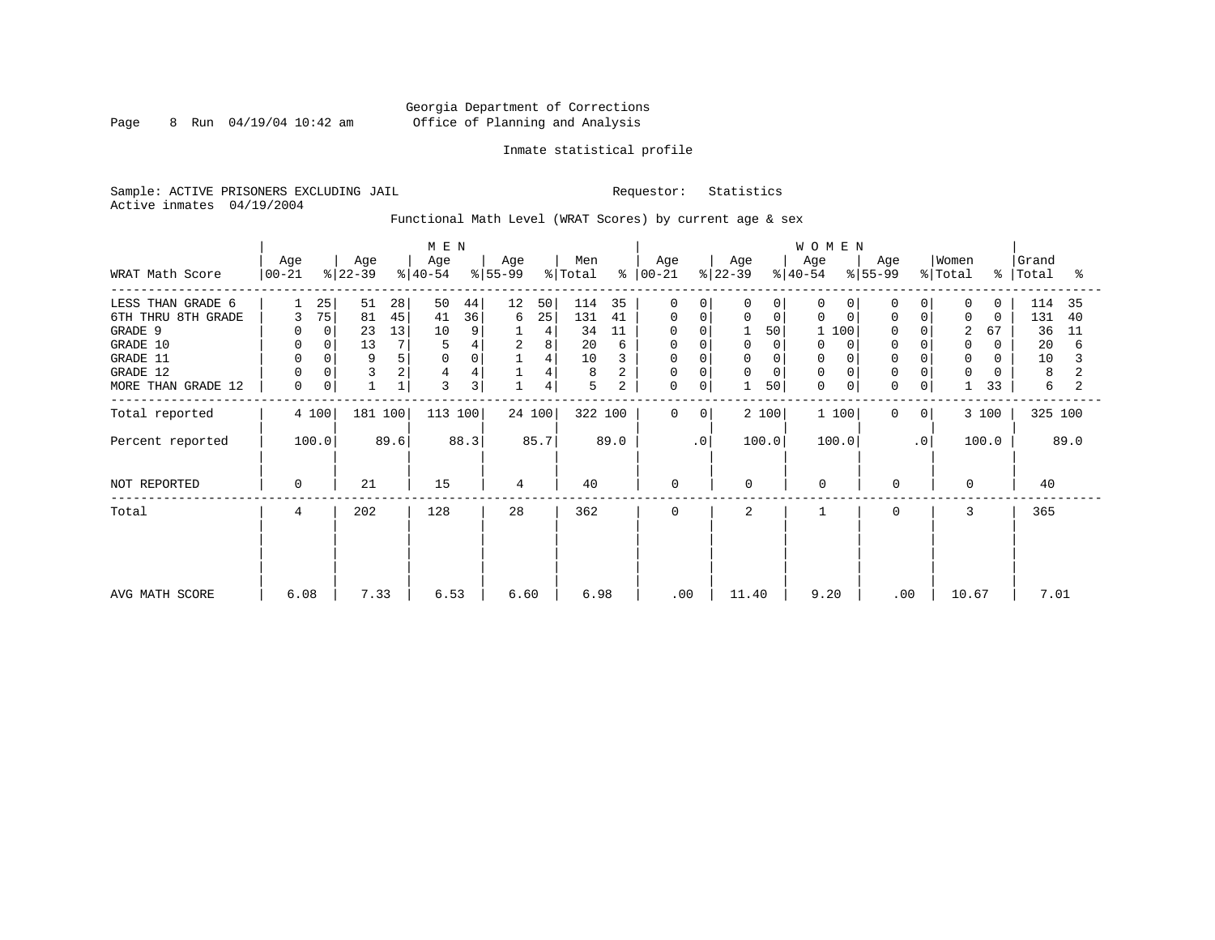Georgia Department of Corrections
Office of Planning and Analysis

Inmate statistical profile

Sample: ACTIVE PRISONERS EXCLUDING JAIL

Requestor: Statistics

Active inmates 04/19/2004

Functional Math Level (WRAT Scores) by current age & sex

| WRAT Math Score | MEN Age 00-21 | % | MEN Age 22-39 | % | MEN Age 40-54 | % | MEN Age 55-99 | % | Men Total | % | WOMEN Age 00-21 | % | WOMEN Age 22-39 | % | WOMEN Age 40-54 | % | WOMEN Age 55-99 | % | Women Total | % | Grand Total | % |
|---|---|---|---|---|---|---|---|---|---|---|---|---|---|---|---|---|---|---|---|---|---|---|
| LESS THAN GRADE 6 | 1 | 25 | 51 | 28 | 50 | 44 | 12 | 50 | 114 | 35 | 0 | 0 | 0 | 0 | 0 | 0 | 0 | 0 | 0 | 0 | 114 | 35 |
| 6TH THRU 8TH GRADE | 3 | 75 | 81 | 45 | 41 | 36 | 6 | 25 | 131 | 41 | 0 | 0 | 0 | 0 | 0 | 0 | 0 | 0 | 0 | 0 | 131 | 40 |
| GRADE 9 | 0 | 0 | 23 | 13 | 10 | 9 | 1 | 4 | 34 | 11 | 0 | 0 | 1 | 50 | 1 | 100 | 0 | 0 | 2 | 67 | 36 | 11 |
| GRADE 10 | 0 | 0 | 13 | 7 | 5 | 4 | 2 | 8 | 20 | 6 | 0 | 0 | 0 | 0 | 0 | 0 | 0 | 0 | 0 | 0 | 20 | 6 |
| GRADE 11 | 0 | 0 | 9 | 5 | 0 | 0 | 1 | 4 | 10 | 3 | 0 | 0 | 0 | 0 | 0 | 0 | 0 | 0 | 0 | 0 | 10 | 3 |
| GRADE 12 | 0 | 0 | 3 | 2 | 4 | 4 | 1 | 4 | 8 | 2 | 0 | 0 | 0 | 0 | 0 | 0 | 0 | 0 | 0 | 0 | 8 | 2 |
| MORE THAN GRADE 12 | 0 | 0 | 1 | 1 | 3 | 3 | 1 | 4 | 5 | 2 | 0 | 0 | 1 | 50 | 0 | 0 | 0 | 0 | 1 | 33 | 6 | 2 |
| Total reported | 4 | 100 | 181 | 100 | 113 | 100 | 24 | 100 | 322 | 100 | 0 | 0 | 2 | 100 | 1 | 100 | 0 | 0 | 3 | 100 | 325 | 100 |
| Percent reported | 100.0 | | 89.6 | | 88.3 | | 85.7 | | 89.0 | | .0 | | 100.0 | | 100.0 | | .0 | | 100.0 | | 89.0 | |
| NOT REPORTED | 0 | | 21 | | 15 | | 4 | | 40 | | 0 | | 0 | | 0 | | 0 | | 0 | | 40 | |
| Total | 4 | | 202 | | 128 | | 28 | | 362 | | 0 | | 2 | | 1 | | 0 | | 3 | | 365 | |
| AVG MATH SCORE | 6.08 | | 7.33 | | 6.53 | | 6.60 | | 6.98 | | .00 | | 11.40 | | 9.20 | | .00 | | 10.67 | | 7.01 | |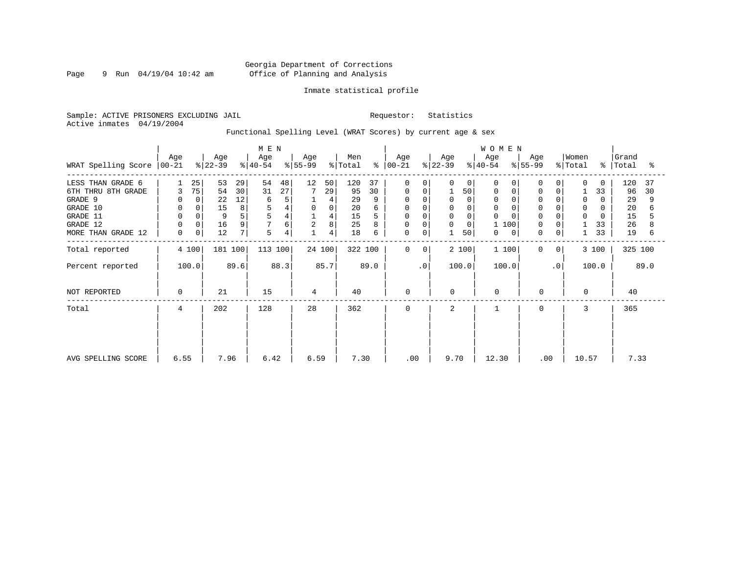Georgia Department of Corrections
Office of Planning and Analysis

Inmate statistical profile

Sample: ACTIVE PRISONERS EXCLUDING JAIL    Requestor: Statistics
Active inmates 04/19/2004

Functional Spelling Level (WRAT Scores) by current age & sex

| WRAT Spelling Score | MEN Age 00-21 | % | Age 22-39 | % | Age 40-54 | % | Age 55-99 | % | Men Total | % | WOMEN Age 00-21 | % | Age 22-39 | % | Age 40-54 | % | Age 55-99 | % | Women Total | % | Grand Total | % |
|---|---|---|---|---|---|---|---|---|---|---|---|---|---|---|---|---|---|---|---|---|---|---|
| LESS THAN GRADE 6 | 1 | 25 | 53 | 29 | 54 | 48 | 12 | 50 | 120 | 37 | 0 | 0 | 0 | 0 | 0 | 0 | 0 | 0 | 0 | 0 | 120 | 37 |
| 6TH THRU 8TH GRADE | 3 | 75 | 54 | 30 | 31 | 27 | 7 | 29 | 95 | 30 | 0 | 0 | 1 | 50 | 0 | 0 | 0 | 0 | 1 | 33 | 96 | 30 |
| GRADE 9 | 0 | 0 | 22 | 12 | 6 | 5 | 1 | 4 | 29 | 9 | 0 | 0 | 0 | 0 | 0 | 0 | 0 | 0 | 0 | 0 | 29 | 9 |
| GRADE 10 | 0 | 0 | 15 | 8 | 5 | 4 | 0 | 0 | 20 | 6 | 0 | 0 | 0 | 0 | 0 | 0 | 0 | 0 | 0 | 0 | 20 | 6 |
| GRADE 11 | 0 | 0 | 9 | 5 | 5 | 4 | 1 | 4 | 15 | 5 | 0 | 0 | 0 | 0 | 0 | 0 | 0 | 0 | 0 | 0 | 15 | 5 |
| GRADE 12 | 0 | 0 | 16 | 9 | 7 | 6 | 2 | 8 | 25 | 8 | 0 | 0 | 0 | 0 | 1 | 100 | 0 | 0 | 1 | 33 | 26 | 8 |
| MORE THAN GRADE 12 | 0 | 0 | 12 | 7 | 5 | 4 | 1 | 4 | 18 | 6 | 0 | 0 | 1 | 50 | 0 | 0 | 0 | 0 | 1 | 33 | 19 | 6 |
| Total reported | 4 | 100 | 181 | 100 | 113 | 100 | 24 | 100 | 322 | 100 | 0 | 0 | 2 | 100 | 1 | 100 | 0 | 0 | 3 | 100 | 325 | 100 |
| Percent reported | 100.0 | | 89.6 | | 88.3 | | 85.7 | | 89.0 | | .0 | | 100.0 | | 100.0 | | .0 | | 100.0 | | 89.0 | |
| NOT REPORTED | 0 | | 21 | | 15 | | 4 | | 40 | | 0 | | 0 | | 0 | | 0 | | 0 | | 40 | |
| Total | 4 | | 202 | | 128 | | 28 | | 362 | | 0 | | 2 | | 1 | | 0 | | 3 | | 365 | |
| AVG SPELLING SCORE | 6.55 | | 7.96 | | 6.42 | | 6.59 | | 7.30 | | .00 | | 9.70 | | 12.30 | | .00 | | 10.57 | | 7.33 | |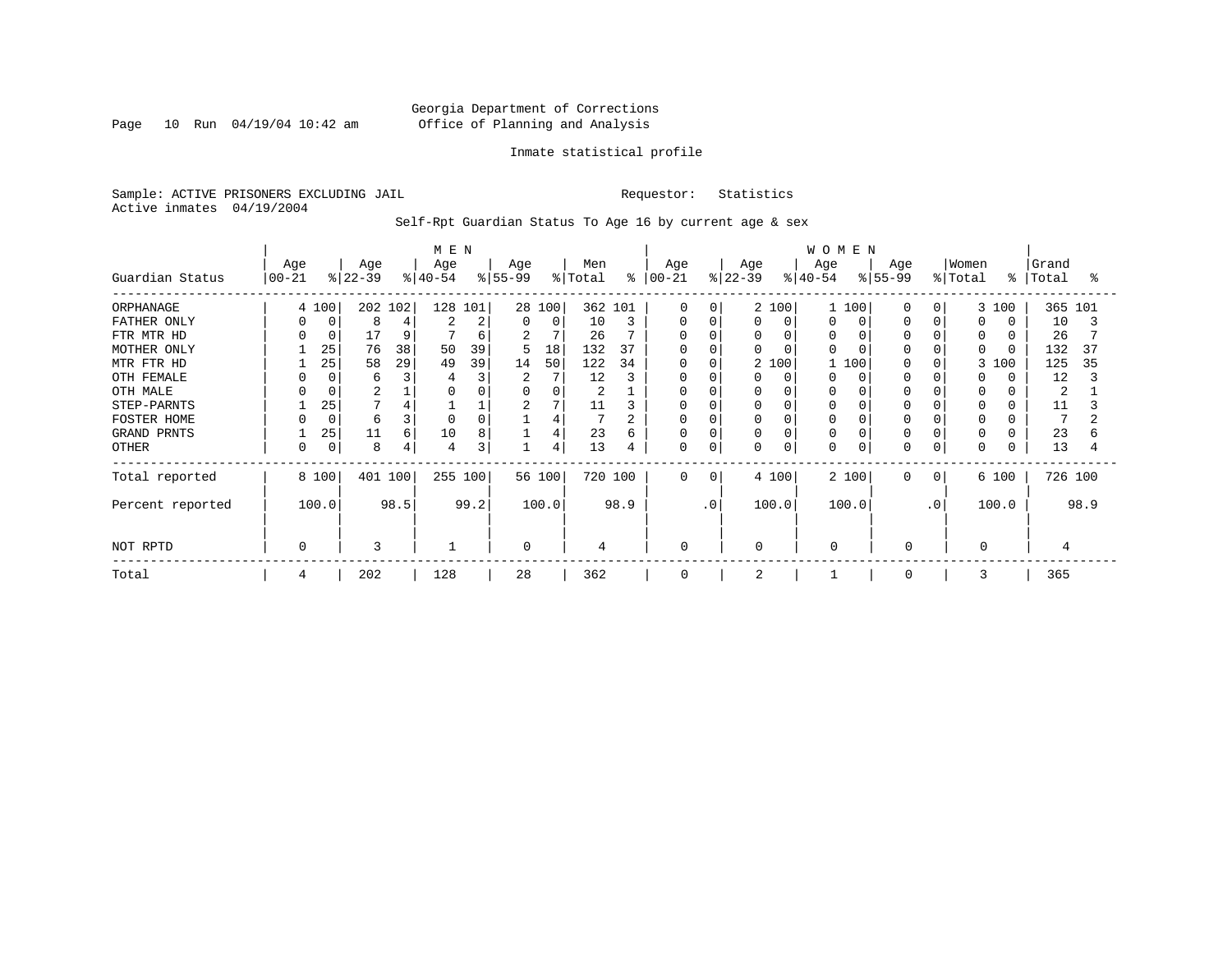Georgia Department of Corrections
Office of Planning and Analysis

Inmate statistical profile

Sample: ACTIVE PRISONERS EXCLUDING JAIL Requestor: Statistics
Active inmates 04/19/2004

Self-Rpt Guardian Status To Age 16 by current age & sex

| | MEN | | | | | | | | | | WOMEN | | | | | | | | | | | |
|---|---|---|---|---|---|---|---|---|---|---|---|---|---|---|---|---|---|---|---|---|---|---|
| Guardian Status | Age 00-21 | % | Age 22-39 | % | Age 40-54 | % | Age 55-99 | % | Men Total | % | Age 00-21 | % | Age 22-39 | % | Age 40-54 | % | Age 55-99 | % | Women Total | % | Grand Total | % |
| ORPHANAGE | 4 | 100 | 202 | 102 | 128 | 101 | 28 | 100 | 362 | 101 | 0 | 0 | 2 | 100 | 1 | 100 | 0 | 0 | 3 | 100 | 365 | 101 |
| FATHER ONLY | 0 | 0 | 8 | 4 | 2 | 2 | 0 | 0 | 10 | 3 | 0 | 0 | 0 | 0 | 0 | 0 | 0 | 0 | 0 | 0 | 10 | 3 |
| FTR MTR HD | 0 | 0 | 17 | 9 | 7 | 6 | 2 | 7 | 26 | 7 | 0 | 0 | 0 | 0 | 0 | 0 | 0 | 0 | 0 | 0 | 26 | 7 |
| MOTHER ONLY | 1 | 25 | 76 | 38 | 50 | 39 | 5 | 18 | 132 | 37 | 0 | 0 | 0 | 0 | 0 | 0 | 0 | 0 | 0 | 0 | 132 | 37 |
| MTR FTR HD | 1 | 25 | 58 | 29 | 49 | 39 | 14 | 50 | 122 | 34 | 0 | 0 | 2 | 100 | 1 | 100 | 0 | 0 | 3 | 100 | 125 | 35 |
| OTH FEMALE | 0 | 0 | 6 | 3 | 4 | 3 | 2 | 7 | 12 | 3 | 0 | 0 | 0 | 0 | 0 | 0 | 0 | 0 | 0 | 0 | 12 | 3 |
| OTH MALE | 0 | 0 | 2 | 1 | 0 | 0 | 0 | 0 | 2 | 1 | 0 | 0 | 0 | 0 | 0 | 0 | 0 | 0 | 0 | 0 | 2 | 1 |
| STEP-PARNTS | 1 | 25 | 7 | 4 | 1 | 1 | 2 | 7 | 11 | 3 | 0 | 0 | 0 | 0 | 0 | 0 | 0 | 0 | 0 | 0 | 11 | 3 |
| FOSTER HOME | 0 | 0 | 6 | 3 | 0 | 0 | 1 | 4 | 7 | 2 | 0 | 0 | 0 | 0 | 0 | 0 | 0 | 0 | 0 | 0 | 7 | 2 |
| GRAND PRNTS | 1 | 25 | 11 | 6 | 10 | 8 | 1 | 4 | 23 | 6 | 0 | 0 | 0 | 0 | 0 | 0 | 0 | 0 | 0 | 0 | 23 | 6 |
| OTHER | 0 | 0 | 8 | 4 | 4 | 3 | 1 | 4 | 13 | 4 | 0 | 0 | 0 | 0 | 0 | 0 | 0 | 0 | 0 | 0 | 13 | 4 |
| Total reported | 8 | 100 | 401 | 100 | 255 | 100 | 56 | 100 | 720 | 100 | 0 | 0 | 4 | 100 | 2 | 100 | 0 | 0 | 6 | 100 | 726 | 100 |
| Percent reported | | 100.0 | | 98.5 | | 99.2 | | 100.0 | | 98.9 | | .0 | | 100.0 | | 100.0 | | .0 | | 100.0 | | 98.9 |
| NOT RPTD | 0 | | 3 | | 1 | | 0 | | 4 | | 0 | | 0 | | 0 | | 0 | | 0 | | 4 | |
| Total | 4 | | 202 | | 128 | | 28 | | 362 | | 0 | | 2 | | 1 | | 0 | | 3 | | 365 | |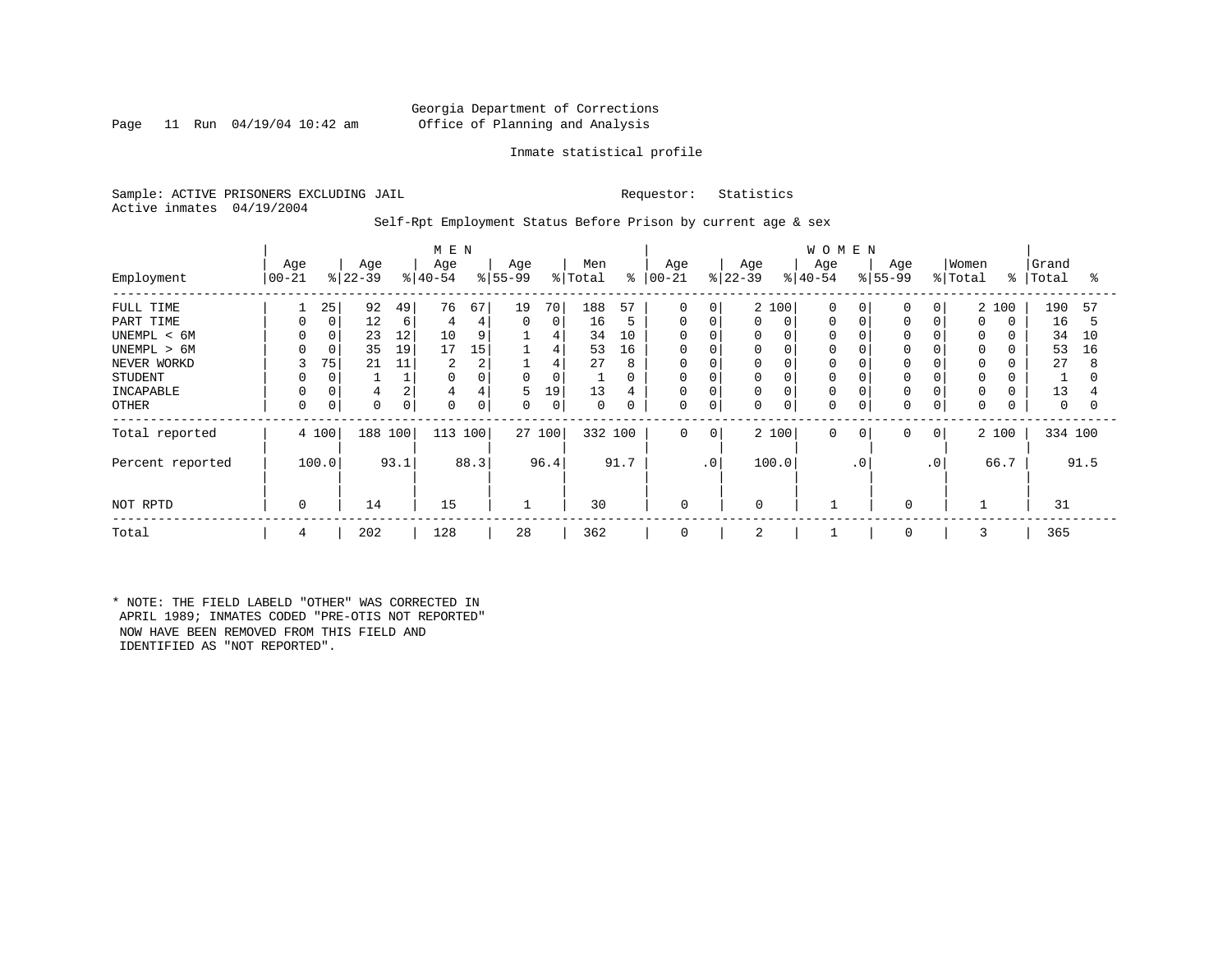Georgia Department of Corrections
Office of Planning and Analysis

Inmate statistical profile

Sample: ACTIVE PRISONERS EXCLUDING JAIL
Active inmates 04/19/2004

Requestor: Statistics

Self-Rpt Employment Status Before Prison by current age & sex

| Employment | MEN Age 00-21 | % | Age 22-39 | % | Age 40-54 | % | Age 55-99 | % | Men Total | % | WOMEN Age 00-21 | % | Age 22-39 | % | Age 40-54 | % | Age 55-99 | % | Women Total | % | Grand Total | % |
|---|---|---|---|---|---|---|---|---|---|---|---|---|---|---|---|---|---|---|---|---|---|---|
| FULL TIME | 1 | 25 | 92 | 49 | 76 | 67 | 19 | 70 | 188 | 57 | 0 | 0 | 2 | 100 | 0 | 0 | 0 | 0 | 2 | 100 | 190 | 57 |
| PART TIME | 0 | 0 | 12 | 6 | 4 | 4 | 0 | 0 | 16 | 5 | 0 | 0 | 0 | 0 | 0 | 0 | 0 | 0 | 0 | 0 | 16 | 5 |
| UNEMPL < 6M | 0 | 0 | 23 | 12 | 10 | 9 | 1 | 4 | 34 | 10 | 0 | 0 | 0 | 0 | 0 | 0 | 0 | 0 | 0 | 0 | 34 | 10 |
| UNEMPL > 6M | 0 | 0 | 35 | 19 | 17 | 15 | 1 | 4 | 53 | 16 | 0 | 0 | 0 | 0 | 0 | 0 | 0 | 0 | 0 | 0 | 53 | 16 |
| NEVER WORKD | 3 | 75 | 21 | 11 | 2 | 2 | 1 | 4 | 27 | 8 | 0 | 0 | 0 | 0 | 0 | 0 | 0 | 0 | 0 | 0 | 27 | 8 |
| STUDENT | 0 | 0 | 1 | 1 | 0 | 0 | 0 | 0 | 1 | 0 | 0 | 0 | 0 | 0 | 0 | 0 | 0 | 0 | 0 | 0 | 1 | 0 |
| INCAPABLE | 0 | 0 | 4 | 2 | 4 | 4 | 5 | 19 | 13 | 4 | 0 | 0 | 0 | 0 | 0 | 0 | 0 | 0 | 0 | 0 | 13 | 4 |
| OTHER | 0 | 0 | 0 | 0 | 0 | 0 | 0 | 0 | 0 | 0 | 0 | 0 | 0 | 0 | 0 | 0 | 0 | 0 | 0 | 0 | 0 | 0 |
| Total reported | 4 | 100 | 188 | 100 | 113 | 100 | 27 | 100 | 332 | 100 | 0 | 0 | 2 | 100 | 0 | 0 | 0 | 0 | 2 | 100 | 334 | 100 |
| Percent reported | | 100.0 | | 93.1 | | 88.3 | | 96.4 | | 91.7 | | .0 | | 100.0 | | .0 | | .0 | | 66.7 | | 91.5 |
| NOT RPTD | 0 | | 14 | | 15 | | 1 | | 30 | | 0 | | 0 | | 1 | | 0 | | 1 | | 31 | |
| Total | 4 | | 202 | | 128 | | 28 | | 362 | | 0 | | 2 | | 1 | | 0 | | 3 | | 365 | |

* NOTE: THE FIELD LABELD "OTHER" WAS CORRECTED IN APRIL 1989; INMATES CODED "PRE-OTIS NOT REPORTED" NOW HAVE BEEN REMOVED FROM THIS FIELD AND IDENTIFIED AS "NOT REPORTED".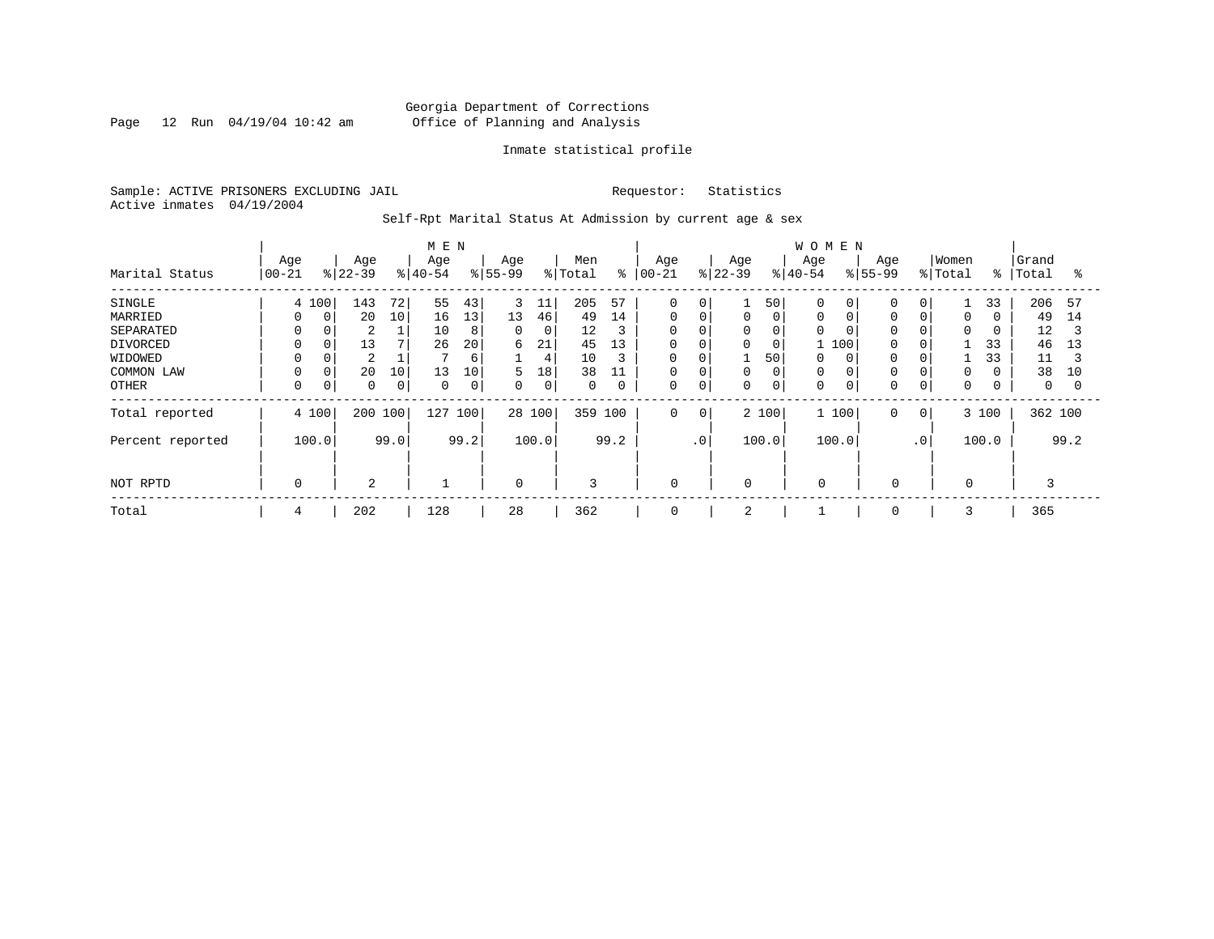Georgia Department of Corrections
Office of Planning and Analysis

Inmate statistical profile

Sample: ACTIVE PRISONERS EXCLUDING JAIL
Active inmates 04/19/2004

Requestor: Statistics

Self-Rpt Marital Status At Admission by current age & sex

| Marital Status | MEN Age 00-21 | % | Age 22-39 | % | Age 40-54 | % | Age 55-99 | % | Men Total | % | WOMEN Age 00-21 | % | Age 22-39 | % | Age 40-54 | % | Age 55-99 | % | Women Total | % | Grand Total | % |
|---|---|---|---|---|---|---|---|---|---|---|---|---|---|---|---|---|---|---|---|---|---|---|
| SINGLE | 4 | 100 | 143 | 72 | 55 | 43 | 3 | 11 | 205 | 57 | 0 | 0 | 1 | 50 | 0 | 0 | 0 | 0 | 1 | 33 | 206 | 57 |
| MARRIED | 0 | 0 | 20 | 10 | 16 | 13 | 13 | 46 | 49 | 14 | 0 | 0 | 0 | 0 | 0 | 0 | 0 | 0 | 0 | 0 | 49 | 14 |
| SEPARATED | 0 | 0 | 2 | 1 | 10 | 8 | 0 | 0 | 12 | 3 | 0 | 0 | 0 | 0 | 0 | 0 | 0 | 0 | 0 | 0 | 12 | 3 |
| DIVORCED | 0 | 0 | 13 | 7 | 26 | 20 | 6 | 21 | 45 | 13 | 0 | 0 | 0 | 0 | 1 | 100 | 0 | 0 | 1 | 33 | 46 | 13 |
| WIDOWED | 0 | 0 | 2 | 1 | 7 | 6 | 1 | 4 | 10 | 3 | 0 | 0 | 1 | 50 | 0 | 0 | 0 | 0 | 1 | 33 | 11 | 3 |
| COMMON LAW | 0 | 0 | 20 | 10 | 13 | 10 | 5 | 18 | 38 | 11 | 0 | 0 | 0 | 0 | 0 | 0 | 0 | 0 | 0 | 0 | 38 | 10 |
| OTHER | 0 | 0 | 0 | 0 | 0 | 0 | 0 | 0 | 0 | 0 | 0 | 0 | 0 | 0 | 0 | 0 | 0 | 0 | 0 | 0 | 0 | 0 |
| Total reported | 4 | 100 | 200 | 100 | 127 | 100 | 28 | 100 | 359 | 100 | 0 | 0 | 2 | 100 | 1 | 100 | 0 | 0 | 3 | 100 | 362 | 100 |
| Percent reported | 100.0 | | 99.0 | | 99.2 | | 100.0 | | 99.2 | | .0 | | 100.0 | | 100.0 | | .0 | | 100.0 | | 99.2 | |
| NOT RPTD | 0 | | 2 | | 1 | | 0 | | 3 | | 0 | | 0 | | 0 | | 0 | | 0 | | 3 | |
| Total | 4 | | 202 | | 128 | | 28 | | 362 | | 0 | | 2 | | 1 | | 0 | | 3 | | 365 | |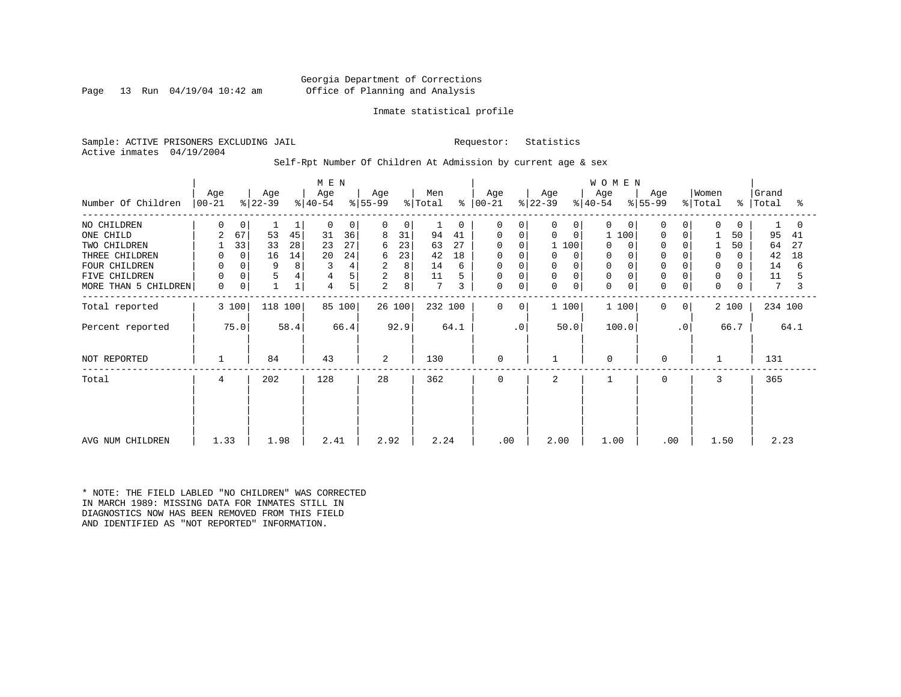Georgia Department of Corrections
Office of Planning and Analysis

Inmate statistical profile

Sample: ACTIVE PRISONERS EXCLUDING JAIL    Requestor: Statistics
Active inmates 04/19/2004

Self-Rpt Number Of Children At Admission by current age & sex

| Number Of Children | MEN Age 00-21 | % | Age 22-39 | % | Age 40-54 | % | Age 55-99 | % | Men Total | % | WOMEN Age 00-21 | % | Age 22-39 | % | Age 40-54 | % | Age 55-99 | % | Women Total | % | Grand Total | % |
|---|---|---|---|---|---|---|---|---|---|---|---|---|---|---|---|---|---|---|---|---|---|---|
| NO CHILDREN | 0 | 0 | 1 | 1 | 0 | 0 | 0 | 0 | 1 | 0 | 0 | 0 | 0 | 0 | 0 | 0 | 0 | 0 | 0 | 0 | 1 | 0 |
| ONE CHILD | 2 | 67 | 53 | 45 | 31 | 36 | 8 | 31 | 94 | 41 | 0 | 0 | 0 | 0 | 1 | 100 | 0 | 0 | 1 | 50 | 95 | 41 |
| TWO CHILDREN | 1 | 33 | 33 | 28 | 23 | 27 | 6 | 23 | 63 | 27 | 0 | 0 | 1 | 100 | 0 | 0 | 0 | 0 | 1 | 50 | 64 | 27 |
| THREE CHILDREN | 0 | 0 | 16 | 14 | 20 | 24 | 6 | 23 | 42 | 18 | 0 | 0 | 0 | 0 | 0 | 0 | 0 | 0 | 0 | 0 | 42 | 18 |
| FOUR CHILDREN | 0 | 0 | 9 | 8 | 3 | 4 | 2 | 8 | 14 | 6 | 0 | 0 | 0 | 0 | 0 | 0 | 0 | 0 | 0 | 0 | 14 | 6 |
| FIVE CHILDREN | 0 | 0 | 5 | 4 | 4 | 5 | 2 | 8 | 11 | 5 | 0 | 0 | 0 | 0 | 0 | 0 | 0 | 0 | 0 | 0 | 11 | 5 |
| MORE THAN 5 CHILDREN | 0 | 0 | 1 | 1 | 4 | 5 | 2 | 8 | 7 | 3 | 0 | 0 | 0 | 0 | 0 | 0 | 0 | 0 | 0 | 0 | 7 | 3 |
| Total reported | 3 | 100 | 118 | 100 | 85 | 100 | 26 | 100 | 232 | 100 | 0 | 0 | 1 | 100 | 1 | 100 | 0 | 0 | 2 | 100 | 234 | 100 |
| Percent reported | | 75.0 | | 58.4 | | 66.4 | | 92.9 | | 64.1 | | .0 | | 50.0 | | 100.0 | | .0 | | 66.7 | | 64.1 |
| NOT REPORTED | 1 | | 84 | | 43 | | 2 | | 130 | | 0 | | 1 | | 0 | | 0 | | 1 | | 131 | |
| Total | 4 | | 202 | | 128 | | 28 | | 362 | | 0 | | 2 | | 1 | | 0 | | 3 | | 365 | |
| AVG NUM CHILDREN | 1.33 | | 1.98 | | 2.41 | | 2.92 | | 2.24 | | .00 | | 2.00 | | 1.00 | | .00 | | 1.50 | | 2.23 | |

* NOTE: THE FIELD LABLED "NO CHILDREN" WAS CORRECTED IN MARCH 1989: MISSING DATA FOR INMATES STILL IN DIAGNOSTICS NOW HAS BEEN REMOVED FROM THIS FIELD AND IDENTIFIED AS "NOT REPORTED" INFORMATION.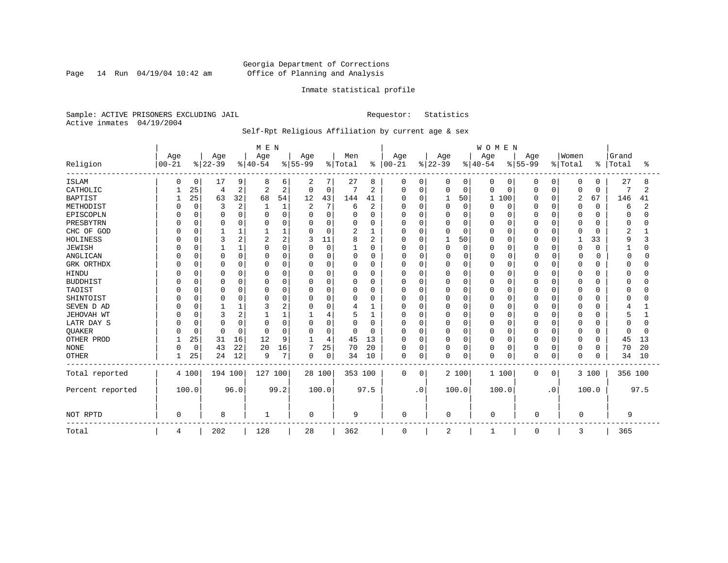Georgia Department of Corrections
Office of Planning and Analysis

Inmate statistical profile

Sample: ACTIVE PRISONERS EXCLUDING JAIL    Requestor: Statistics
Active inmates 04/19/2004

Self-Rpt Religious Affiliation by current age & sex

| Religion | MEN Age 00-21 | % | Age 22-39 | % | Age 40-54 | % | Age 55-99 | % | Men Total | % | WOMEN Age 00-21 | % | Age 22-39 | % | Age 40-54 | % | Age 55-99 | % | Women Total | % | Grand Total | % |
|---|---|---|---|---|---|---|---|---|---|---|---|---|---|---|---|---|---|---|---|---|---|---|
| ISLAM | 0 | 0 | 17 | 9 | 8 | 6 | 2 | 7 | 27 | 8 | 0 | 0 | 0 | 0 | 0 | 0 | 0 | 0 | 0 | 0 | 27 | 8 |
| CATHOLIC | 1 | 25 | 4 | 2 | 2 | 2 | 0 | 0 | 7 | 2 | 0 | 0 | 0 | 0 | 0 | 0 | 0 | 0 | 0 | 0 | 7 | 2 |
| BAPTIST | 1 | 25 | 63 | 32 | 68 | 54 | 12 | 43 | 144 | 41 | 0 | 0 | 1 | 50 | 1 | 100 | 0 | 0 | 2 | 67 | 146 | 41 |
| METHODIST | 0 | 0 | 3 | 2 | 1 | 1 | 2 | 7 | 6 | 2 | 0 | 0 | 0 | 0 | 0 | 0 | 0 | 0 | 0 | 0 | 6 | 2 |
| EPISCOPLN | 0 | 0 | 0 | 0 | 0 | 0 | 0 | 0 | 0 | 0 | 0 | 0 | 0 | 0 | 0 | 0 | 0 | 0 | 0 | 0 | 0 | 0 |
| PRESBYTRN | 0 | 0 | 0 | 0 | 0 | 0 | 0 | 0 | 0 | 0 | 0 | 0 | 0 | 0 | 0 | 0 | 0 | 0 | 0 | 0 | 0 | 0 |
| CHC OF GOD | 0 | 0 | 1 | 1 | 1 | 1 | 0 | 0 | 2 | 1 | 0 | 0 | 0 | 0 | 0 | 0 | 0 | 0 | 0 | 0 | 2 | 1 |
| HOLINESS | 0 | 0 | 3 | 2 | 2 | 2 | 3 | 11 | 8 | 2 | 0 | 0 | 1 | 50 | 0 | 0 | 0 | 0 | 1 | 33 | 9 | 3 |
| JEWISH | 0 | 0 | 1 | 1 | 0 | 0 | 0 | 0 | 1 | 0 | 0 | 0 | 0 | 0 | 0 | 0 | 0 | 0 | 0 | 0 | 1 | 0 |
| ANGLICAN | 0 | 0 | 0 | 0 | 0 | 0 | 0 | 0 | 0 | 0 | 0 | 0 | 0 | 0 | 0 | 0 | 0 | 0 | 0 | 0 | 0 | 0 |
| GRK ORTHDX | 0 | 0 | 0 | 0 | 0 | 0 | 0 | 0 | 0 | 0 | 0 | 0 | 0 | 0 | 0 | 0 | 0 | 0 | 0 | 0 | 0 | 0 |
| HINDU | 0 | 0 | 0 | 0 | 0 | 0 | 0 | 0 | 0 | 0 | 0 | 0 | 0 | 0 | 0 | 0 | 0 | 0 | 0 | 0 | 0 | 0 |
| BUDDHIST | 0 | 0 | 0 | 0 | 0 | 0 | 0 | 0 | 0 | 0 | 0 | 0 | 0 | 0 | 0 | 0 | 0 | 0 | 0 | 0 | 0 | 0 |
| TAOIST | 0 | 0 | 0 | 0 | 0 | 0 | 0 | 0 | 0 | 0 | 0 | 0 | 0 | 0 | 0 | 0 | 0 | 0 | 0 | 0 | 0 | 0 |
| SHINTOIST | 0 | 0 | 0 | 0 | 0 | 0 | 0 | 0 | 0 | 0 | 0 | 0 | 0 | 0 | 0 | 0 | 0 | 0 | 0 | 0 | 0 | 0 |
| SEVEN D AD | 0 | 0 | 1 | 1 | 3 | 2 | 0 | 0 | 4 | 1 | 0 | 0 | 0 | 0 | 0 | 0 | 0 | 0 | 0 | 0 | 4 | 1 |
| JEHOVAH WT | 0 | 0 | 3 | 2 | 1 | 1 | 1 | 4 | 5 | 1 | 0 | 0 | 0 | 0 | 0 | 0 | 0 | 0 | 0 | 0 | 5 | 1 |
| LATR DAY S | 0 | 0 | 0 | 0 | 0 | 0 | 0 | 0 | 0 | 0 | 0 | 0 | 0 | 0 | 0 | 0 | 0 | 0 | 0 | 0 | 0 | 0 |
| QUAKER | 0 | 0 | 0 | 0 | 0 | 0 | 0 | 0 | 0 | 0 | 0 | 0 | 0 | 0 | 0 | 0 | 0 | 0 | 0 | 0 | 0 | 0 |
| OTHER PROD | 1 | 25 | 31 | 16 | 12 | 9 | 1 | 4 | 45 | 13 | 0 | 0 | 0 | 0 | 0 | 0 | 0 | 0 | 0 | 0 | 45 | 13 |
| NONE | 0 | 0 | 43 | 22 | 20 | 16 | 7 | 25 | 70 | 20 | 0 | 0 | 0 | 0 | 0 | 0 | 0 | 0 | 0 | 0 | 70 | 20 |
| OTHER | 1 | 25 | 24 | 12 | 9 | 7 | 0 | 0 | 34 | 10 | 0 | 0 | 0 | 0 | 0 | 0 | 0 | 0 | 0 | 0 | 34 | 10 |
| Total reported | 4 | 100 | 194 | 100 | 127 | 100 | 28 | 100 | 353 | 100 | 0 | 0 | 2 | 100 | 1 | 100 | 0 | 0 | 3 | 100 | 356 | 100 |
| Percent reported | | 100.0 | | 96.0 | | 99.2 | | 100.0 | | 97.5 | | .0 | | 100.0 | | 100.0 | | .0 | | 100.0 | | 97.5 |
| NOT RPTD | 0 | | 8 | | 1 | | 0 | | 9 | | 0 | | 0 | | 0 | | 0 | | 0 | | 9 | |
| Total | 4 | | 202 | | 128 | | 28 | | 362 | | 0 | | 2 | | 1 | | 0 | | 3 | | 365 | |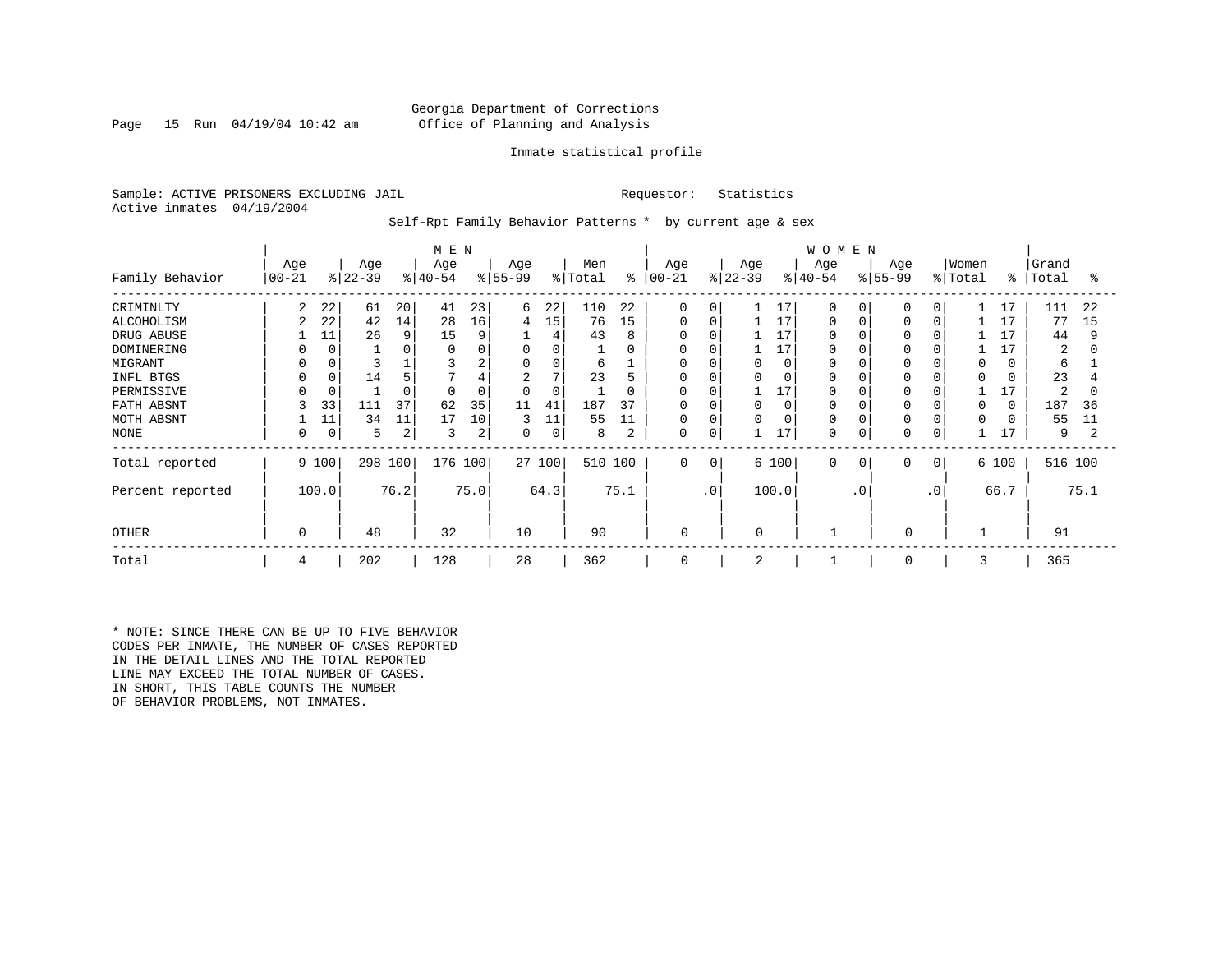Georgia Department of Corrections
Office of Planning and Analysis

Inmate statistical profile

Sample: ACTIVE PRISONERS EXCLUDING JAIL    Requestor: Statistics
Active inmates 04/19/2004

Self-Rpt Family Behavior Patterns * by current age & sex

| Family Behavior | MEN Age 00-21 | % | Age 22-39 | % | Age 40-54 | % | Age 55-99 | % | Men Total | % | WOMEN Age 00-21 | % | Age 22-39 | % | Age 40-54 | % | Age 55-99 | % | Women Total | % | Grand Total | % |
|---|---|---|---|---|---|---|---|---|---|---|---|---|---|---|---|---|---|---|---|---|---|---|
| CRIMINLTY | 2 | 22 | 61 | 20 | 41 | 23 | 6 | 22 | 110 | 22 | 0 | 0 | 1 | 17 | 0 | 0 | 0 | 0 | 1 | 17 | 111 | 22 |
| ALCOHOLISM | 2 | 22 | 42 | 14 | 28 | 16 | 4 | 15 | 76 | 15 | 0 | 0 | 1 | 17 | 0 | 0 | 0 | 0 | 1 | 17 | 77 | 15 |
| DRUG ABUSE | 1 | 11 | 26 | 9 | 15 | 9 | 1 | 4 | 43 | 8 | 0 | 0 | 1 | 17 | 0 | 0 | 0 | 0 | 1 | 17 | 44 | 9 |
| DOMINERING | 0 | 0 | 1 | 0 | 0 | 0 | 0 | 0 | 1 | 0 | 0 | 0 | 1 | 17 | 0 | 0 | 0 | 0 | 1 | 17 | 2 | 0 |
| MIGRANT | 0 | 0 | 3 | 1 | 3 | 2 | 0 | 0 | 6 | 1 | 0 | 0 | 0 | 0 | 0 | 0 | 0 | 0 | 0 | 0 | 6 | 1 |
| INFL BTGS | 0 | 0 | 14 | 5 | 7 | 4 | 2 | 7 | 23 | 5 | 0 | 0 | 0 | 0 | 0 | 0 | 0 | 0 | 0 | 0 | 23 | 4 |
| PERMISSIVE | 0 | 0 | 1 | 0 | 0 | 0 | 0 | 0 | 1 | 0 | 0 | 0 | 1 | 17 | 0 | 0 | 0 | 0 | 1 | 17 | 2 | 0 |
| FATH ABSNT | 3 | 33 | 111 | 37 | 62 | 35 | 11 | 41 | 187 | 37 | 0 | 0 | 0 | 0 | 0 | 0 | 0 | 0 | 0 | 0 | 187 | 36 |
| MOTH ABSNT | 1 | 11 | 34 | 11 | 17 | 10 | 3 | 11 | 55 | 11 | 0 | 0 | 0 | 0 | 0 | 0 | 0 | 0 | 0 | 0 | 55 | 11 |
| NONE | 0 | 0 | 5 | 2 | 3 | 2 | 0 | 0 | 8 | 2 | 0 | 0 | 1 | 17 | 0 | 0 | 0 | 0 | 1 | 17 | 9 | 2 |
| Total reported | 9 | 100 | 298 | 100 | 176 | 100 | 27 | 100 | 510 | 100 | 0 | 0 | 6 | 100 | 0 | 0 | 0 | 0 | 6 | 100 | 516 | 100 |
| Percent reported | | 100.0 | | 76.2 | | 75.0 | | 64.3 | | 75.1 | | .0 | | 100.0 | | .0 | | .0 | | 66.7 | | 75.1 |
| OTHER | 0 | | 48 | | 32 | | 10 | | 90 | | 0 | | 0 | | 1 | | 0 | | 1 | | 91 | |
| Total | 4 | | 202 | | 128 | | 28 | | 362 | | 0 | | 2 | | 1 | | 0 | | 3 | | 365 | |

* NOTE: SINCE THERE CAN BE UP TO FIVE BEHAVIOR CODES PER INMATE, THE NUMBER OF CASES REPORTED IN THE DETAIL LINES AND THE TOTAL REPORTED LINE MAY EXCEED THE TOTAL NUMBER OF CASES. IN SHORT, THIS TABLE COUNTS THE NUMBER OF BEHAVIOR PROBLEMS, NOT INMATES.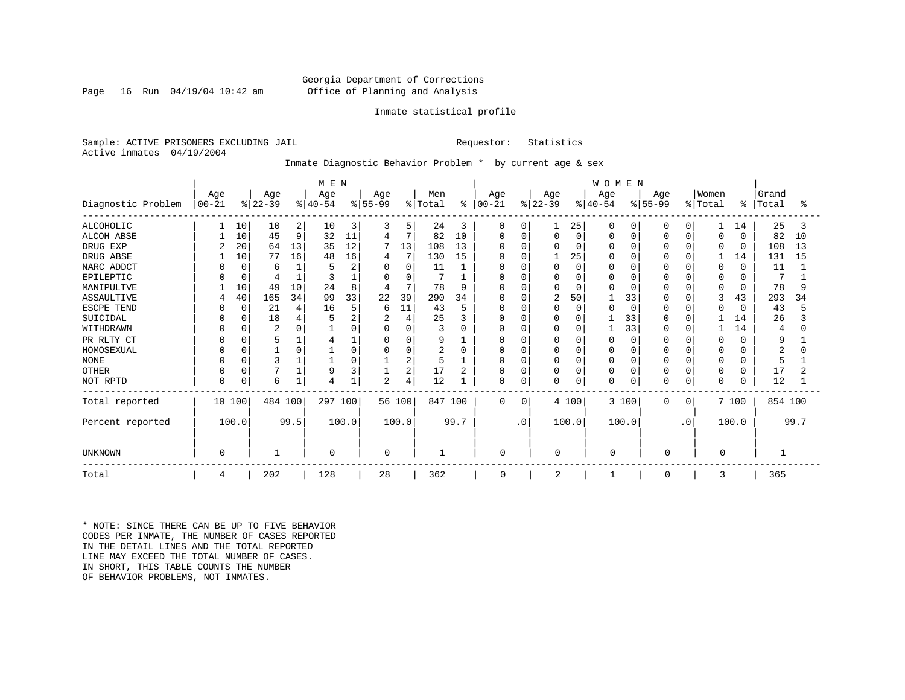Georgia Department of Corrections
Office of Planning and Analysis

Inmate statistical profile

Sample: ACTIVE PRISONERS EXCLUDING JAIL    Requestor: Statistics
Active inmates 04/19/2004

Inmate Diagnostic Behavior Problem * by current age & sex

| Diagnostic Problem | MEN Age 00-21 | % | Age 22-39 | % | Age 40-54 | % | Age 55-99 | % | Men Total | % | WOMEN Age 00-21 | % | Age 22-39 | % | Age 40-54 | % | Age 55-99 | % | Women Total | % | Grand Total | % |
|---|---|---|---|---|---|---|---|---|---|---|---|---|---|---|---|---|---|---|---|---|---|---|
| ALCOHOLIC | 1 | 10 | 10 | 2 | 10 | 3 | 3 | 5 | 24 | 3 | 0 | 0 | 1 | 25 | 0 | 0 | 0 | 0 | 1 | 14 | 25 | 3 |
| ALCOH ABSE | 1 | 10 | 45 | 9 | 32 | 11 | 4 | 7 | 82 | 10 | 0 | 0 | 0 | 0 | 0 | 0 | 0 | 0 | 0 | 0 | 82 | 10 |
| DRUG EXP | 2 | 20 | 64 | 13 | 35 | 12 | 7 | 13 | 108 | 13 | 0 | 0 | 0 | 0 | 0 | 0 | 0 | 0 | 0 | 0 | 108 | 13 |
| DRUG ABSE | 1 | 10 | 77 | 16 | 48 | 16 | 4 | 7 | 130 | 15 | 0 | 0 | 1 | 25 | 0 | 0 | 0 | 0 | 1 | 14 | 131 | 15 |
| NARC ADDCT | 0 | 0 | 6 | 1 | 5 | 2 | 0 | 0 | 11 | 1 | 0 | 0 | 0 | 0 | 0 | 0 | 0 | 0 | 0 | 0 | 11 | 1 |
| EPILEPTIC | 0 | 0 | 4 | 1 | 3 | 1 | 0 | 0 | 7 | 1 | 0 | 0 | 0 | 0 | 0 | 0 | 0 | 0 | 0 | 0 | 7 | 1 |
| MANIPULTVE | 1 | 10 | 49 | 10 | 24 | 8 | 4 | 7 | 78 | 9 | 0 | 0 | 0 | 0 | 0 | 0 | 0 | 0 | 0 | 0 | 78 | 9 |
| ASSAULTIVE | 4 | 40 | 165 | 34 | 99 | 33 | 22 | 39 | 290 | 34 | 0 | 0 | 2 | 50 | 1 | 33 | 0 | 0 | 3 | 43 | 293 | 34 |
| ESCPE TEND | 0 | 0 | 21 | 4 | 16 | 5 | 6 | 11 | 43 | 5 | 0 | 0 | 0 | 0 | 0 | 0 | 0 | 0 | 0 | 0 | 43 | 5 |
| SUICIDAL | 0 | 0 | 18 | 4 | 5 | 2 | 2 | 4 | 25 | 3 | 0 | 0 | 0 | 0 | 1 | 33 | 0 | 0 | 1 | 14 | 26 | 3 |
| WITHDRAWN | 0 | 0 | 2 | 0 | 1 | 0 | 0 | 0 | 3 | 0 | 0 | 0 | 0 | 0 | 1 | 33 | 0 | 0 | 1 | 14 | 4 | 0 |
| PR RLTY CT | 0 | 0 | 5 | 1 | 4 | 1 | 0 | 0 | 9 | 1 | 0 | 0 | 0 | 0 | 0 | 0 | 0 | 0 | 0 | 0 | 9 | 1 |
| HOMOSEXUAL | 0 | 0 | 1 | 0 | 1 | 0 | 0 | 0 | 2 | 0 | 0 | 0 | 0 | 0 | 0 | 0 | 0 | 0 | 0 | 0 | 2 | 0 |
| NONE | 0 | 0 | 3 | 1 | 1 | 0 | 1 | 2 | 5 | 1 | 0 | 0 | 0 | 0 | 0 | 0 | 0 | 0 | 0 | 0 | 5 | 1 |
| OTHER | 0 | 0 | 7 | 1 | 9 | 3 | 1 | 2 | 17 | 2 | 0 | 0 | 0 | 0 | 0 | 0 | 0 | 0 | 0 | 0 | 17 | 2 |
| NOT RPTD | 0 | 0 | 6 | 1 | 4 | 1 | 2 | 4 | 12 | 1 | 0 | 0 | 0 | 0 | 0 | 0 | 0 | 0 | 0 | 0 | 12 | 1 |
| Total reported | 10 | 100 | 484 | 100 | 297 | 100 | 56 | 100 | 847 | 100 | 0 | 0 | 4 | 100 | 3 | 100 | 0 | 0 | 7 | 100 | 854 | 100 |
| Percent reported | | 100.0 | | 99.5 | | 100.0 | | 100.0 | | 99.7 | | .0 | | 100.0 | | 100.0 | | .0 | | 100.0 | | 99.7 |
| UNKNOWN | 0 | | 1 | | 0 | | 0 | | 1 | | 0 | | 0 | | 0 | | 0 | | 0 | | 1 | |
| Total | 4 | | 202 | | 128 | | 28 | | 362 | | 0 | | 2 | | 1 | | 0 | | 3 | | 365 | |

* NOTE: SINCE THERE CAN BE UP TO FIVE BEHAVIOR CODES PER INMATE, THE NUMBER OF CASES REPORTED IN THE DETAIL LINES AND THE TOTAL REPORTED LINE MAY EXCEED THE TOTAL NUMBER OF CASES. IN SHORT, THIS TABLE COUNTS THE NUMBER OF BEHAVIOR PROBLEMS, NOT INMATES.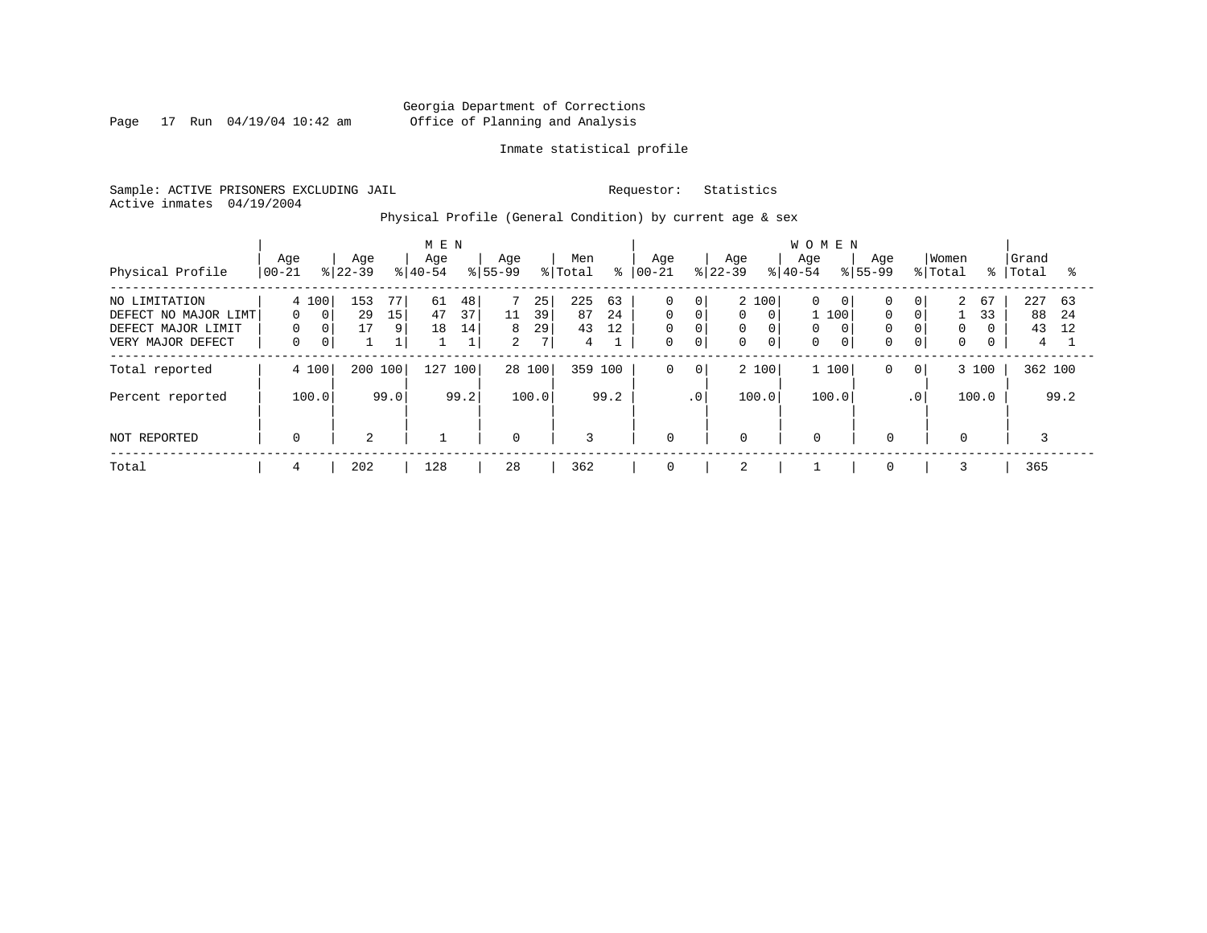Georgia Department of Corrections
Office of Planning and Analysis

Inmate statistical profile

Sample: ACTIVE PRISONERS EXCLUDING JAIL     Requestor: Statistics
Active inmates 04/19/2004

Physical Profile (General Condition) by current age & sex

| Physical Profile | MEN Age 00-21 | % | Age 22-39 | % | Age 40-54 | % | Age 55-99 | % | Men Total | % | WOMEN Age 00-21 | % | Age 22-39 | % | Age 40-54 | % | Age 55-99 | % | Women Total | % | Grand Total | % |
|---|---|---|---|---|---|---|---|---|---|---|---|---|---|---|---|---|---|---|---|---|---|---|
| NO LIMITATION | 4 | 100 | 153 | 77 | 61 | 48 | 7 | 25 | 225 | 63 | 0 | 0 | 2 | 100 | 0 | 0 | 0 | 0 | 2 | 67 | 227 | 63 |
| DEFECT NO MAJOR LIMT | 0 | 0 | 29 | 15 | 47 | 37 | 11 | 39 | 87 | 24 | 0 | 0 | 0 | 0 | 1 | 100 | 0 | 0 | 1 | 33 | 88 | 24 |
| DEFECT MAJOR LIMIT | 0 | 0 | 17 | 9 | 18 | 14 | 8 | 29 | 43 | 12 | 0 | 0 | 0 | 0 | 0 | 0 | 0 | 0 | 0 | 0 | 43 | 12 |
| VERY MAJOR DEFECT | 0 | 0 | 1 | 1 | 1 | 1 | 2 | 7 | 4 | 1 | 0 | 0 | 0 | 0 | 0 | 0 | 0 | 0 | 0 | 0 | 4 | 1 |
| Total reported | 4 | 100 | 200 | 100 | 127 | 100 | 28 | 100 | 359 | 100 | 0 | 0 | 2 | 100 | 1 | 100 | 0 | 0 | 3 | 100 | 362 | 100 |
| Percent reported | | 100.0 | | 99.0 | | 99.2 | | 100.0 | | 99.2 | | .0 | | 100.0 | | 100.0 | | .0 | | 100.0 | | 99.2 |
| NOT REPORTED | 0 | | 2 | | 1 | | 0 | | 3 | | 0 | | 0 | | 0 | | 0 | | 0 | | 3 | |
| Total | 4 | | 202 | | 128 | | 28 | | 362 | | 0 | | 2 | | 1 | | 0 | | 3 | | 365 | |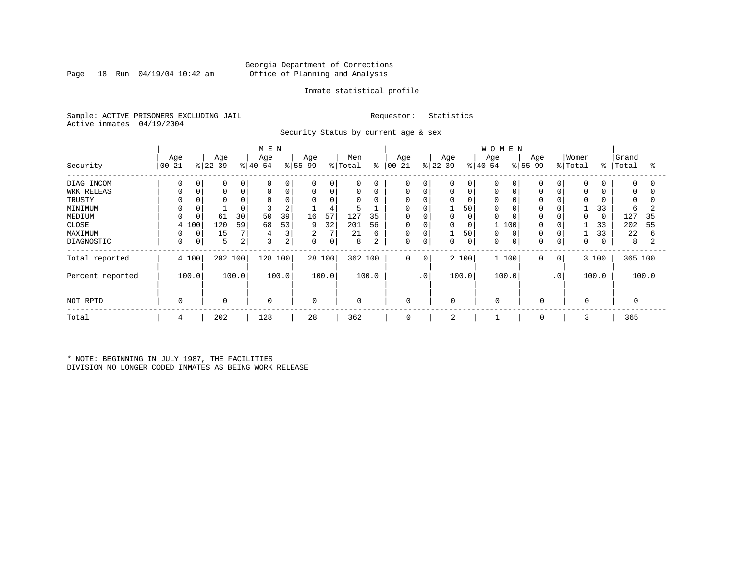Georgia Department of Corrections
Office of Planning and Analysis

Inmate statistical profile

Sample: ACTIVE PRISONERS EXCLUDING JAIL

Requestor: Statistics

Active inmates 04/19/2004

Security Status by current age & sex

| Security | MEN Age 00-21 | % | Age 22-39 | % | Age 40-54 | % | Age 55-99 | % | Men Total | % | WOMEN Age 00-21 | % | Age 22-39 | % | Age 40-54 | % | Age 55-99 | % | Women Total | % | Grand Total | % |
|---|---|---|---|---|---|---|---|---|---|---|---|---|---|---|---|---|---|---|---|---|---|---|
| DIAG INCOM | 0 | 0 | 0 | 0 | 0 | 0 | 0 | 0 | 0 | 0 | 0 | 0 | 0 | 0 | 0 | 0 | 0 | 0 | 0 | 0 | 0 | 0 |
| WRK RELEAS | 0 | 0 | 0 | 0 | 0 | 0 | 0 | 0 | 0 | 0 | 0 | 0 | 0 | 0 | 0 | 0 | 0 | 0 | 0 | 0 | 0 | 0 |
| TRUSTY | 0 | 0 | 0 | 0 | 0 | 0 | 0 | 0 | 0 | 0 | 0 | 0 | 0 | 0 | 0 | 0 | 0 | 0 | 0 | 0 | 0 | 0 |
| MINIMUM | 0 | 0 | 1 | 0 | 3 | 2 | 1 | 4 | 5 | 1 | 0 | 0 | 1 | 50 | 0 | 0 | 0 | 0 | 1 | 33 | 6 | 2 |
| MEDIUM | 0 | 0 | 61 | 30 | 50 | 39 | 16 | 57 | 127 | 35 | 0 | 0 | 0 | 0 | 0 | 0 | 0 | 0 | 0 | 0 | 127 | 35 |
| CLOSE | 4 | 100 | 120 | 59 | 68 | 53 | 9 | 32 | 201 | 56 | 0 | 0 | 0 | 0 | 1 | 100 | 0 | 0 | 1 | 33 | 202 | 55 |
| MAXIMUM | 0 | 0 | 15 | 7 | 4 | 3 | 2 | 7 | 21 | 6 | 0 | 0 | 1 | 50 | 0 | 0 | 0 | 0 | 1 | 33 | 22 | 6 |
| DIAGNOSTIC | 0 | 0 | 5 | 2 | 3 | 2 | 0 | 0 | 8 | 2 | 0 | 0 | 0 | 0 | 0 | 0 | 0 | 0 | 0 | 0 | 8 | 2 |
| Total reported | 4 | 100 | 202 | 100 | 128 | 100 | 28 | 100 | 362 | 100 | 0 | 0 | 2 | 100 | 1 | 100 | 0 | 0 | 3 | 100 | 365 | 100 |
| Percent reported | | 100.0 | | 100.0 | | 100.0 | | 100.0 | | 100.0 | | .0 | | 100.0 | | 100.0 | | .0 | | 100.0 | | 100.0 |
| NOT RPTD | 0 | | 0 | | 0 | | 0 | | 0 | | 0 | | 0 | | 0 | | 0 | | 0 | | 0 | |
| Total | 4 | | 202 | | 128 | | 28 | | 362 | | 0 | | 2 | | 1 | | 0 | | 3 | | 365 | |

* NOTE: BEGINNING IN JULY 1987, THE FACILITIES DIVISION NO LONGER CODED INMATES AS BEING WORK RELEASE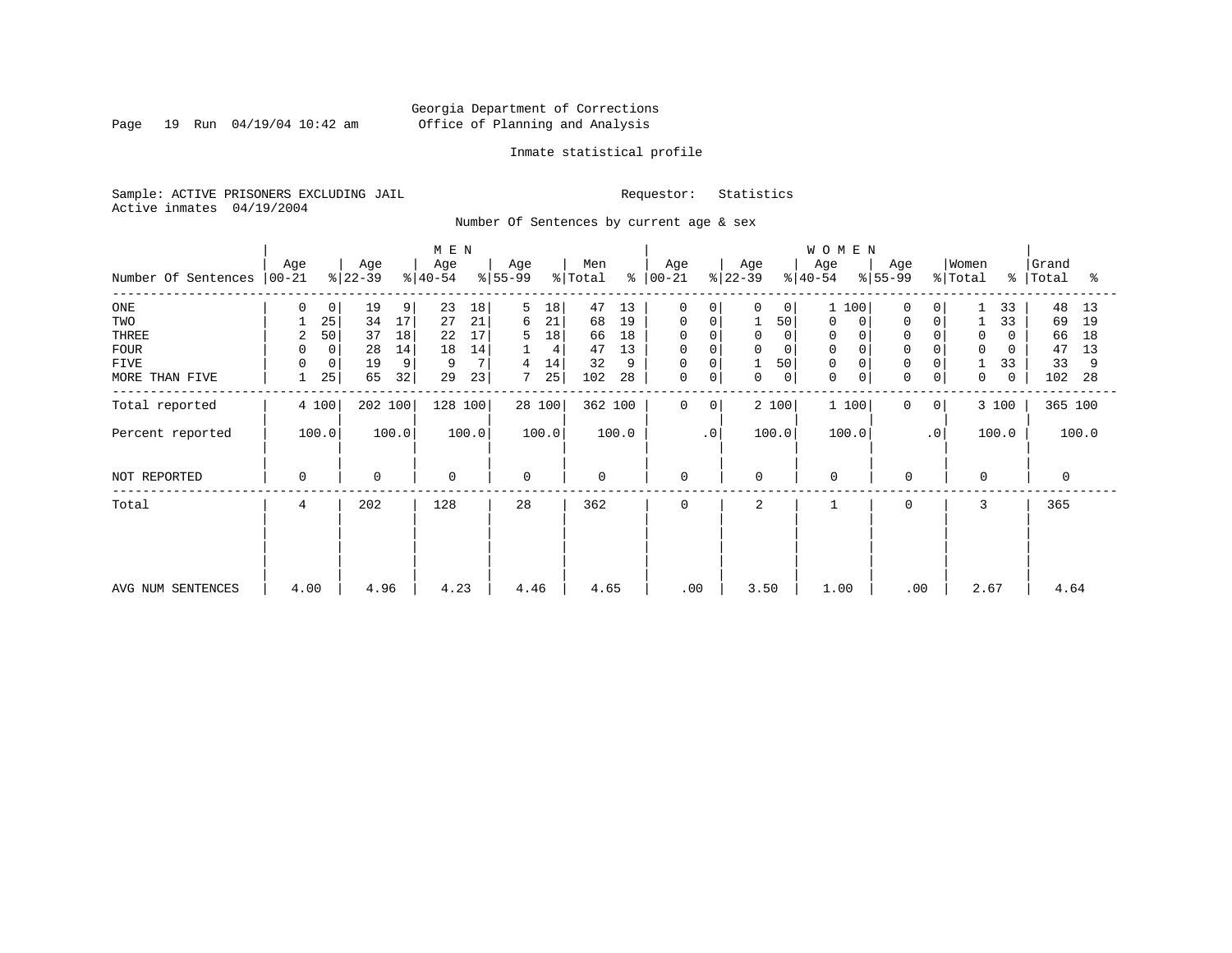Georgia Department of Corrections
Office of Planning and Analysis

Inmate statistical profile

Sample: ACTIVE PRISONERS EXCLUDING JAIL          Requestor: Statistics
Active inmates 04/19/2004

Number Of Sentences by current age & sex

| Number Of Sentences | MEN Age 00-21 | % | Age 22-39 | % | Age 40-54 | % | Age 55-99 | % | Men Total | % | WOMEN Age 00-21 | % | Age 22-39 | % | Age 40-54 | % | Age 55-99 | % | Women Total | % | Grand Total | % |
|---|---|---|---|---|---|---|---|---|---|---|---|---|---|---|---|---|---|---|---|---|---|---|
| ONE | 0 | 0 | 19 | 9 | 23 | 18 | 5 | 18 | 47 | 13 | 0 | 0 | 0 | 0 | 1 | 100 | 0 | 0 | 1 | 33 | 48 | 13 |
| TWO | 1 | 25 | 34 | 17 | 27 | 21 | 6 | 21 | 68 | 19 | 0 | 0 | 1 | 50 | 0 | 0 | 0 | 0 | 1 | 33 | 69 | 19 |
| THREE | 2 | 50 | 37 | 18 | 22 | 17 | 5 | 18 | 66 | 18 | 0 | 0 | 0 | 0 | 0 | 0 | 0 | 0 | 0 | 0 | 66 | 18 |
| FOUR | 0 | 0 | 28 | 14 | 18 | 14 | 1 | 4 | 47 | 13 | 0 | 0 | 0 | 0 | 0 | 0 | 0 | 0 | 0 | 0 | 47 | 13 |
| FIVE | 0 | 0 | 19 | 9 | 9 | 7 | 4 | 14 | 32 | 9 | 0 | 0 | 1 | 50 | 0 | 0 | 0 | 0 | 1 | 33 | 33 | 9 |
| MORE THAN FIVE | 1 | 25 | 65 | 32 | 29 | 23 | 7 | 25 | 102 | 28 | 0 | 0 | 0 | 0 | 0 | 0 | 0 | 0 | 0 | 0 | 102 | 28 |
| Total reported | 4 | 100 | 202 | 100 | 128 | 100 | 28 | 100 | 362 | 100 | 0 | 0 | 2 | 100 | 1 | 100 | 0 | 0 | 3 | 100 | 365 | 100 |
| Percent reported | | 100.0 | | 100.0 | | 100.0 | | 100.0 | | 100.0 | | .0 | | 100.0 | | 100.0 | | .0 | | 100.0 | | 100.0 |
| NOT REPORTED | 0 | | 0 | | 0 | | 0 | | 0 | | 0 | | 0 | | 0 | | 0 | | 0 | | 0 | |
| Total | 4 | | 202 | | 128 | | 28 | | 362 | | 0 | | 2 | | 1 | | 0 | | 3 | | 365 | |
| AVG NUM SENTENCES | 4.00 | | 4.96 | | 4.23 | | 4.46 | | 4.65 | | .00 | | 3.50 | | 1.00 | | .00 | | 2.67 | | 4.64 | |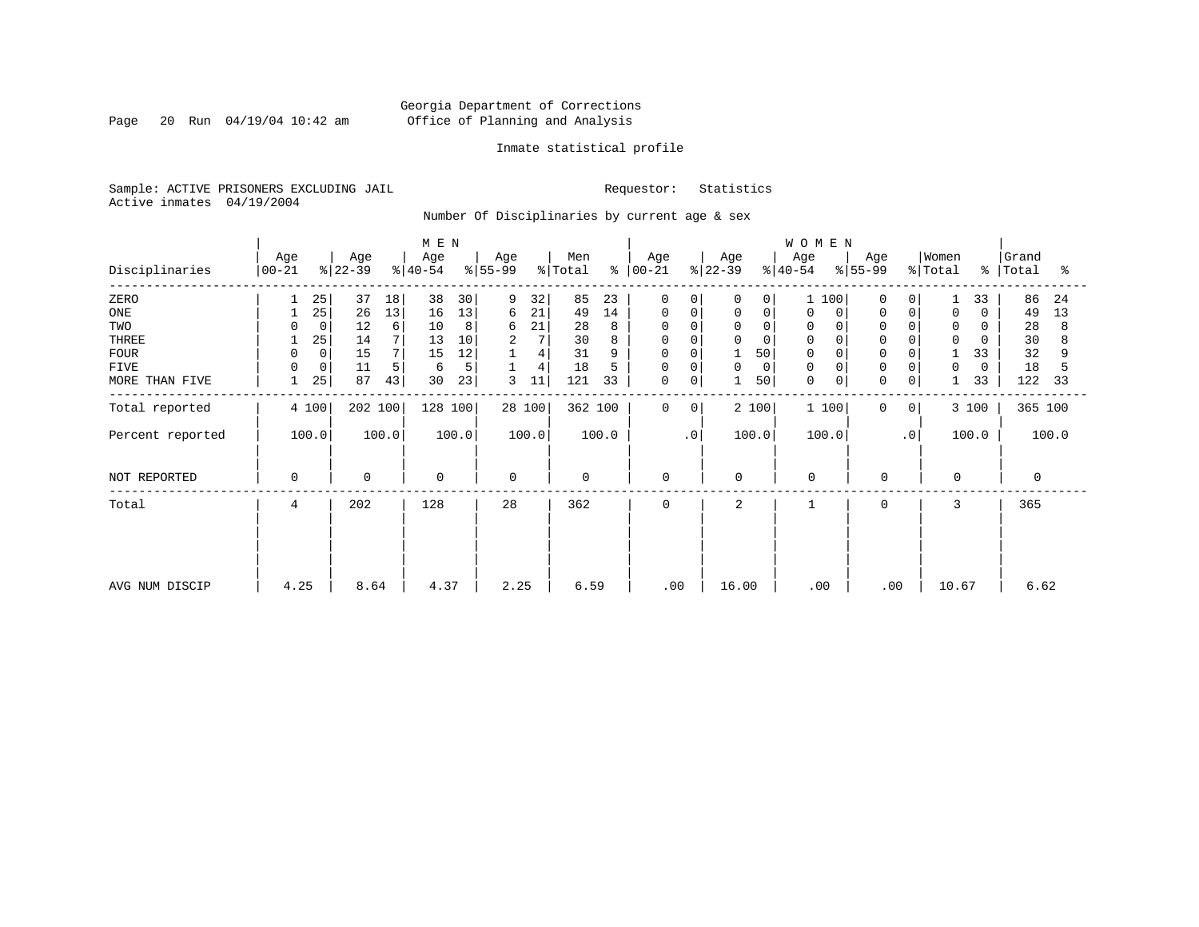Georgia Department of Corrections
Office of Planning and Analysis

Inmate statistical profile

Sample: ACTIVE PRISONERS EXCLUDING JAIL    Requestor: Statistics
Active inmates 04/19/2004

Number Of Disciplinaries by current age & sex

| Disciplinaries | MEN Age 00-21 | % | Age 22-39 | % | Age 40-54 | % | Age 55-99 | % | Men Total | % | WOMEN Age 00-21 | % | Age 22-39 | % | Age 40-54 | % | Age 55-99 | % | Women Total | % | Grand Total | % |
|---|---|---|---|---|---|---|---|---|---|---|---|---|---|---|---|---|---|---|---|---|---|---|
| ZERO | 1 | 25 | 37 | 18 | 38 | 30 | 9 | 32 | 85 | 23 | 0 | 0 | 0 | 0 | 1 | 100 | 0 | 0 | 1 | 33 | 86 | 24 |
| ONE | 1 | 25 | 26 | 13 | 16 | 13 | 6 | 21 | 49 | 14 | 0 | 0 | 0 | 0 | 0 | 0 | 0 | 0 | 0 | 0 | 49 | 13 |
| TWO | 0 | 0 | 12 | 6 | 10 | 8 | 6 | 21 | 28 | 8 | 0 | 0 | 0 | 0 | 0 | 0 | 0 | 0 | 0 | 0 | 28 | 8 |
| THREE | 1 | 25 | 14 | 7 | 13 | 10 | 2 | 7 | 30 | 8 | 0 | 0 | 0 | 0 | 0 | 0 | 0 | 0 | 0 | 0 | 30 | 8 |
| FOUR | 0 | 0 | 15 | 7 | 15 | 12 | 1 | 4 | 31 | 9 | 0 | 0 | 1 | 50 | 0 | 0 | 0 | 0 | 1 | 33 | 32 | 9 |
| FIVE | 0 | 0 | 11 | 5 | 6 | 5 | 1 | 4 | 18 | 5 | 0 | 0 | 0 | 0 | 0 | 0 | 0 | 0 | 0 | 0 | 18 | 5 |
| MORE THAN FIVE | 1 | 25 | 87 | 43 | 30 | 23 | 3 | 11 | 121 | 33 | 0 | 0 | 1 | 50 | 0 | 0 | 0 | 0 | 1 | 33 | 122 | 33 |
| Total reported | 4 | 100 | 202 | 100 | 128 | 100 | 28 | 100 | 362 | 100 | 0 | 0 | 2 | 100 | 1 | 100 | 0 | 0 | 3 | 100 | 365 | 100 |
| Percent reported | | 100.0 | | 100.0 | | 100.0 | | 100.0 | | 100.0 | | .0 | | 100.0 | | 100.0 | | .0 | | 100.0 | | 100.0 |
| NOT REPORTED | 0 | | 0 | | 0 | | 0 | | 0 | | 0 | | 0 | | 0 | | 0 | | 0 | | 0 | |
| Total | 4 | | 202 | | 128 | | 28 | | 362 | | 0 | | 2 | | 1 | | 0 | | 3 | | 365 | |
| AVG NUM DISCIP | 4.25 | | 8.64 | | 4.37 | | 2.25 | | 6.59 | | .00 | | 16.00 | | .00 | | .00 | | 10.67 | | 6.62 | |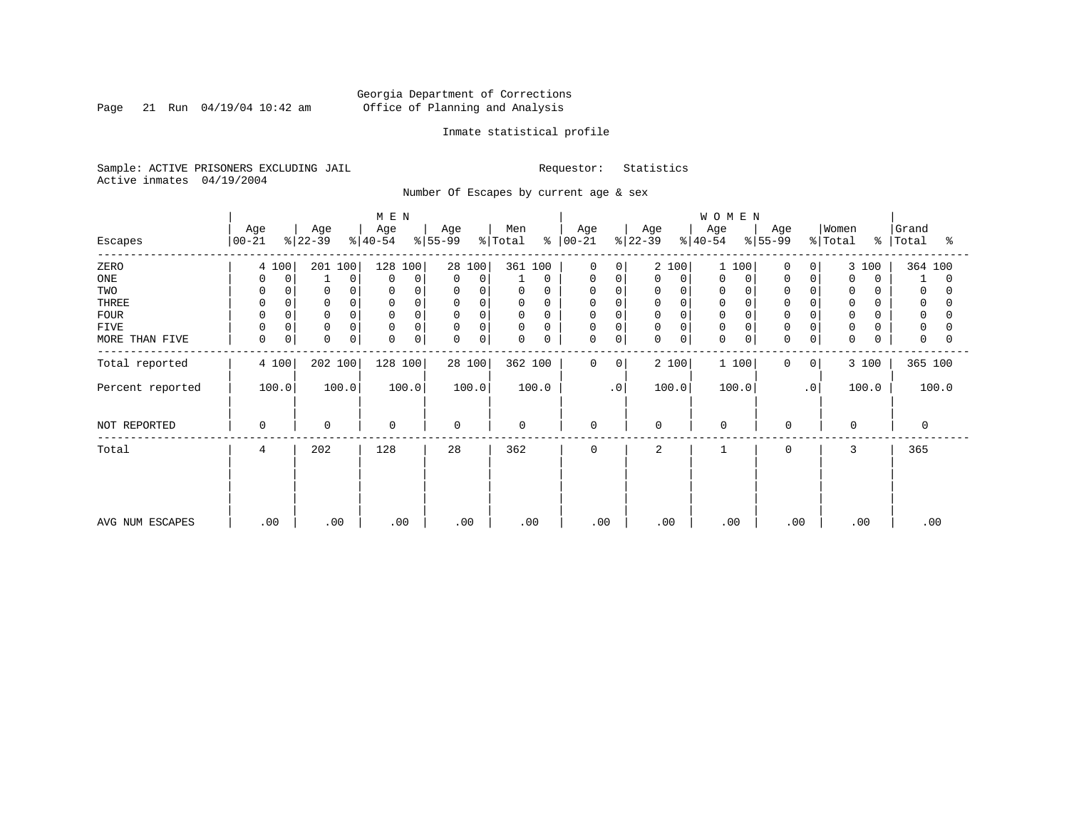Georgia Department of Corrections
Office of Planning and Analysis

Inmate statistical profile

Sample: ACTIVE PRISONERS EXCLUDING JAIL
Active inmates 04/19/2004

Requestor: Statistics

Number Of Escapes by current age & sex

| Escapes | MEN Age 00-21 | % | MEN Age 22-39 | % | MEN Age 40-54 | % | MEN Age 55-99 | % | Men Total | % | WOMEN Age 00-21 | % | WOMEN Age 22-39 | % | WOMEN Age 40-54 | % | WOMEN Age 55-99 | % | Women Total | % | Grand Total | % |
|---|---|---|---|---|---|---|---|---|---|---|---|---|---|---|---|---|---|---|---|---|---|---|
| ZERO | 4 | 100 | 201 | 100 | 128 | 100 | 28 | 100 | 361 | 100 | 0 | 0 | 2 | 100 | 1 | 100 | 0 | 0 | 3 | 100 | 364 | 100 |
| ONE | 0 | 0 | 1 | 0 | 0 | 0 | 0 | 0 | 1 | 0 | 0 | 0 | 0 | 0 | 0 | 0 | 0 | 0 | 0 | 0 | 1 | 0 |
| TWO | 0 | 0 | 0 | 0 | 0 | 0 | 0 | 0 | 0 | 0 | 0 | 0 | 0 | 0 | 0 | 0 | 0 | 0 | 0 | 0 | 0 | 0 |
| THREE | 0 | 0 | 0 | 0 | 0 | 0 | 0 | 0 | 0 | 0 | 0 | 0 | 0 | 0 | 0 | 0 | 0 | 0 | 0 | 0 | 0 | 0 |
| FOUR | 0 | 0 | 0 | 0 | 0 | 0 | 0 | 0 | 0 | 0 | 0 | 0 | 0 | 0 | 0 | 0 | 0 | 0 | 0 | 0 | 0 | 0 |
| FIVE | 0 | 0 | 0 | 0 | 0 | 0 | 0 | 0 | 0 | 0 | 0 | 0 | 0 | 0 | 0 | 0 | 0 | 0 | 0 | 0 | 0 | 0 |
| MORE THAN FIVE | 0 | 0 | 0 | 0 | 0 | 0 | 0 | 0 | 0 | 0 | 0 | 0 | 0 | 0 | 0 | 0 | 0 | 0 | 0 | 0 | 0 | 0 |
| Total reported | 4 | 100 | 202 | 100 | 128 | 100 | 28 | 100 | 362 | 100 | 0 | 0 | 2 | 100 | 1 | 100 | 0 | 0 | 3 | 100 | 365 | 100 |
| Percent reported | 100.0 | | 100.0 | | 100.0 | | 100.0 | | 100.0 | | .0 | | 100.0 | | 100.0 | | .0 | | 100.0 | | 100.0 | |
| NOT REPORTED | 0 | | 0 | | 0 | | 0 | | 0 | | 0 | | 0 | | 0 | | 0 | | 0 | | 0 | |
| Total | 4 | | 202 | | 128 | | 28 | | 362 | | 0 | | 2 | | 1 | | 0 | | 3 | | 365 | |
| AVG NUM ESCAPES | .00 | | .00 | | .00 | | .00 | | .00 | | .00 | | .00 | | .00 | | .00 | | .00 | | .00 | |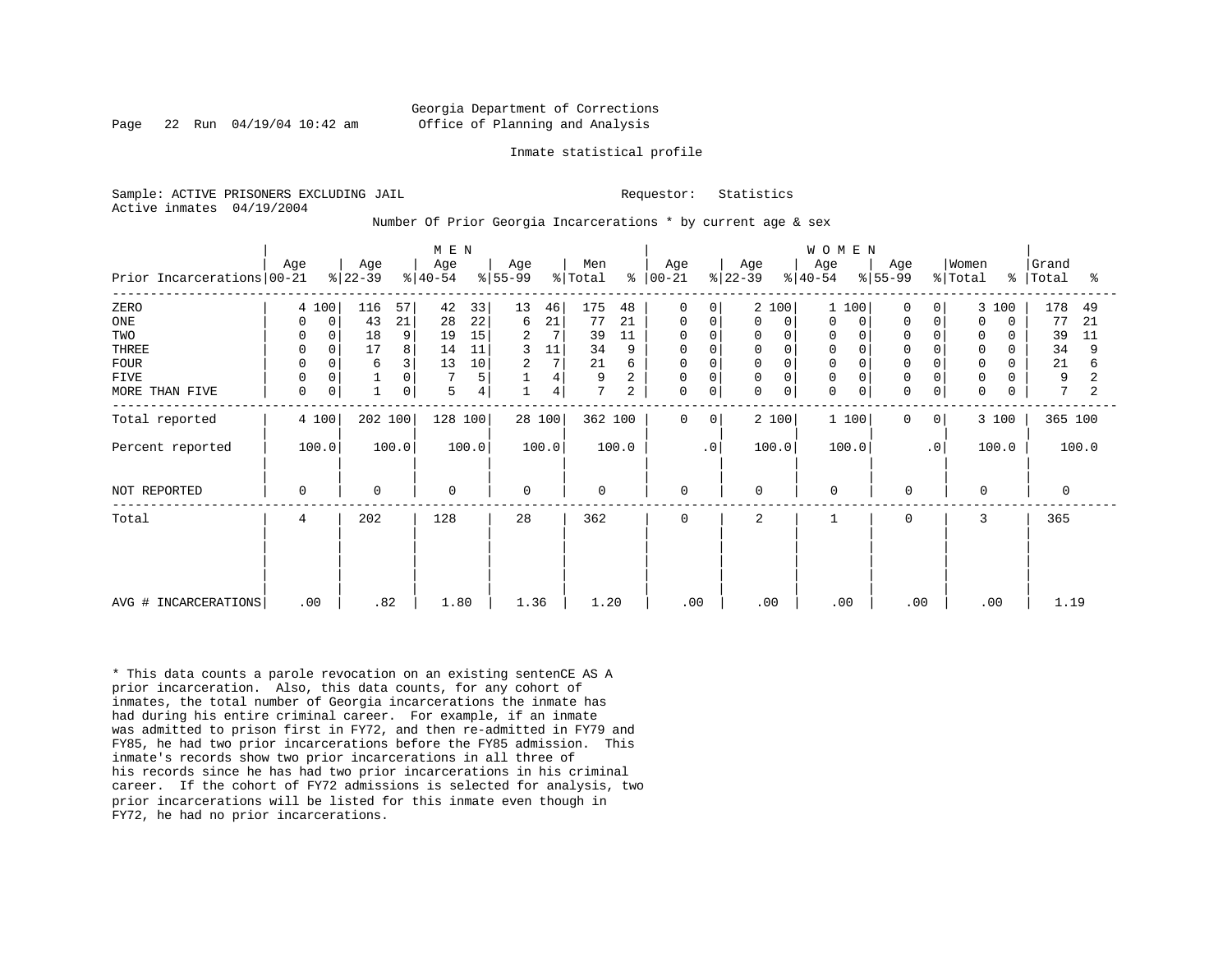Georgia Department of Corrections
Office of Planning and Analysis

Inmate statistical profile

Sample: ACTIVE PRISONERS EXCLUDING JAIL    Requestor: Statistics
Active inmates 04/19/2004

Number Of Prior Georgia Incarcerations * by current age & sex

| Prior Incarcerations | MEN Age 00-21 | % | Age 22-39 | % | Age 40-54 | % | Age 55-99 | % | Men Total | % | WOMEN Age 00-21 | % | Age 22-39 | % | Age 40-54 | % | Age 55-99 | % | Women Total | % | Grand Total | % |
|---|---|---|---|---|---|---|---|---|---|---|---|---|---|---|---|---|---|---|---|---|---|---|
| ZERO | 4 | 100 | 116 | 57 | 42 | 33 | 13 | 46 | 175 | 48 | 0 | 0 | 2 | 100 | 1 | 100 | 0 | 0 | 3 | 100 | 178 | 49 |
| ONE | 0 | 0 | 43 | 21 | 28 | 22 | 6 | 21 | 77 | 21 | 0 | 0 | 0 | 0 | 0 | 0 | 0 | 0 | 0 | 0 | 77 | 21 |
| TWO | 0 | 0 | 18 | 9 | 19 | 15 | 2 | 7 | 39 | 11 | 0 | 0 | 0 | 0 | 0 | 0 | 0 | 0 | 0 | 0 | 39 | 11 |
| THREE | 0 | 0 | 17 | 8 | 14 | 11 | 3 | 11 | 34 | 9 | 0 | 0 | 0 | 0 | 0 | 0 | 0 | 0 | 0 | 0 | 34 | 9 |
| FOUR | 0 | 0 | 6 | 3 | 13 | 10 | 2 | 7 | 21 | 6 | 0 | 0 | 0 | 0 | 0 | 0 | 0 | 0 | 0 | 0 | 21 | 6 |
| FIVE | 0 | 0 | 1 | 0 | 7 | 5 | 1 | 4 | 9 | 2 | 0 | 0 | 0 | 0 | 0 | 0 | 0 | 0 | 0 | 0 | 9 | 2 |
| MORE THAN FIVE | 0 | 0 | 1 | 0 | 5 | 4 | 1 | 4 | 7 | 2 | 0 | 0 | 0 | 0 | 0 | 0 | 0 | 0 | 0 | 0 | 7 | 2 |
| Total reported | 4 | 100 | 202 | 100 | 128 | 100 | 28 | 100 | 362 | 100 | 0 | 0 | 2 | 100 | 1 | 100 | 0 | 0 | 3 | 100 | 365 | 100 |
| Percent reported | 100.0 | | 100.0 | | 100.0 | | 100.0 | | 100.0 | | .0 | | 100.0 | | 100.0 | | .0 | | 100.0 | | 100.0 | |
| NOT REPORTED | 0 | | 0 | | 0 | | 0 | | 0 | | 0 | | 0 | | 0 | | 0 | | 0 | | 0 | |
| Total | 4 | | 202 | | 128 | | 28 | | 362 | | 0 | | 2 | | 1 | | 0 | | 3 | | 365 | |
| AVG # INCARCERATIONS | .00 | | .82 | | 1.80 | | 1.36 | | 1.20 | | .00 | | .00 | | .00 | | .00 | | .00 | | 1.19 | |

* This data counts a parole revocation on an existing sentenCE AS A prior incarceration. Also, this data counts, for any cohort of inmates, the total number of Georgia incarcerations the inmate has had during his entire criminal career. For example, if an inmate was admitted to prison first in FY72, and then re-admitted in FY79 and FY85, he had two prior incarcerations before the FY85 admission. This inmate's records show two prior incarcerations in all three of his records since he has had two prior incarcerations in his criminal career. If the cohort of FY72 admissions is selected for analysis, two prior incarcerations will be listed for this inmate even though in FY72, he had no prior incarcerations.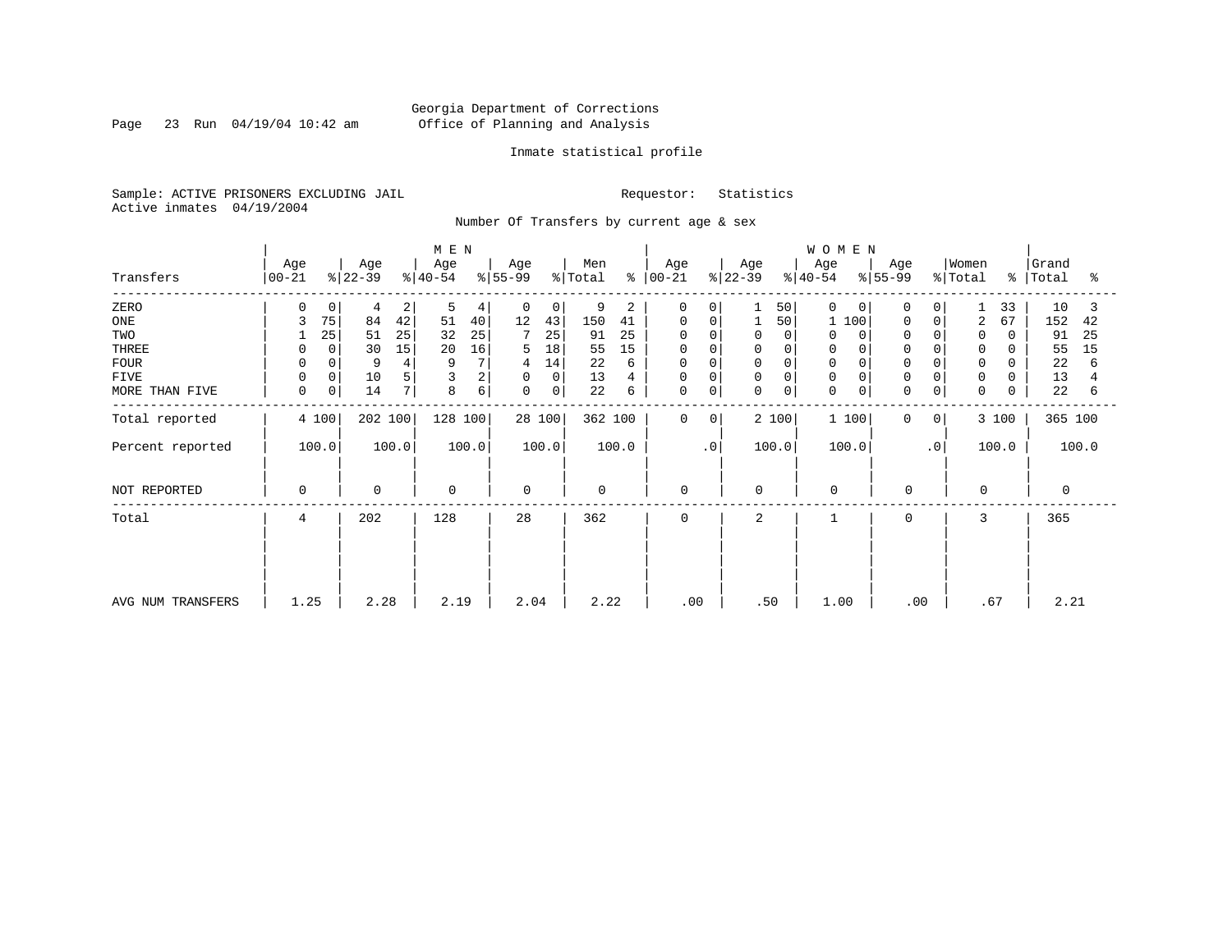Georgia Department of Corrections
Office of Planning and Analysis

Inmate statistical profile

Sample: ACTIVE PRISONERS EXCLUDING JAIL
Active inmates 04/19/2004

Requestor: Statistics

Number Of Transfers by current age & sex

| Transfers | MEN Age 00-21 | % | Age 22-39 | % | Age 40-54 | % | Age 55-99 | % | Men Total | % | WOMEN Age 00-21 | % | Age 22-39 | % | Age 40-54 | % | Age 55-99 | % | Women Total | % | Grand Total | % |
|---|---|---|---|---|---|---|---|---|---|---|---|---|---|---|---|---|---|---|---|---|---|---|
| ZERO | 0 | 0 | 4 | 2 | 5 | 4 | 0 | 0 | 9 | 2 | 0 | 0 | 1 | 50 | 0 | 0 | 0 | 0 | 1 | 33 | 10 | 3 |
| ONE | 3 | 75 | 84 | 42 | 51 | 40 | 12 | 43 | 150 | 41 | 0 | 0 | 1 | 50 | 1 | 100 | 0 | 0 | 2 | 67 | 152 | 42 |
| TWO | 1 | 25 | 51 | 25 | 32 | 25 | 7 | 25 | 91 | 25 | 0 | 0 | 0 | 0 | 0 | 0 | 0 | 0 | 0 | 0 | 91 | 25 |
| THREE | 0 | 0 | 30 | 15 | 20 | 16 | 5 | 18 | 55 | 15 | 0 | 0 | 0 | 0 | 0 | 0 | 0 | 0 | 0 | 0 | 55 | 15 |
| FOUR | 0 | 0 | 9 | 4 | 9 | 7 | 4 | 14 | 22 | 6 | 0 | 0 | 0 | 0 | 0 | 0 | 0 | 0 | 0 | 0 | 22 | 6 |
| FIVE | 0 | 0 | 10 | 5 | 3 | 2 | 0 | 0 | 13 | 4 | 0 | 0 | 0 | 0 | 0 | 0 | 0 | 0 | 0 | 0 | 13 | 4 |
| MORE THAN FIVE | 0 | 0 | 14 | 7 | 8 | 6 | 0 | 0 | 22 | 6 | 0 | 0 | 0 | 0 | 0 | 0 | 0 | 0 | 0 | 0 | 22 | 6 |
| Total reported | 4 | 100 | 202 | 100 | 128 | 100 | 28 | 100 | 362 | 100 | 0 | 0 | 2 | 100 | 1 | 100 | 0 | 0 | 3 | 100 | 365 | 100 |
| Percent reported | 100.0 | | 100.0 | | 100.0 | | 100.0 | | 100.0 | | .0 | | 100.0 | | 100.0 | | .0 | | 100.0 | | 100.0 | |
| NOT REPORTED | 0 | | 0 | | 0 | | 0 | | 0 | | 0 | | 0 | | 0 | | 0 | | 0 | | 0 | |
| Total | 4 | | 202 | | 128 | | 28 | | 362 | | 0 | | 2 | | 1 | | 0 | | 3 | | 365 | |
| AVG NUM TRANSFERS | 1.25 | | 2.28 | | 2.19 | | 2.04 | | 2.22 | | .00 | | .50 | | 1.00 | | .00 | | .67 | | 2.21 | |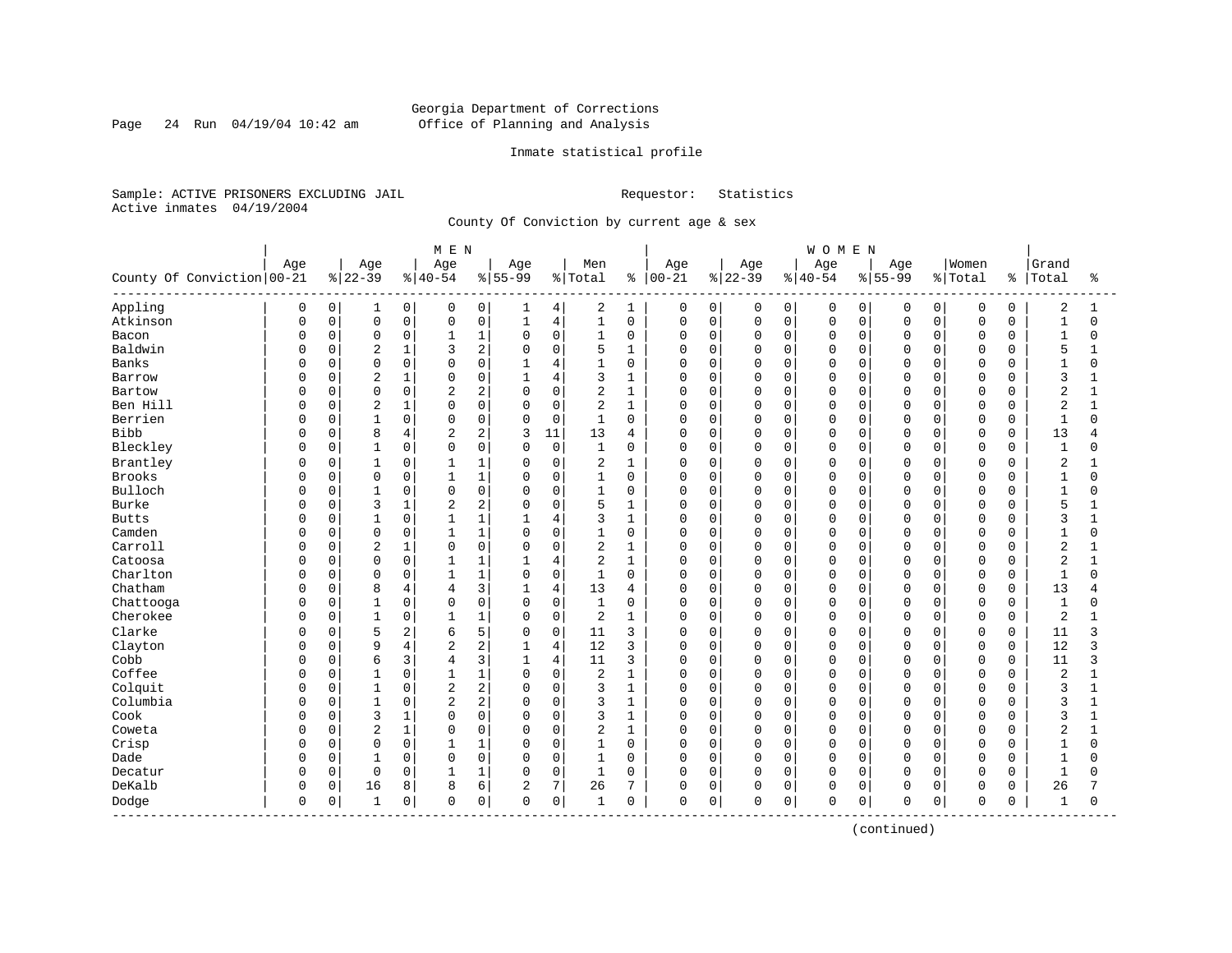Georgia Department of Corrections
Office of Planning and Analysis

Inmate statistical profile

Sample: ACTIVE PRISONERS EXCLUDING JAIL    Requestor: Statistics
Active inmates 04/19/2004

County Of Conviction by current age & sex

| County Of Conviction | MEN Age 00-21 | % | Age 22-39 | % | Age 40-54 | % | Age 55-99 | % | Men Total | % | WOMEN Age 00-21 | % | Age 22-39 | % | Age 40-54 | % | Age 55-99 | % | Women Total | % | Grand Total | % |
|---|---|---|---|---|---|---|---|---|---|---|---|---|---|---|---|---|---|---|---|---|---|---|
| Appling | 0 | 0 | 1 | 0 | 0 | 0 | 1 | 4 | 2 | 1 | 0 | 0 | 0 | 0 | 0 | 0 | 0 | 0 | 0 | 0 | 2 | 1 |
| Atkinson | 0 | 0 | 0 | 0 | 0 | 0 | 1 | 4 | 1 | 0 | 0 | 0 | 0 | 0 | 0 | 0 | 0 | 0 | 0 | 0 | 1 | 0 |
| Bacon | 0 | 0 | 0 | 0 | 1 | 1 | 0 | 0 | 1 | 0 | 0 | 0 | 0 | 0 | 0 | 0 | 0 | 0 | 0 | 0 | 1 | 0 |
| Baldwin | 0 | 0 | 2 | 1 | 3 | 2 | 0 | 0 | 5 | 1 | 0 | 0 | 0 | 0 | 0 | 0 | 0 | 0 | 0 | 0 | 5 | 1 |
| Banks | 0 | 0 | 0 | 0 | 0 | 0 | 1 | 4 | 1 | 0 | 0 | 0 | 0 | 0 | 0 | 0 | 0 | 0 | 0 | 0 | 1 | 0 |
| Barrow | 0 | 0 | 2 | 1 | 0 | 0 | 1 | 4 | 3 | 1 | 0 | 0 | 0 | 0 | 0 | 0 | 0 | 0 | 0 | 0 | 3 | 1 |
| Bartow | 0 | 0 | 0 | 0 | 2 | 2 | 0 | 0 | 2 | 1 | 0 | 0 | 0 | 0 | 0 | 0 | 0 | 0 | 0 | 0 | 2 | 1 |
| Ben Hill | 0 | 0 | 2 | 1 | 0 | 0 | 0 | 0 | 2 | 1 | 0 | 0 | 0 | 0 | 0 | 0 | 0 | 0 | 0 | 0 | 2 | 1 |
| Berrien | 0 | 0 | 1 | 0 | 0 | 0 | 0 | 0 | 1 | 0 | 0 | 0 | 0 | 0 | 0 | 0 | 0 | 0 | 0 | 0 | 1 | 0 |
| Bibb | 0 | 0 | 8 | 4 | 2 | 2 | 3 | 11 | 13 | 4 | 0 | 0 | 0 | 0 | 0 | 0 | 0 | 0 | 0 | 0 | 13 | 4 |
| Bleckley | 0 | 0 | 1 | 0 | 0 | 0 | 0 | 0 | 1 | 0 | 0 | 0 | 0 | 0 | 0 | 0 | 0 | 0 | 0 | 0 | 1 | 0 |
| Brantley | 0 | 0 | 1 | 0 | 1 | 1 | 0 | 0 | 2 | 1 | 0 | 0 | 0 | 0 | 0 | 0 | 0 | 0 | 0 | 0 | 2 | 1 |
| Brooks | 0 | 0 | 0 | 0 | 1 | 1 | 0 | 0 | 1 | 0 | 0 | 0 | 0 | 0 | 0 | 0 | 0 | 0 | 0 | 0 | 1 | 0 |
| Bulloch | 0 | 0 | 1 | 0 | 0 | 0 | 0 | 0 | 1 | 0 | 0 | 0 | 0 | 0 | 0 | 0 | 0 | 0 | 0 | 0 | 1 | 0 |
| Burke | 0 | 0 | 3 | 1 | 2 | 2 | 0 | 0 | 5 | 1 | 0 | 0 | 0 | 0 | 0 | 0 | 0 | 0 | 0 | 0 | 5 | 1 |
| Butts | 0 | 0 | 1 | 0 | 1 | 1 | 1 | 4 | 3 | 1 | 0 | 0 | 0 | 0 | 0 | 0 | 0 | 0 | 0 | 0 | 3 | 1 |
| Camden | 0 | 0 | 0 | 0 | 1 | 1 | 0 | 0 | 1 | 0 | 0 | 0 | 0 | 0 | 0 | 0 | 0 | 0 | 0 | 0 | 1 | 0 |
| Carroll | 0 | 0 | 2 | 1 | 0 | 0 | 0 | 0 | 2 | 1 | 0 | 0 | 0 | 0 | 0 | 0 | 0 | 0 | 0 | 0 | 2 | 1 |
| Catoosa | 0 | 0 | 0 | 0 | 1 | 1 | 1 | 4 | 2 | 1 | 0 | 0 | 0 | 0 | 0 | 0 | 0 | 0 | 0 | 0 | 2 | 1 |
| Charlton | 0 | 0 | 0 | 0 | 1 | 1 | 0 | 0 | 1 | 0 | 0 | 0 | 0 | 0 | 0 | 0 | 0 | 0 | 0 | 0 | 1 | 0 |
| Chatham | 0 | 0 | 8 | 4 | 4 | 3 | 1 | 4 | 13 | 4 | 0 | 0 | 0 | 0 | 0 | 0 | 0 | 0 | 0 | 0 | 13 | 4 |
| Chattooga | 0 | 0 | 1 | 0 | 0 | 0 | 0 | 0 | 1 | 0 | 0 | 0 | 0 | 0 | 0 | 0 | 0 | 0 | 0 | 0 | 1 | 0 |
| Cherokee | 0 | 0 | 1 | 0 | 1 | 1 | 0 | 0 | 2 | 1 | 0 | 0 | 0 | 0 | 0 | 0 | 0 | 0 | 0 | 0 | 2 | 1 |
| Clarke | 0 | 0 | 5 | 2 | 6 | 5 | 0 | 0 | 11 | 3 | 0 | 0 | 0 | 0 | 0 | 0 | 0 | 0 | 0 | 0 | 11 | 3 |
| Clayton | 0 | 0 | 9 | 4 | 2 | 2 | 1 | 4 | 12 | 3 | 0 | 0 | 0 | 0 | 0 | 0 | 0 | 0 | 0 | 0 | 12 | 3 |
| Cobb | 0 | 0 | 6 | 3 | 4 | 3 | 1 | 4 | 11 | 3 | 0 | 0 | 0 | 0 | 0 | 0 | 0 | 0 | 0 | 0 | 11 | 3 |
| Coffee | 0 | 0 | 1 | 0 | 1 | 1 | 0 | 0 | 2 | 1 | 0 | 0 | 0 | 0 | 0 | 0 | 0 | 0 | 0 | 0 | 2 | 1 |
| Colquit | 0 | 0 | 1 | 0 | 2 | 2 | 0 | 0 | 3 | 1 | 0 | 0 | 0 | 0 | 0 | 0 | 0 | 0 | 0 | 0 | 3 | 1 |
| Columbia | 0 | 0 | 1 | 0 | 2 | 2 | 0 | 0 | 3 | 1 | 0 | 0 | 0 | 0 | 0 | 0 | 0 | 0 | 0 | 0 | 3 | 1 |
| Cook | 0 | 0 | 3 | 1 | 0 | 0 | 0 | 0 | 3 | 1 | 0 | 0 | 0 | 0 | 0 | 0 | 0 | 0 | 0 | 0 | 3 | 1 |
| Coweta | 0 | 0 | 2 | 1 | 0 | 0 | 0 | 0 | 2 | 1 | 0 | 0 | 0 | 0 | 0 | 0 | 0 | 0 | 0 | 0 | 2 | 1 |
| Crisp | 0 | 0 | 0 | 0 | 1 | 1 | 0 | 0 | 1 | 0 | 0 | 0 | 0 | 0 | 0 | 0 | 0 | 0 | 0 | 0 | 1 | 0 |
| Dade | 0 | 0 | 1 | 0 | 0 | 0 | 0 | 0 | 1 | 0 | 0 | 0 | 0 | 0 | 0 | 0 | 0 | 0 | 0 | 0 | 1 | 0 |
| Decatur | 0 | 0 | 0 | 0 | 1 | 1 | 0 | 0 | 1 | 0 | 0 | 0 | 0 | 0 | 0 | 0 | 0 | 0 | 0 | 0 | 1 | 0 |
| DeKalb | 0 | 0 | 16 | 8 | 8 | 6 | 2 | 7 | 26 | 7 | 0 | 0 | 0 | 0 | 0 | 0 | 0 | 0 | 0 | 0 | 26 | 7 |
| Dodge | 0 | 0 | 1 | 0 | 0 | 0 | 0 | 0 | 1 | 0 | 0 | 0 | 0 | 0 | 0 | 0 | 0 | 0 | 0 | 0 | 1 | 0 |

(continued)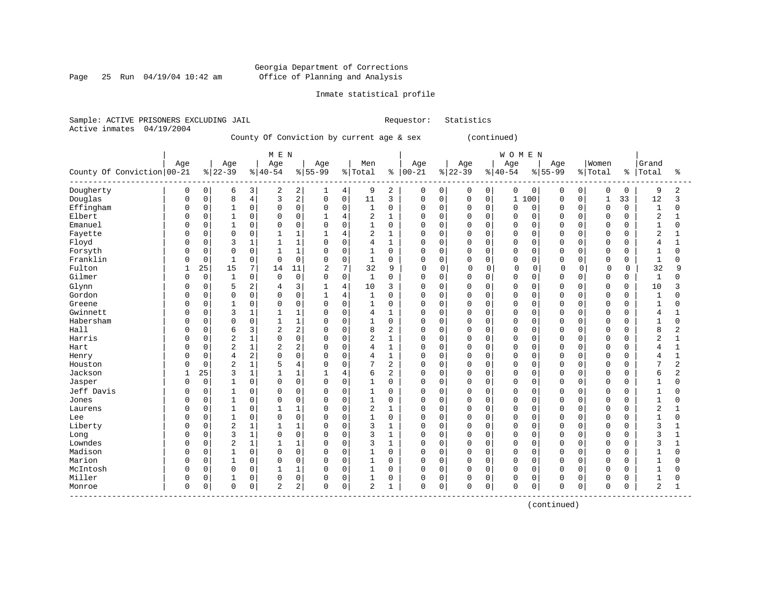Georgia Department of Corrections
Office of Planning and Analysis

Inmate statistical profile

Sample: ACTIVE PRISONERS EXCLUDING JAIL    Requestor: Statistics
Active inmates 04/19/2004

County Of Conviction by current age & sex (continued)

| County Of Conviction | MEN Age 00-21 | % | Age 22-39 | % | Age 40-54 | % | Age 55-99 | % | Men Total | % | WOMEN Age 00-21 | % | Age 22-39 | % | Age 40-54 | % | Age 55-99 | % | Women Total | % | Grand Total | % |
|---|---|---|---|---|---|---|---|---|---|---|---|---|---|---|---|---|---|---|---|---|---|---|
| Dougherty | 0 | 0 | 6 | 3 | 2 | 2 | 1 | 4 | 9 | 2 | 0 | 0 | 0 | 0 | 0 | 0 | 0 | 0 | 0 | 0 | 9 | 2 |
| Douglas | 0 | 0 | 8 | 4 | 3 | 2 | 0 | 0 | 11 | 3 | 0 | 0 | 0 | 0 | 1 | 100 | 0 | 0 | 1 | 33 | 12 | 3 |
| Effingham | 0 | 0 | 1 | 0 | 0 | 0 | 0 | 0 | 1 | 0 | 0 | 0 | 0 | 0 | 0 | 0 | 0 | 0 | 0 | 0 | 1 | 0 |
| Elbert | 0 | 0 | 1 | 0 | 0 | 0 | 1 | 4 | 2 | 1 | 0 | 0 | 0 | 0 | 0 | 0 | 0 | 0 | 0 | 0 | 2 | 1 |
| Emanuel | 0 | 0 | 1 | 0 | 0 | 0 | 0 | 0 | 1 | 0 | 0 | 0 | 0 | 0 | 0 | 0 | 0 | 0 | 0 | 0 | 1 | 0 |
| Fayette | 0 | 0 | 0 | 0 | 1 | 1 | 1 | 4 | 2 | 1 | 0 | 0 | 0 | 0 | 0 | 0 | 0 | 0 | 0 | 0 | 2 | 1 |
| Floyd | 0 | 0 | 3 | 1 | 1 | 1 | 0 | 0 | 4 | 1 | 0 | 0 | 0 | 0 | 0 | 0 | 0 | 0 | 0 | 0 | 4 | 1 |
| Forsyth | 0 | 0 | 0 | 0 | 1 | 1 | 0 | 0 | 1 | 0 | 0 | 0 | 0 | 0 | 0 | 0 | 0 | 0 | 0 | 0 | 1 | 0 |
| Franklin | 0 | 0 | 1 | 0 | 0 | 0 | 0 | 0 | 1 | 0 | 0 | 0 | 0 | 0 | 0 | 0 | 0 | 0 | 0 | 0 | 1 | 0 |
| Fulton | 1 | 25 | 15 | 7 | 14 | 11 | 2 | 7 | 32 | 9 | 0 | 0 | 0 | 0 | 0 | 0 | 0 | 0 | 0 | 0 | 32 | 9 |
| Gilmer | 0 | 0 | 1 | 0 | 0 | 0 | 0 | 0 | 1 | 0 | 0 | 0 | 0 | 0 | 0 | 0 | 0 | 0 | 0 | 0 | 1 | 0 |
| Glynn | 0 | 0 | 5 | 2 | 4 | 3 | 1 | 4 | 10 | 3 | 0 | 0 | 0 | 0 | 0 | 0 | 0 | 0 | 0 | 0 | 10 | 3 |
| Gordon | 0 | 0 | 0 | 0 | 0 | 0 | 1 | 4 | 1 | 0 | 0 | 0 | 0 | 0 | 0 | 0 | 0 | 0 | 0 | 0 | 1 | 0 |
| Greene | 0 | 0 | 1 | 0 | 0 | 0 | 0 | 0 | 1 | 0 | 0 | 0 | 0 | 0 | 0 | 0 | 0 | 0 | 0 | 0 | 1 | 0 |
| Gwinnett | 0 | 0 | 3 | 1 | 1 | 1 | 0 | 0 | 4 | 1 | 0 | 0 | 0 | 0 | 0 | 0 | 0 | 0 | 0 | 0 | 4 | 1 |
| Habersham | 0 | 0 | 0 | 0 | 1 | 1 | 0 | 0 | 1 | 0 | 0 | 0 | 0 | 0 | 0 | 0 | 0 | 0 | 0 | 0 | 1 | 0 |
| Hall | 0 | 0 | 6 | 3 | 2 | 2 | 0 | 0 | 8 | 2 | 0 | 0 | 0 | 0 | 0 | 0 | 0 | 0 | 0 | 0 | 8 | 2 |
| Harris | 0 | 0 | 2 | 1 | 0 | 0 | 0 | 0 | 2 | 1 | 0 | 0 | 0 | 0 | 0 | 0 | 0 | 0 | 0 | 0 | 2 | 1 |
| Hart | 0 | 0 | 2 | 1 | 2 | 2 | 0 | 0 | 4 | 1 | 0 | 0 | 0 | 0 | 0 | 0 | 0 | 0 | 0 | 0 | 4 | 1 |
| Henry | 0 | 0 | 4 | 2 | 0 | 0 | 0 | 0 | 4 | 1 | 0 | 0 | 0 | 0 | 0 | 0 | 0 | 0 | 0 | 0 | 4 | 1 |
| Houston | 0 | 0 | 2 | 1 | 5 | 4 | 0 | 0 | 7 | 2 | 0 | 0 | 0 | 0 | 0 | 0 | 0 | 0 | 0 | 0 | 7 | 2 |
| Jackson | 1 | 25 | 3 | 1 | 1 | 1 | 1 | 4 | 6 | 2 | 0 | 0 | 0 | 0 | 0 | 0 | 0 | 0 | 0 | 0 | 6 | 2 |
| Jasper | 0 | 0 | 1 | 0 | 0 | 0 | 0 | 0 | 1 | 0 | 0 | 0 | 0 | 0 | 0 | 0 | 0 | 0 | 0 | 0 | 1 | 0 |
| Jeff Davis | 0 | 0 | 1 | 0 | 0 | 0 | 0 | 0 | 1 | 0 | 0 | 0 | 0 | 0 | 0 | 0 | 0 | 0 | 0 | 0 | 1 | 0 |
| Jones | 0 | 0 | 1 | 0 | 0 | 0 | 0 | 0 | 1 | 0 | 0 | 0 | 0 | 0 | 0 | 0 | 0 | 0 | 0 | 0 | 1 | 0 |
| Laurens | 0 | 0 | 1 | 0 | 1 | 1 | 0 | 0 | 2 | 1 | 0 | 0 | 0 | 0 | 0 | 0 | 0 | 0 | 0 | 0 | 2 | 1 |
| Lee | 0 | 0 | 1 | 0 | 0 | 0 | 0 | 0 | 1 | 0 | 0 | 0 | 0 | 0 | 0 | 0 | 0 | 0 | 0 | 0 | 1 | 0 |
| Liberty | 0 | 0 | 2 | 1 | 1 | 1 | 0 | 0 | 3 | 1 | 0 | 0 | 0 | 0 | 0 | 0 | 0 | 0 | 0 | 0 | 3 | 1 |
| Long | 0 | 0 | 3 | 1 | 0 | 0 | 0 | 0 | 3 | 1 | 0 | 0 | 0 | 0 | 0 | 0 | 0 | 0 | 0 | 0 | 3 | 1 |
| Lowndes | 0 | 0 | 2 | 1 | 1 | 1 | 0 | 0 | 3 | 1 | 0 | 0 | 0 | 0 | 0 | 0 | 0 | 0 | 0 | 0 | 3 | 1 |
| Madison | 0 | 0 | 1 | 0 | 0 | 0 | 0 | 0 | 1 | 0 | 0 | 0 | 0 | 0 | 0 | 0 | 0 | 0 | 0 | 0 | 1 | 0 |
| Marion | 0 | 0 | 1 | 0 | 0 | 0 | 0 | 0 | 1 | 0 | 0 | 0 | 0 | 0 | 0 | 0 | 0 | 0 | 0 | 0 | 1 | 0 |
| McIntosh | 0 | 0 | 0 | 0 | 1 | 1 | 0 | 0 | 1 | 0 | 0 | 0 | 0 | 0 | 0 | 0 | 0 | 0 | 0 | 0 | 1 | 0 |
| Miller | 0 | 0 | 1 | 0 | 0 | 0 | 0 | 0 | 1 | 0 | 0 | 0 | 0 | 0 | 0 | 0 | 0 | 0 | 0 | 0 | 1 | 0 |
| Monroe | 0 | 0 | 0 | 0 | 2 | 2 | 0 | 0 | 2 | 1 | 0 | 0 | 0 | 0 | 0 | 0 | 0 | 0 | 0 | 0 | 2 | 1 |

(continued)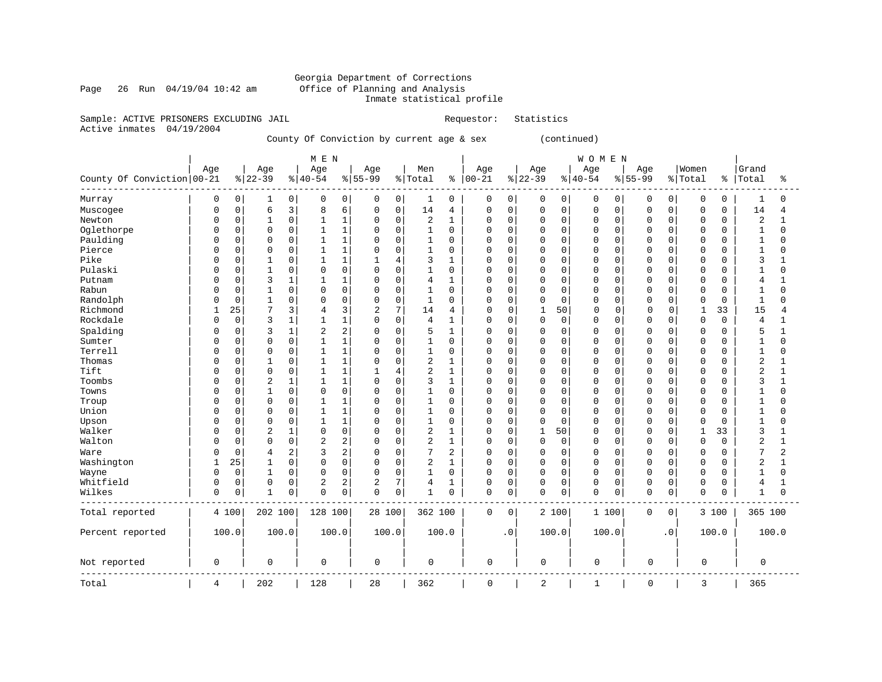Georgia Department of Corrections
Office of Planning and Analysis
Inmate statistical profile

Sample: ACTIVE PRISONERS EXCLUDING JAIL          Requestor: Statistics
Active inmates 04/19/2004

County Of Conviction by current age & sex (continued)

| County Of Conviction | MEN Age 00-21 | % | Age 22-39 | % | Age 40-54 | % | Age 55-99 | % | Men Total | % | WOMEN Age 00-21 | % | Age 22-39 | % | Age 40-54 | % | Age 55-99 | % | Women Total | % | Grand Total | % |
|---|---|---|---|---|---|---|---|---|---|---|---|---|---|---|---|---|---|---|---|---|---|---|
| Murray | 0 | 0 | 1 | 0 | 0 | 0 | 0 | 0 | 1 | 0 | 0 | 0 | 0 | 0 | 0 | 0 | 0 | 0 | 0 | 0 | 1 | 0 |
| Muscogee | 0 | 0 | 6 | 3 | 8 | 6 | 0 | 0 | 14 | 4 | 0 | 0 | 0 | 0 | 0 | 0 | 0 | 0 | 0 | 0 | 14 | 4 |
| Newton | 0 | 0 | 1 | 0 | 1 | 1 | 0 | 0 | 2 | 1 | 0 | 0 | 0 | 0 | 0 | 0 | 0 | 0 | 0 | 0 | 2 | 1 |
| Oglethorpe | 0 | 0 | 0 | 0 | 1 | 1 | 0 | 0 | 1 | 0 | 0 | 0 | 0 | 0 | 0 | 0 | 0 | 0 | 0 | 0 | 1 | 0 |
| Paulding | 0 | 0 | 0 | 0 | 1 | 1 | 0 | 0 | 1 | 0 | 0 | 0 | 0 | 0 | 0 | 0 | 0 | 0 | 0 | 0 | 1 | 0 |
| Pierce | 0 | 0 | 0 | 0 | 1 | 1 | 0 | 0 | 1 | 0 | 0 | 0 | 0 | 0 | 0 | 0 | 0 | 0 | 0 | 0 | 1 | 0 |
| Pike | 0 | 0 | 1 | 0 | 1 | 1 | 1 | 4 | 3 | 1 | 0 | 0 | 0 | 0 | 0 | 0 | 0 | 0 | 0 | 0 | 3 | 1 |
| Pulaski | 0 | 0 | 1 | 0 | 0 | 0 | 0 | 0 | 1 | 0 | 0 | 0 | 0 | 0 | 0 | 0 | 0 | 0 | 0 | 0 | 1 | 0 |
| Putnam | 0 | 0 | 3 | 1 | 1 | 1 | 0 | 0 | 4 | 1 | 0 | 0 | 0 | 0 | 0 | 0 | 0 | 0 | 0 | 0 | 4 | 1 |
| Rabun | 0 | 0 | 1 | 0 | 0 | 0 | 0 | 0 | 1 | 0 | 0 | 0 | 0 | 0 | 0 | 0 | 0 | 0 | 0 | 0 | 1 | 0 |
| Randolph | 0 | 0 | 1 | 0 | 0 | 0 | 0 | 0 | 1 | 0 | 0 | 0 | 0 | 0 | 0 | 0 | 0 | 0 | 0 | 0 | 1 | 0 |
| Richmond | 1 | 25 | 7 | 3 | 4 | 3 | 2 | 7 | 14 | 4 | 0 | 0 | 1 | 50 | 0 | 0 | 0 | 0 | 1 | 33 | 15 | 4 |
| Rockdale | 0 | 0 | 3 | 1 | 1 | 1 | 0 | 0 | 4 | 1 | 0 | 0 | 0 | 0 | 0 | 0 | 0 | 0 | 0 | 0 | 4 | 1 |
| Spalding | 0 | 0 | 3 | 1 | 2 | 2 | 0 | 0 | 5 | 1 | 0 | 0 | 0 | 0 | 0 | 0 | 0 | 0 | 0 | 0 | 5 | 1 |
| Sumter | 0 | 0 | 0 | 0 | 1 | 1 | 0 | 0 | 1 | 0 | 0 | 0 | 0 | 0 | 0 | 0 | 0 | 0 | 0 | 0 | 1 | 0 |
| Terrell | 0 | 0 | 0 | 0 | 1 | 1 | 0 | 0 | 1 | 0 | 0 | 0 | 0 | 0 | 0 | 0 | 0 | 0 | 0 | 0 | 1 | 0 |
| Thomas | 0 | 0 | 1 | 0 | 1 | 1 | 0 | 0 | 2 | 1 | 0 | 0 | 0 | 0 | 0 | 0 | 0 | 0 | 0 | 0 | 2 | 1 |
| Tift | 0 | 0 | 0 | 0 | 1 | 1 | 1 | 4 | 2 | 1 | 0 | 0 | 0 | 0 | 0 | 0 | 0 | 0 | 0 | 0 | 2 | 1 |
| Toombs | 0 | 0 | 2 | 1 | 1 | 1 | 0 | 0 | 3 | 1 | 0 | 0 | 0 | 0 | 0 | 0 | 0 | 0 | 0 | 0 | 3 | 1 |
| Towns | 0 | 0 | 1 | 0 | 0 | 0 | 0 | 0 | 1 | 0 | 0 | 0 | 0 | 0 | 0 | 0 | 0 | 0 | 0 | 0 | 1 | 0 |
| Troup | 0 | 0 | 0 | 0 | 1 | 1 | 0 | 0 | 1 | 0 | 0 | 0 | 0 | 0 | 0 | 0 | 0 | 0 | 0 | 0 | 1 | 0 |
| Union | 0 | 0 | 0 | 0 | 1 | 1 | 0 | 0 | 1 | 0 | 0 | 0 | 0 | 0 | 0 | 0 | 0 | 0 | 0 | 0 | 1 | 0 |
| Upson | 0 | 0 | 0 | 0 | 1 | 1 | 0 | 0 | 1 | 0 | 0 | 0 | 0 | 0 | 0 | 0 | 0 | 0 | 0 | 0 | 1 | 0 |
| Walker | 0 | 0 | 2 | 1 | 0 | 0 | 0 | 0 | 2 | 1 | 0 | 0 | 1 | 50 | 0 | 0 | 0 | 0 | 1 | 33 | 3 | 1 |
| Walton | 0 | 0 | 0 | 0 | 2 | 2 | 0 | 0 | 2 | 1 | 0 | 0 | 0 | 0 | 0 | 0 | 0 | 0 | 0 | 0 | 2 | 1 |
| Ware | 0 | 0 | 4 | 2 | 3 | 2 | 0 | 0 | 7 | 2 | 0 | 0 | 0 | 0 | 0 | 0 | 0 | 0 | 0 | 0 | 7 | 2 |
| Washington | 1 | 25 | 1 | 0 | 0 | 0 | 0 | 0 | 2 | 1 | 0 | 0 | 0 | 0 | 0 | 0 | 0 | 0 | 0 | 0 | 2 | 1 |
| Wayne | 0 | 0 | 1 | 0 | 0 | 0 | 0 | 0 | 1 | 0 | 0 | 0 | 0 | 0 | 0 | 0 | 0 | 0 | 0 | 0 | 1 | 0 |
| Whitfield | 0 | 0 | 0 | 0 | 2 | 2 | 2 | 7 | 4 | 1 | 0 | 0 | 0 | 0 | 0 | 0 | 0 | 0 | 0 | 0 | 4 | 1 |
| Wilkes | 0 | 0 | 1 | 0 | 0 | 0 | 0 | 0 | 1 | 0 | 0 | 0 | 0 | 0 | 0 | 0 | 0 | 0 | 0 | 0 | 1 | 0 |
| Total reported | 4 | 100 | 202 | 100 | 128 | 100 | 28 | 100 | 362 | 100 | 0 | 0 | 2 | 100 | 1 | 100 | 0 | 0 | 3 | 100 | 365 | 100 |
| Percent reported | 100.0 | | 100.0 | | 100.0 | | 100.0 | | 100.0 | | .0 | | 100.0 | | 100.0 | | .0 | | 100.0 | | 100.0 | |
| Not reported | 0 | | 0 | | 0 | | 0 | | 0 | | 0 | | 0 | | 0 | | 0 | | 0 | | 0 | |
| Total | 4 | | 202 | | 128 | | 28 | | 362 | | 0 | | 2 | | 1 | | 0 | | 3 | | 365 | |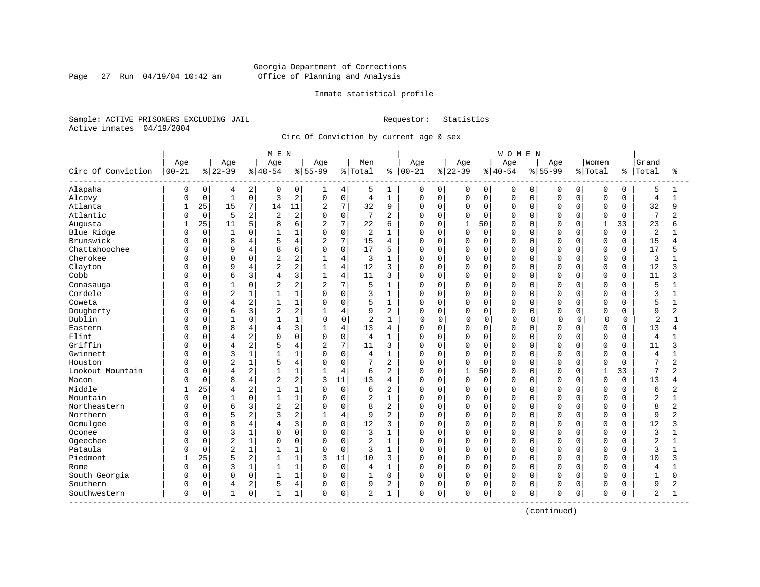Georgia Department of Corrections
Office of Planning and Analysis

Inmate statistical profile

Sample: ACTIVE PRISONERS EXCLUDING JAIL    Requestor: Statistics
Active inmates 04/19/2004

Circ Of Conviction by current age & sex

| Circ Of Conviction | MEN Age 00-21 | % | Age 22-39 | % | Age 40-54 | % | Age 55-99 | % | Men Total | % | WOMEN Age 00-21 | % | Age 22-39 | % | Age 40-54 | % | Age 55-99 | % | Women Total | % | Grand Total | % |
|---|---|---|---|---|---|---|---|---|---|---|---|---|---|---|---|---|---|---|---|---|---|---|
| Alapaha | 0 | 0 | 4 | 2 | 0 | 0 | 1 | 4 | 5 | 1 | 0 | 0 | 0 | 0 | 0 | 0 | 0 | 0 | 0 | 0 | 5 | 1 |
| Alcovy | 0 | 0 | 1 | 0 | 3 | 2 | 0 | 0 | 4 | 1 | 0 | 0 | 0 | 0 | 0 | 0 | 0 | 0 | 0 | 0 | 4 | 1 |
| Atlanta | 1 | 25 | 15 | 7 | 14 | 11 | 2 | 7 | 32 | 9 | 0 | 0 | 0 | 0 | 0 | 0 | 0 | 0 | 0 | 0 | 32 | 9 |
| Atlantic | 0 | 0 | 5 | 2 | 2 | 2 | 0 | 0 | 7 | 2 | 0 | 0 | 0 | 0 | 0 | 0 | 0 | 0 | 0 | 0 | 7 | 2 |
| Augusta | 1 | 25 | 11 | 5 | 8 | 6 | 2 | 7 | 22 | 6 | 0 | 0 | 1 | 50 | 0 | 0 | 0 | 0 | 1 | 33 | 23 | 6 |
| Blue Ridge | 0 | 0 | 1 | 0 | 1 | 1 | 0 | 0 | 2 | 1 | 0 | 0 | 0 | 0 | 0 | 0 | 0 | 0 | 0 | 0 | 2 | 1 |
| Brunswick | 0 | 0 | 8 | 4 | 5 | 4 | 2 | 7 | 15 | 4 | 0 | 0 | 0 | 0 | 0 | 0 | 0 | 0 | 0 | 0 | 15 | 4 |
| Chattahoochee | 0 | 0 | 9 | 4 | 8 | 6 | 0 | 0 | 17 | 5 | 0 | 0 | 0 | 0 | 0 | 0 | 0 | 0 | 0 | 0 | 17 | 5 |
| Cherokee | 0 | 0 | 0 | 0 | 2 | 2 | 1 | 4 | 3 | 1 | 0 | 0 | 0 | 0 | 0 | 0 | 0 | 0 | 0 | 0 | 3 | 1 |
| Clayton | 0 | 0 | 9 | 4 | 2 | 2 | 1 | 4 | 12 | 3 | 0 | 0 | 0 | 0 | 0 | 0 | 0 | 0 | 0 | 0 | 12 | 3 |
| Cobb | 0 | 0 | 6 | 3 | 4 | 3 | 1 | 4 | 11 | 3 | 0 | 0 | 0 | 0 | 0 | 0 | 0 | 0 | 0 | 0 | 11 | 3 |
| Conasauga | 0 | 0 | 1 | 0 | 2 | 2 | 2 | 7 | 5 | 1 | 0 | 0 | 0 | 0 | 0 | 0 | 0 | 0 | 0 | 0 | 5 | 1 |
| Cordele | 0 | 0 | 2 | 1 | 1 | 1 | 0 | 0 | 3 | 1 | 0 | 0 | 0 | 0 | 0 | 0 | 0 | 0 | 0 | 0 | 3 | 1 |
| Coweta | 0 | 0 | 4 | 2 | 1 | 1 | 0 | 0 | 5 | 1 | 0 | 0 | 0 | 0 | 0 | 0 | 0 | 0 | 0 | 0 | 5 | 1 |
| Dougherty | 0 | 0 | 6 | 3 | 2 | 2 | 1 | 4 | 9 | 2 | 0 | 0 | 0 | 0 | 0 | 0 | 0 | 0 | 0 | 0 | 9 | 2 |
| Dublin | 0 | 0 | 1 | 0 | 1 | 1 | 0 | 0 | 2 | 1 | 0 | 0 | 0 | 0 | 0 | 0 | 0 | 0 | 0 | 0 | 2 | 1 |
| Eastern | 0 | 0 | 8 | 4 | 4 | 3 | 1 | 4 | 13 | 4 | 0 | 0 | 0 | 0 | 0 | 0 | 0 | 0 | 0 | 0 | 13 | 4 |
| Flint | 0 | 0 | 4 | 2 | 0 | 0 | 0 | 0 | 4 | 1 | 0 | 0 | 0 | 0 | 0 | 0 | 0 | 0 | 0 | 0 | 4 | 1 |
| Griffin | 0 | 0 | 4 | 2 | 5 | 4 | 2 | 7 | 11 | 3 | 0 | 0 | 0 | 0 | 0 | 0 | 0 | 0 | 0 | 0 | 11 | 3 |
| Gwinnett | 0 | 0 | 3 | 1 | 1 | 1 | 0 | 0 | 4 | 1 | 0 | 0 | 0 | 0 | 0 | 0 | 0 | 0 | 0 | 0 | 4 | 1 |
| Houston | 0 | 0 | 2 | 1 | 5 | 4 | 0 | 0 | 7 | 2 | 0 | 0 | 0 | 0 | 0 | 0 | 0 | 0 | 0 | 0 | 7 | 2 |
| Lookout Mountain | 0 | 0 | 4 | 2 | 1 | 1 | 1 | 4 | 6 | 2 | 0 | 0 | 1 | 50 | 0 | 0 | 0 | 0 | 1 | 33 | 7 | 2 |
| Macon | 0 | 0 | 8 | 4 | 2 | 2 | 3 | 11 | 13 | 4 | 0 | 0 | 0 | 0 | 0 | 0 | 0 | 0 | 0 | 0 | 13 | 4 |
| Middle | 1 | 25 | 4 | 2 | 1 | 1 | 0 | 0 | 6 | 2 | 0 | 0 | 0 | 0 | 0 | 0 | 0 | 0 | 0 | 0 | 6 | 2 |
| Mountain | 0 | 0 | 1 | 0 | 1 | 1 | 0 | 0 | 2 | 1 | 0 | 0 | 0 | 0 | 0 | 0 | 0 | 0 | 0 | 0 | 2 | 1 |
| Northeastern | 0 | 0 | 6 | 3 | 2 | 2 | 0 | 0 | 8 | 2 | 0 | 0 | 0 | 0 | 0 | 0 | 0 | 0 | 0 | 0 | 8 | 2 |
| Northern | 0 | 0 | 5 | 2 | 3 | 2 | 1 | 4 | 9 | 2 | 0 | 0 | 0 | 0 | 0 | 0 | 0 | 0 | 0 | 0 | 9 | 2 |
| Ocmulgee | 0 | 0 | 8 | 4 | 4 | 3 | 0 | 0 | 12 | 3 | 0 | 0 | 0 | 0 | 0 | 0 | 0 | 0 | 0 | 0 | 12 | 3 |
| Oconee | 0 | 0 | 3 | 1 | 0 | 0 | 0 | 0 | 3 | 1 | 0 | 0 | 0 | 0 | 0 | 0 | 0 | 0 | 0 | 0 | 3 | 1 |
| Ogeechee | 0 | 0 | 2 | 1 | 0 | 0 | 0 | 0 | 2 | 1 | 0 | 0 | 0 | 0 | 0 | 0 | 0 | 0 | 0 | 0 | 2 | 1 |
| Pataula | 0 | 0 | 2 | 1 | 1 | 1 | 0 | 0 | 3 | 1 | 0 | 0 | 0 | 0 | 0 | 0 | 0 | 0 | 0 | 0 | 3 | 1 |
| Piedmont | 1 | 25 | 5 | 2 | 1 | 1 | 3 | 11 | 10 | 3 | 0 | 0 | 0 | 0 | 0 | 0 | 0 | 0 | 0 | 0 | 10 | 3 |
| Rome | 0 | 0 | 3 | 1 | 1 | 1 | 0 | 0 | 4 | 1 | 0 | 0 | 0 | 0 | 0 | 0 | 0 | 0 | 0 | 0 | 4 | 1 |
| South Georgia | 0 | 0 | 0 | 0 | 1 | 1 | 0 | 0 | 1 | 0 | 0 | 0 | 0 | 0 | 0 | 0 | 0 | 0 | 0 | 0 | 1 | 0 |
| Southern | 0 | 0 | 4 | 2 | 5 | 4 | 0 | 0 | 9 | 2 | 0 | 0 | 0 | 0 | 0 | 0 | 0 | 0 | 0 | 0 | 9 | 2 |
| Southwestern | 0 | 0 | 1 | 0 | 1 | 1 | 0 | 0 | 2 | 1 | 0 | 0 | 0 | 0 | 0 | 0 | 0 | 0 | 0 | 0 | 2 | 1 |

(continued)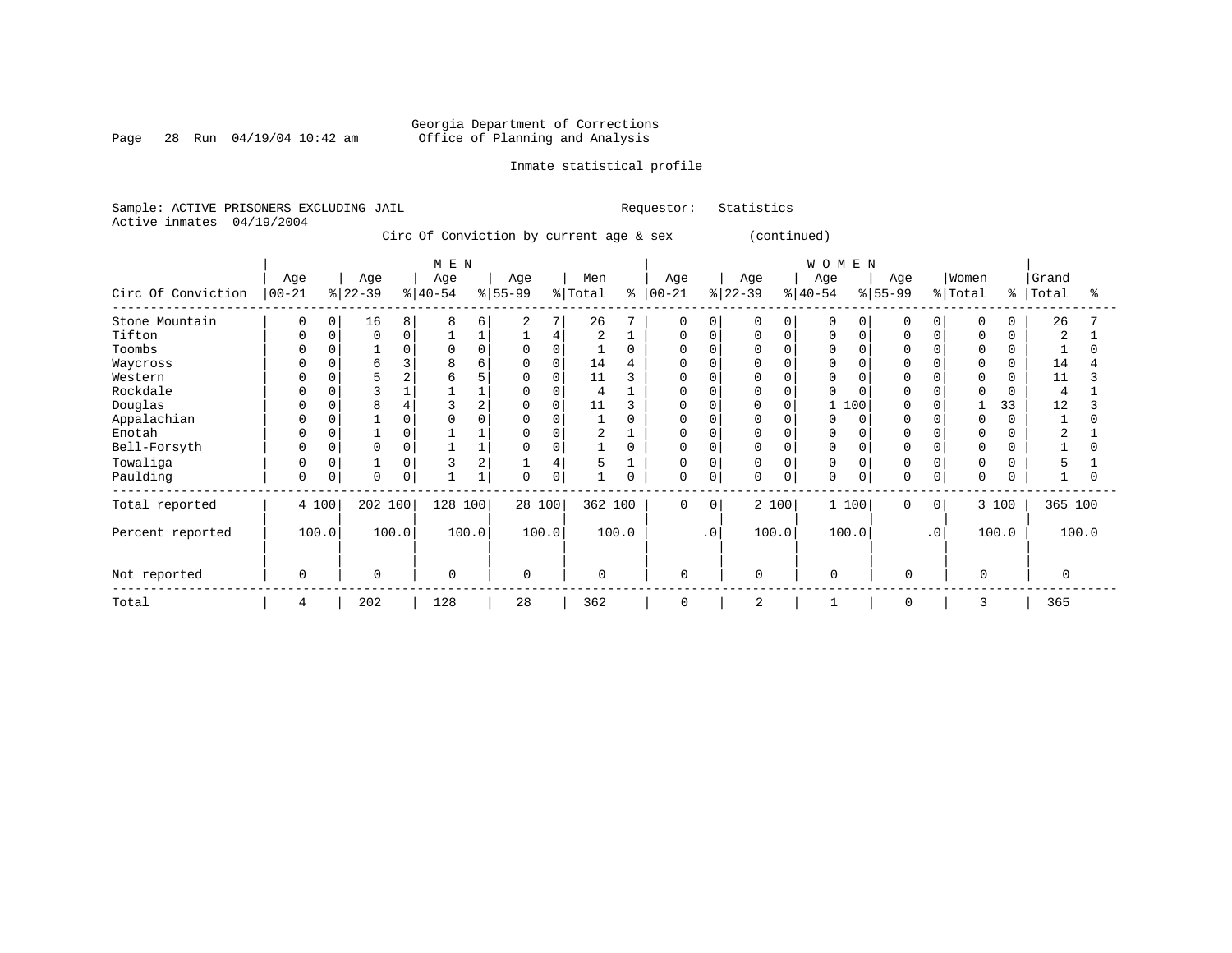Georgia Department of Corrections
Office of Planning and Analysis

Inmate statistical profile

Sample: ACTIVE PRISONERS EXCLUDING JAIL    Requestor: Statistics
Active inmates 04/19/2004

Circ Of Conviction by current age & sex (continued)

| Circ Of Conviction | MEN Age 00-21 | % | Age 22-39 | % | Age 40-54 | % | Age 55-99 | % | Men Total | % | WOMEN Age 00-21 | % | Age 22-39 | % | Age 40-54 | % | Age 55-99 | % | Women Total | % | Grand Total | % |
|---|---|---|---|---|---|---|---|---|---|---|---|---|---|---|---|---|---|---|---|---|---|---|
| Stone Mountain | 0 | 0 | 16 | 8 | 8 | 6 | 2 | 7 | 26 | 7 | 0 | 0 | 0 | 0 | 0 | 0 | 0 | 0 | 0 | 0 | 26 | 7 |
| Tifton | 0 | 0 | 0 | 0 | 1 | 1 | 1 | 4 | 2 | 1 | 0 | 0 | 0 | 0 | 0 | 0 | 0 | 0 | 0 | 0 | 2 | 1 |
| Toombs | 0 | 0 | 1 | 0 | 0 | 0 | 0 | 0 | 1 | 0 | 0 | 0 | 0 | 0 | 0 | 0 | 0 | 0 | 0 | 0 | 1 | 0 |
| Waycross | 0 | 0 | 6 | 3 | 8 | 6 | 0 | 0 | 14 | 4 | 0 | 0 | 0 | 0 | 0 | 0 | 0 | 0 | 0 | 0 | 14 | 4 |
| Western | 0 | 0 | 5 | 2 | 6 | 5 | 0 | 0 | 11 | 3 | 0 | 0 | 0 | 0 | 0 | 0 | 0 | 0 | 0 | 0 | 11 | 3 |
| Rockdale | 0 | 0 | 3 | 1 | 1 | 1 | 0 | 0 | 4 | 1 | 0 | 0 | 0 | 0 | 0 | 0 | 0 | 0 | 0 | 0 | 4 | 1 |
| Douglas | 0 | 0 | 8 | 4 | 3 | 2 | 0 | 0 | 11 | 3 | 0 | 0 | 0 | 0 | 1 | 100 | 0 | 0 | 1 | 33 | 12 | 3 |
| Appalachian | 0 | 0 | 1 | 0 | 0 | 0 | 0 | 0 | 1 | 0 | 0 | 0 | 0 | 0 | 0 | 0 | 0 | 0 | 0 | 0 | 1 | 0 |
| Enotah | 0 | 0 | 1 | 0 | 1 | 1 | 0 | 0 | 2 | 1 | 0 | 0 | 0 | 0 | 0 | 0 | 0 | 0 | 0 | 0 | 2 | 1 |
| Bell-Forsyth | 0 | 0 | 0 | 0 | 1 | 1 | 0 | 0 | 1 | 0 | 0 | 0 | 0 | 0 | 0 | 0 | 0 | 0 | 0 | 0 | 1 | 0 |
| Towaliga | 0 | 0 | 1 | 0 | 3 | 2 | 1 | 4 | 5 | 1 | 0 | 0 | 0 | 0 | 0 | 0 | 0 | 0 | 0 | 0 | 5 | 1 |
| Paulding | 0 | 0 | 0 | 0 | 1 | 1 | 0 | 0 | 1 | 0 | 0 | 0 | 0 | 0 | 0 | 0 | 0 | 0 | 0 | 0 | 1 | 0 |
| Total reported | 4 | 100 | 202 | 100 | 128 | 100 | 28 | 100 | 362 | 100 | 0 | 0 | 2 | 100 | 1 | 100 | 0 | 0 | 3 | 100 | 365 | 100 |
| Percent reported | 100.0 | | 100.0 | | 100.0 | | 100.0 | | 100.0 | | .0 | | 100.0 | | 100.0 | | .0 | | 100.0 | | 100.0 | |
| Not reported | 0 | | 0 | | 0 | | 0 | | 0 | | 0 | | 0 | | 0 | | 0 | | 0 | | 0 | |
| Total | 4 | | 202 | | 128 | | 28 | | 362 | | 0 | | 2 | | 1 | | 0 | | 3 | | 365 | |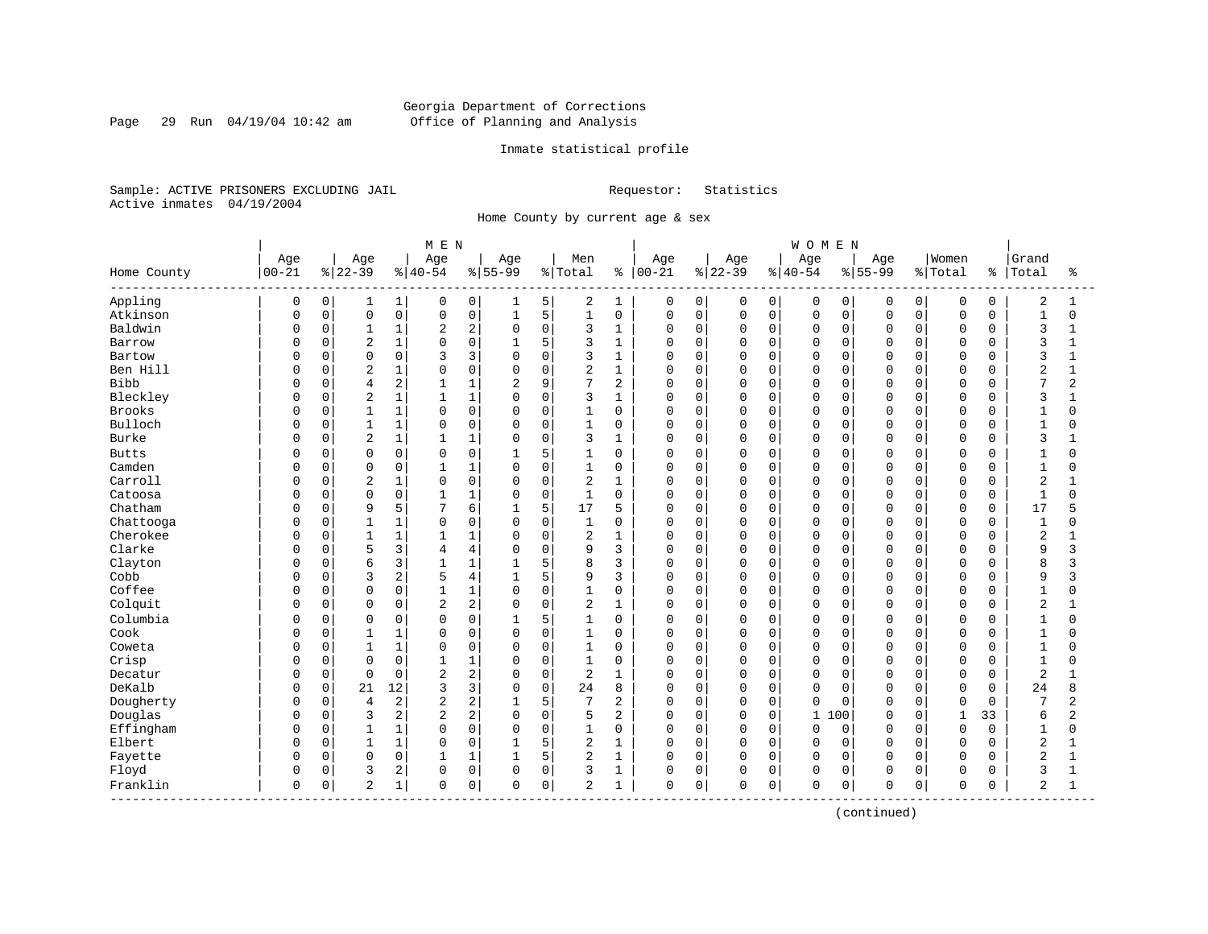Georgia Department of Corrections
Office of Planning and Analysis

Inmate statistical profile

Sample: ACTIVE PRISONERS EXCLUDING JAIL  Requestor: Statistics
Active inmates 04/19/2004

Home County by current age & sex

| Home County | MEN Age 00-21 | % | Age 22-39 | % | Age 40-54 | % | Age 55-99 | % | Men Total | % | WOMEN Age 00-21 | % | Age 22-39 | % | Age 40-54 | % | Age 55-99 | % | Women Total | % | Grand Total | % |
|---|---|---|---|---|---|---|---|---|---|---|---|---|---|---|---|---|---|---|---|---|---|---|
| Appling | 0 | 0 | 1 | 1 | 0 | 0 | 1 | 5 | 2 | 1 | 0 | 0 | 0 | 0 | 0 | 0 | 0 | 0 | 0 | 0 | 2 | 1 |
| Atkinson | 0 | 0 | 0 | 0 | 0 | 0 | 1 | 5 | 1 | 0 | 0 | 0 | 0 | 0 | 0 | 0 | 0 | 0 | 0 | 0 | 1 | 0 |
| Baldwin | 0 | 0 | 1 | 1 | 2 | 2 | 0 | 0 | 3 | 1 | 0 | 0 | 0 | 0 | 0 | 0 | 0 | 0 | 0 | 0 | 3 | 1 |
| Barrow | 0 | 0 | 2 | 1 | 0 | 0 | 1 | 5 | 3 | 1 | 0 | 0 | 0 | 0 | 0 | 0 | 0 | 0 | 0 | 0 | 3 | 1 |
| Bartow | 0 | 0 | 0 | 0 | 3 | 3 | 0 | 0 | 3 | 1 | 0 | 0 | 0 | 0 | 0 | 0 | 0 | 0 | 0 | 0 | 3 | 1 |
| Ben Hill | 0 | 0 | 2 | 1 | 0 | 0 | 0 | 0 | 2 | 1 | 0 | 0 | 0 | 0 | 0 | 0 | 0 | 0 | 0 | 0 | 2 | 1 |
| Bibb | 0 | 0 | 4 | 2 | 1 | 1 | 2 | 9 | 7 | 2 | 0 | 0 | 0 | 0 | 0 | 0 | 0 | 0 | 0 | 0 | 7 | 2 |
| Bleckley | 0 | 0 | 2 | 1 | 1 | 1 | 0 | 0 | 3 | 1 | 0 | 0 | 0 | 0 | 0 | 0 | 0 | 0 | 0 | 0 | 3 | 1 |
| Brooks | 0 | 0 | 1 | 1 | 0 | 0 | 0 | 0 | 1 | 0 | 0 | 0 | 0 | 0 | 0 | 0 | 0 | 0 | 0 | 0 | 1 | 0 |
| Bulloch | 0 | 0 | 1 | 1 | 0 | 0 | 0 | 0 | 1 | 0 | 0 | 0 | 0 | 0 | 0 | 0 | 0 | 0 | 0 | 0 | 1 | 0 |
| Burke | 0 | 0 | 2 | 1 | 1 | 1 | 0 | 0 | 3 | 1 | 0 | 0 | 0 | 0 | 0 | 0 | 0 | 0 | 0 | 0 | 3 | 1 |
| Butts | 0 | 0 | 0 | 0 | 0 | 0 | 1 | 5 | 1 | 0 | 0 | 0 | 0 | 0 | 0 | 0 | 0 | 0 | 0 | 0 | 1 | 0 |
| Camden | 0 | 0 | 0 | 0 | 1 | 1 | 0 | 0 | 1 | 0 | 0 | 0 | 0 | 0 | 0 | 0 | 0 | 0 | 0 | 0 | 1 | 0 |
| Carroll | 0 | 0 | 2 | 1 | 0 | 0 | 0 | 0 | 2 | 1 | 0 | 0 | 0 | 0 | 0 | 0 | 0 | 0 | 0 | 0 | 2 | 1 |
| Catoosa | 0 | 0 | 0 | 0 | 1 | 1 | 0 | 0 | 1 | 0 | 0 | 0 | 0 | 0 | 0 | 0 | 0 | 0 | 0 | 0 | 1 | 0 |
| Chatham | 0 | 0 | 9 | 5 | 7 | 6 | 1 | 5 | 17 | 5 | 0 | 0 | 0 | 0 | 0 | 0 | 0 | 0 | 0 | 0 | 17 | 5 |
| Chattooga | 0 | 0 | 1 | 1 | 0 | 0 | 0 | 0 | 1 | 0 | 0 | 0 | 0 | 0 | 0 | 0 | 0 | 0 | 0 | 0 | 1 | 0 |
| Cherokee | 0 | 0 | 1 | 1 | 1 | 1 | 0 | 0 | 2 | 1 | 0 | 0 | 0 | 0 | 0 | 0 | 0 | 0 | 0 | 0 | 2 | 1 |
| Clarke | 0 | 0 | 5 | 3 | 4 | 4 | 0 | 0 | 9 | 3 | 0 | 0 | 0 | 0 | 0 | 0 | 0 | 0 | 0 | 0 | 9 | 3 |
| Clayton | 0 | 0 | 6 | 3 | 1 | 1 | 1 | 5 | 8 | 3 | 0 | 0 | 0 | 0 | 0 | 0 | 0 | 0 | 0 | 0 | 8 | 3 |
| Cobb | 0 | 0 | 3 | 2 | 5 | 4 | 1 | 5 | 9 | 3 | 0 | 0 | 0 | 0 | 0 | 0 | 0 | 0 | 0 | 0 | 9 | 3 |
| Coffee | 0 | 0 | 0 | 0 | 1 | 1 | 0 | 0 | 1 | 0 | 0 | 0 | 0 | 0 | 0 | 0 | 0 | 0 | 0 | 0 | 1 | 0 |
| Colquit | 0 | 0 | 0 | 0 | 2 | 2 | 0 | 0 | 2 | 1 | 0 | 0 | 0 | 0 | 0 | 0 | 0 | 0 | 0 | 0 | 2 | 1 |
| Columbia | 0 | 0 | 0 | 0 | 0 | 0 | 1 | 5 | 1 | 0 | 0 | 0 | 0 | 0 | 0 | 0 | 0 | 0 | 0 | 0 | 1 | 0 |
| Cook | 0 | 0 | 1 | 1 | 0 | 0 | 0 | 0 | 1 | 0 | 0 | 0 | 0 | 0 | 0 | 0 | 0 | 0 | 0 | 0 | 1 | 0 |
| Coweta | 0 | 0 | 1 | 1 | 0 | 0 | 0 | 0 | 1 | 0 | 0 | 0 | 0 | 0 | 0 | 0 | 0 | 0 | 0 | 0 | 1 | 0 |
| Crisp | 0 | 0 | 0 | 0 | 1 | 1 | 0 | 0 | 1 | 0 | 0 | 0 | 0 | 0 | 0 | 0 | 0 | 0 | 0 | 0 | 1 | 0 |
| Decatur | 0 | 0 | 0 | 0 | 2 | 2 | 0 | 0 | 2 | 1 | 0 | 0 | 0 | 0 | 0 | 0 | 0 | 0 | 0 | 0 | 2 | 1 |
| DeKalb | 0 | 0 | 21 | 12 | 3 | 3 | 0 | 0 | 24 | 8 | 0 | 0 | 0 | 0 | 0 | 0 | 0 | 0 | 0 | 0 | 24 | 8 |
| Dougherty | 0 | 0 | 4 | 2 | 2 | 2 | 1 | 5 | 7 | 2 | 0 | 0 | 0 | 0 | 0 | 0 | 0 | 0 | 0 | 0 | 7 | 2 |
| Douglas | 0 | 0 | 3 | 2 | 2 | 2 | 0 | 0 | 5 | 2 | 0 | 0 | 0 | 0 | 1 | 100 | 0 | 0 | 1 | 33 | 6 | 2 |
| Effingham | 0 | 0 | 1 | 1 | 0 | 0 | 0 | 0 | 1 | 0 | 0 | 0 | 0 | 0 | 0 | 0 | 0 | 0 | 0 | 0 | 1 | 0 |
| Elbert | 0 | 0 | 1 | 1 | 0 | 0 | 1 | 5 | 2 | 1 | 0 | 0 | 0 | 0 | 0 | 0 | 0 | 0 | 0 | 0 | 2 | 1 |
| Fayette | 0 | 0 | 0 | 0 | 1 | 1 | 1 | 5 | 2 | 1 | 0 | 0 | 0 | 0 | 0 | 0 | 0 | 0 | 0 | 0 | 2 | 1 |
| Floyd | 0 | 0 | 3 | 2 | 0 | 0 | 0 | 0 | 3 | 1 | 0 | 0 | 0 | 0 | 0 | 0 | 0 | 0 | 0 | 0 | 3 | 1 |
| Franklin | 0 | 0 | 2 | 1 | 0 | 0 | 0 | 0 | 2 | 1 | 0 | 0 | 0 | 0 | 0 | 0 | 0 | 0 | 0 | 0 | 2 | 1 |

(continued)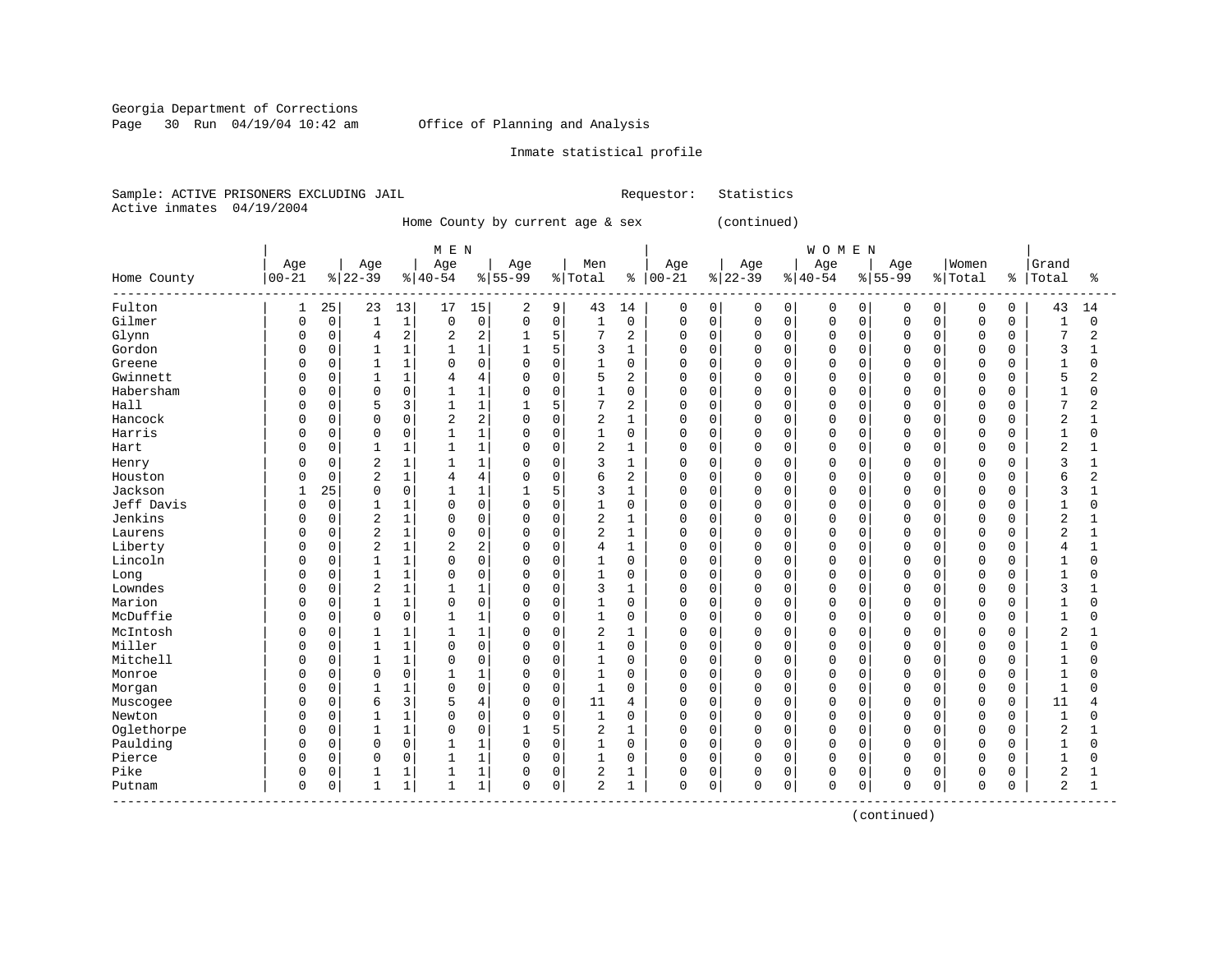Georgia Department of Corrections
Page 30 Run 04/19/04 10:42 am Office of Planning and Analysis

Inmate statistical profile

Sample: ACTIVE PRISONERS EXCLUDING JAIL Requestor: Statistics
Active inmates 04/19/2004

Home County by current age & sex (continued)

| Home County | MEN Age 00-21 | % | Age 22-39 | % | Age 40-54 | % | Age 55-99 | % | Men Total | % | WOMEN Age 00-21 | % | Age 22-39 | % | Age 40-54 | % | Age 55-99 | % | Women Total | % | Grand Total | % |
|---|---|---|---|---|---|---|---|---|---|---|---|---|---|---|---|---|---|---|---|---|---|---|
| Fulton | 1 | 25 | 23 | 13 | 17 | 15 | 2 | 9 | 43 | 14 | 0 | 0 | 0 | 0 | 0 | 0 | 0 | 0 | 0 | 0 | 43 | 14 |
| Gilmer | 0 | 0 | 1 | 1 | 0 | 0 | 0 | 0 | 1 | 0 | 0 | 0 | 0 | 0 | 0 | 0 | 0 | 0 | 0 | 0 | 1 | 0 |
| Glynn | 0 | 0 | 4 | 2 | 2 | 2 | 1 | 5 | 7 | 2 | 0 | 0 | 0 | 0 | 0 | 0 | 0 | 0 | 0 | 0 | 7 | 2 |
| Gordon | 0 | 0 | 1 | 1 | 1 | 1 | 1 | 5 | 3 | 1 | 0 | 0 | 0 | 0 | 0 | 0 | 0 | 0 | 0 | 0 | 3 | 1 |
| Greene | 0 | 0 | 1 | 1 | 0 | 0 | 0 | 0 | 1 | 0 | 0 | 0 | 0 | 0 | 0 | 0 | 0 | 0 | 0 | 0 | 1 | 0 |
| Gwinnett | 0 | 0 | 1 | 1 | 4 | 4 | 0 | 0 | 5 | 2 | 0 | 0 | 0 | 0 | 0 | 0 | 0 | 0 | 0 | 0 | 5 | 2 |
| Habersham | 0 | 0 | 0 | 0 | 1 | 1 | 0 | 0 | 1 | 0 | 0 | 0 | 0 | 0 | 0 | 0 | 0 | 0 | 0 | 0 | 1 | 0 |
| Hall | 0 | 0 | 5 | 3 | 1 | 1 | 1 | 5 | 7 | 2 | 0 | 0 | 0 | 0 | 0 | 0 | 0 | 0 | 0 | 0 | 7 | 2 |
| Hancock | 0 | 0 | 0 | 0 | 2 | 2 | 0 | 0 | 2 | 1 | 0 | 0 | 0 | 0 | 0 | 0 | 0 | 0 | 0 | 0 | 2 | 1 |
| Harris | 0 | 0 | 0 | 0 | 1 | 1 | 0 | 0 | 1 | 0 | 0 | 0 | 0 | 0 | 0 | 0 | 0 | 0 | 0 | 0 | 1 | 0 |
| Hart | 0 | 0 | 1 | 1 | 1 | 1 | 0 | 0 | 2 | 1 | 0 | 0 | 0 | 0 | 0 | 0 | 0 | 0 | 0 | 0 | 2 | 1 |
| Henry | 0 | 0 | 2 | 1 | 1 | 1 | 0 | 0 | 3 | 1 | 0 | 0 | 0 | 0 | 0 | 0 | 0 | 0 | 0 | 0 | 3 | 1 |
| Houston | 0 | 0 | 2 | 1 | 4 | 4 | 0 | 0 | 6 | 2 | 0 | 0 | 0 | 0 | 0 | 0 | 0 | 0 | 0 | 0 | 6 | 2 |
| Jackson | 1 | 25 | 0 | 0 | 1 | 1 | 1 | 5 | 3 | 1 | 0 | 0 | 0 | 0 | 0 | 0 | 0 | 0 | 0 | 0 | 3 | 1 |
| Jeff Davis | 0 | 0 | 1 | 1 | 0 | 0 | 0 | 0 | 1 | 0 | 0 | 0 | 0 | 0 | 0 | 0 | 0 | 0 | 0 | 0 | 1 | 0 |
| Jenkins | 0 | 0 | 2 | 1 | 0 | 0 | 0 | 0 | 2 | 1 | 0 | 0 | 0 | 0 | 0 | 0 | 0 | 0 | 0 | 0 | 2 | 1 |
| Laurens | 0 | 0 | 2 | 1 | 0 | 0 | 0 | 0 | 2 | 1 | 0 | 0 | 0 | 0 | 0 | 0 | 0 | 0 | 0 | 0 | 2 | 1 |
| Liberty | 0 | 0 | 2 | 1 | 2 | 2 | 0 | 0 | 4 | 1 | 0 | 0 | 0 | 0 | 0 | 0 | 0 | 0 | 0 | 0 | 4 | 1 |
| Lincoln | 0 | 0 | 1 | 1 | 0 | 0 | 0 | 0 | 1 | 0 | 0 | 0 | 0 | 0 | 0 | 0 | 0 | 0 | 0 | 0 | 1 | 0 |
| Long | 0 | 0 | 1 | 1 | 0 | 0 | 0 | 0 | 1 | 0 | 0 | 0 | 0 | 0 | 0 | 0 | 0 | 0 | 0 | 0 | 1 | 0 |
| Lowndes | 0 | 0 | 2 | 1 | 1 | 1 | 0 | 0 | 3 | 1 | 0 | 0 | 0 | 0 | 0 | 0 | 0 | 0 | 0 | 0 | 3 | 1 |
| Marion | 0 | 0 | 1 | 1 | 0 | 0 | 0 | 0 | 1 | 0 | 0 | 0 | 0 | 0 | 0 | 0 | 0 | 0 | 0 | 0 | 1 | 0 |
| McDuffie | 0 | 0 | 0 | 0 | 1 | 1 | 0 | 0 | 1 | 0 | 0 | 0 | 0 | 0 | 0 | 0 | 0 | 0 | 0 | 0 | 1 | 0 |
| McIntosh | 0 | 0 | 1 | 1 | 1 | 1 | 0 | 0 | 2 | 1 | 0 | 0 | 0 | 0 | 0 | 0 | 0 | 0 | 0 | 0 | 2 | 1 |
| Miller | 0 | 0 | 1 | 1 | 0 | 0 | 0 | 0 | 1 | 0 | 0 | 0 | 0 | 0 | 0 | 0 | 0 | 0 | 0 | 0 | 1 | 0 |
| Mitchell | 0 | 0 | 1 | 1 | 0 | 0 | 0 | 0 | 1 | 0 | 0 | 0 | 0 | 0 | 0 | 0 | 0 | 0 | 0 | 0 | 1 | 0 |
| Monroe | 0 | 0 | 0 | 0 | 1 | 1 | 0 | 0 | 1 | 0 | 0 | 0 | 0 | 0 | 0 | 0 | 0 | 0 | 0 | 0 | 1 | 0 |
| Morgan | 0 | 0 | 1 | 1 | 0 | 0 | 0 | 0 | 1 | 0 | 0 | 0 | 0 | 0 | 0 | 0 | 0 | 0 | 0 | 0 | 1 | 0 |
| Muscogee | 0 | 0 | 6 | 3 | 5 | 4 | 0 | 0 | 11 | 4 | 0 | 0 | 0 | 0 | 0 | 0 | 0 | 0 | 0 | 0 | 11 | 4 |
| Newton | 0 | 0 | 1 | 1 | 0 | 0 | 0 | 0 | 1 | 0 | 0 | 0 | 0 | 0 | 0 | 0 | 0 | 0 | 0 | 0 | 1 | 0 |
| Oglethorpe | 0 | 0 | 1 | 1 | 0 | 0 | 1 | 5 | 2 | 1 | 0 | 0 | 0 | 0 | 0 | 0 | 0 | 0 | 0 | 0 | 2 | 1 |
| Paulding | 0 | 0 | 0 | 0 | 1 | 1 | 0 | 0 | 1 | 0 | 0 | 0 | 0 | 0 | 0 | 0 | 0 | 0 | 0 | 0 | 1 | 0 |
| Pierce | 0 | 0 | 0 | 0 | 1 | 1 | 0 | 0 | 1 | 0 | 0 | 0 | 0 | 0 | 0 | 0 | 0 | 0 | 0 | 0 | 1 | 0 |
| Pike | 0 | 0 | 1 | 1 | 1 | 1 | 0 | 0 | 2 | 1 | 0 | 0 | 0 | 0 | 0 | 0 | 0 | 0 | 0 | 0 | 2 | 1 |
| Putnam | 0 | 0 | 1 | 1 | 1 | 1 | 0 | 0 | 2 | 1 | 0 | 0 | 0 | 0 | 0 | 0 | 0 | 0 | 0 | 0 | 2 | 1 |

(continued)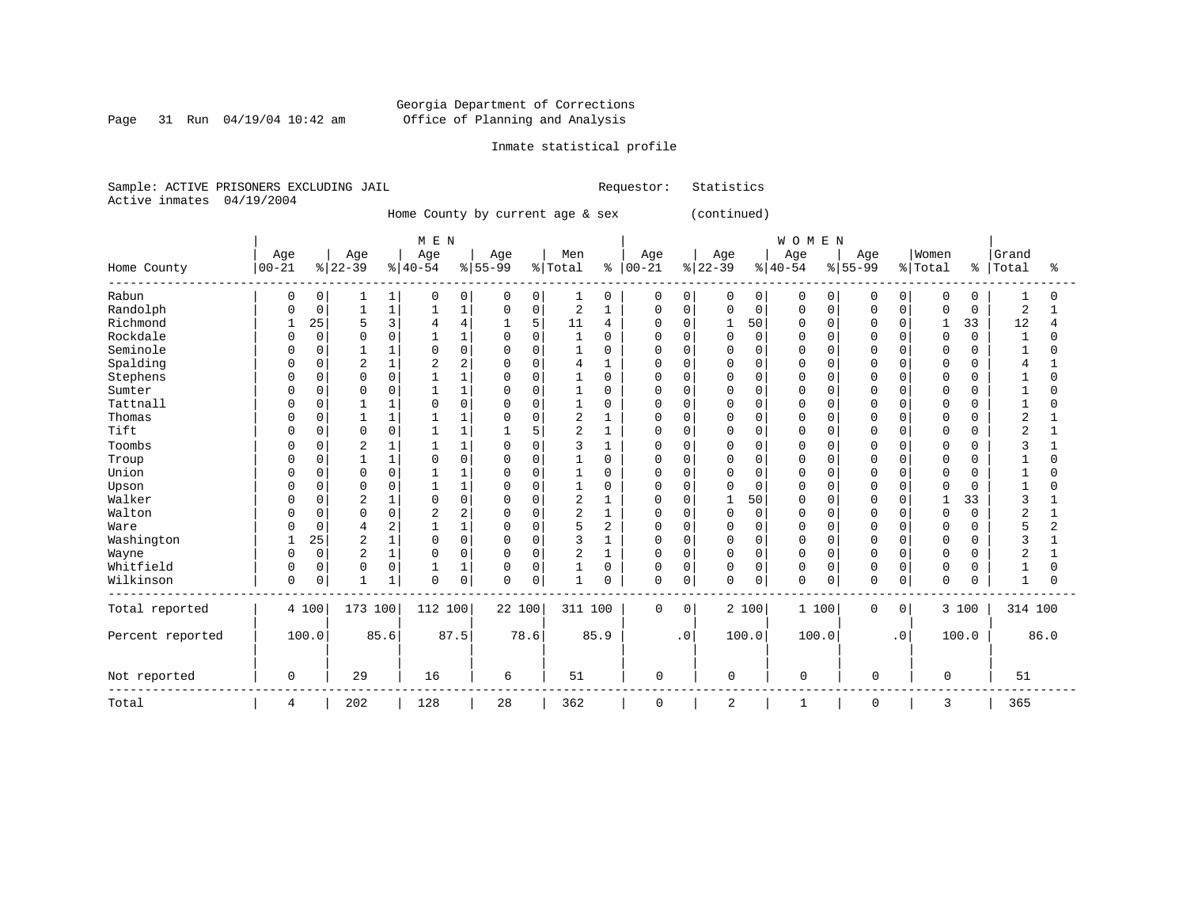Georgia Department of Corrections
Office of Planning and Analysis

Inmate statistical profile

Sample: ACTIVE PRISONERS EXCLUDING JAIL                Requestor: Statistics
Active inmates 04/19/2004

Home County by current age & sex (continued)

| Home County | MEN Age 00-21 | % | Age 22-39 | % | Age 40-54 | % | Age 55-99 | % | Men Total | % | WOMEN Age 00-21 | % | Age 22-39 | % | Age 40-54 | % | Age 55-99 | % | Women Total | % | Grand Total | % |
|---|---|---|---|---|---|---|---|---|---|---|---|---|---|---|---|---|---|---|---|---|---|---|
| Rabun | 0 | 0 | 1 | 1 | 0 | 0 | 0 | 0 | 1 | 0 | 0 | 0 | 0 | 0 | 0 | 0 | 0 | 0 | 0 | 0 | 1 | 0 |
| Randolph | 0 | 0 | 1 | 1 | 1 | 1 | 0 | 0 | 2 | 1 | 0 | 0 | 0 | 0 | 0 | 0 | 0 | 0 | 0 | 0 | 2 | 1 |
| Richmond | 1 | 25 | 5 | 3 | 4 | 4 | 1 | 5 | 11 | 4 | 0 | 0 | 1 | 50 | 0 | 0 | 0 | 0 | 1 | 33 | 12 | 4 |
| Rockdale | 0 | 0 | 0 | 0 | 1 | 1 | 0 | 0 | 1 | 0 | 0 | 0 | 0 | 0 | 0 | 0 | 0 | 0 | 0 | 0 | 1 | 0 |
| Seminole | 0 | 0 | 1 | 1 | 0 | 0 | 0 | 0 | 1 | 0 | 0 | 0 | 0 | 0 | 0 | 0 | 0 | 0 | 0 | 0 | 1 | 0 |
| Spalding | 0 | 0 | 2 | 1 | 2 | 2 | 0 | 0 | 4 | 1 | 0 | 0 | 0 | 0 | 0 | 0 | 0 | 0 | 0 | 0 | 4 | 1 |
| Stephens | 0 | 0 | 0 | 0 | 1 | 1 | 0 | 0 | 1 | 0 | 0 | 0 | 0 | 0 | 0 | 0 | 0 | 0 | 0 | 0 | 1 | 0 |
| Sumter | 0 | 0 | 0 | 0 | 1 | 1 | 0 | 0 | 1 | 0 | 0 | 0 | 0 | 0 | 0 | 0 | 0 | 0 | 0 | 0 | 1 | 0 |
| Tattnall | 0 | 0 | 1 | 1 | 0 | 0 | 0 | 0 | 1 | 0 | 0 | 0 | 0 | 0 | 0 | 0 | 0 | 0 | 0 | 0 | 1 | 0 |
| Thomas | 0 | 0 | 1 | 1 | 1 | 1 | 0 | 0 | 2 | 1 | 0 | 0 | 0 | 0 | 0 | 0 | 0 | 0 | 0 | 0 | 2 | 1 |
| Tift | 0 | 0 | 0 | 0 | 1 | 1 | 1 | 5 | 2 | 1 | 0 | 0 | 0 | 0 | 0 | 0 | 0 | 0 | 0 | 0 | 2 | 1 |
| Toombs | 0 | 0 | 2 | 1 | 1 | 1 | 0 | 0 | 3 | 1 | 0 | 0 | 0 | 0 | 0 | 0 | 0 | 0 | 0 | 0 | 3 | 1 |
| Troup | 0 | 0 | 1 | 1 | 0 | 0 | 0 | 0 | 1 | 0 | 0 | 0 | 0 | 0 | 0 | 0 | 0 | 0 | 0 | 0 | 1 | 0 |
| Union | 0 | 0 | 0 | 0 | 1 | 1 | 0 | 0 | 1 | 0 | 0 | 0 | 0 | 0 | 0 | 0 | 0 | 0 | 0 | 0 | 1 | 0 |
| Upson | 0 | 0 | 0 | 0 | 1 | 1 | 0 | 0 | 1 | 0 | 0 | 0 | 0 | 0 | 0 | 0 | 0 | 0 | 0 | 0 | 1 | 0 |
| Walker | 0 | 0 | 2 | 1 | 0 | 0 | 0 | 0 | 2 | 1 | 0 | 0 | 1 | 50 | 0 | 0 | 0 | 0 | 1 | 33 | 3 | 1 |
| Walton | 0 | 0 | 0 | 0 | 2 | 2 | 0 | 0 | 2 | 1 | 0 | 0 | 0 | 0 | 0 | 0 | 0 | 0 | 0 | 0 | 2 | 1 |
| Ware | 0 | 0 | 4 | 2 | 1 | 1 | 0 | 0 | 5 | 2 | 0 | 0 | 0 | 0 | 0 | 0 | 0 | 0 | 0 | 0 | 5 | 2 |
| Washington | 1 | 25 | 2 | 1 | 0 | 0 | 0 | 0 | 3 | 1 | 0 | 0 | 0 | 0 | 0 | 0 | 0 | 0 | 0 | 0 | 3 | 1 |
| Wayne | 0 | 0 | 2 | 1 | 0 | 0 | 0 | 0 | 2 | 1 | 0 | 0 | 0 | 0 | 0 | 0 | 0 | 0 | 0 | 0 | 2 | 1 |
| Whitfield | 0 | 0 | 0 | 0 | 1 | 1 | 0 | 0 | 1 | 0 | 0 | 0 | 0 | 0 | 0 | 0 | 0 | 0 | 0 | 0 | 1 | 0 |
| Wilkinson | 0 | 0 | 1 | 1 | 0 | 0 | 0 | 0 | 1 | 0 | 0 | 0 | 0 | 0 | 0 | 0 | 0 | 0 | 0 | 0 | 1 | 0 |
| Total reported | 4 | 100 | 173 | 100 | 112 | 100 | 22 | 100 | 311 | 100 | 0 | 0 | 2 | 100 | 1 | 100 | 0 | 0 | 3 | 100 | 314 | 100 |
| Percent reported | | 100.0 | | 85.6 | | 87.5 | | 78.6 | | 85.9 | | .0 | | 100.0 | | 100.0 | | .0 | | 100.0 | | 86.0 |
| Not reported | 0 | | 29 | | 16 | | 6 | | 51 | | 0 | | 0 | | 0 | | 0 | | 0 | | 51 | |
| Total | 4 | | 202 | | 128 | | 28 | | 362 | | 0 | | 2 | | 1 | | 0 | | 3 | | 365 | |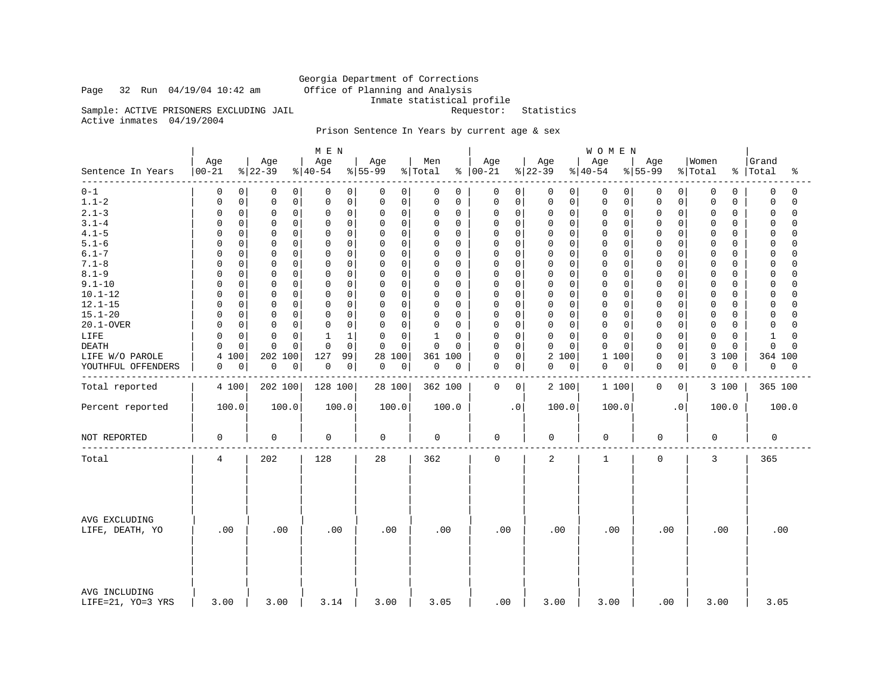Georgia Department of Corrections
Office of Planning and Analysis
Inmate statistical profile

Sample: ACTIVE PRISONERS EXCLUDING JAIL    Requestor: Statistics
Active inmates 04/19/2004

## Prison Sentence In Years by current age & sex

| | MEN | | | | | | | | | | WOMEN | | | | | | | | | | | |
|---|---|---|---|---|---|---|---|---|---|---|---|---|---|---|---|---|---|---|---|---|---|---|
| Sentence In Years | Age 00-21 | % | Age 22-39 | % | Age 40-54 | % | Age 55-99 | % | Men Total | % | Age 00-21 | % | Age 22-39 | % | Age 40-54 | % | Age 55-99 | % | Women Total | % | Grand Total | % |
| 0-1 | 0 | 0 | 0 | 0 | 0 | 0 | 0 | 0 | 0 | 0 | 0 | 0 | 0 | 0 | 0 | 0 | 0 | 0 | 0 | 0 | 0 | 0 |
| 1.1-2 | 0 | 0 | 0 | 0 | 0 | 0 | 0 | 0 | 0 | 0 | 0 | 0 | 0 | 0 | 0 | 0 | 0 | 0 | 0 | 0 | 0 | 0 |
| 2.1-3 | 0 | 0 | 0 | 0 | 0 | 0 | 0 | 0 | 0 | 0 | 0 | 0 | 0 | 0 | 0 | 0 | 0 | 0 | 0 | 0 | 0 | 0 |
| 3.1-4 | 0 | 0 | 0 | 0 | 0 | 0 | 0 | 0 | 0 | 0 | 0 | 0 | 0 | 0 | 0 | 0 | 0 | 0 | 0 | 0 | 0 | 0 |
| 4.1-5 | 0 | 0 | 0 | 0 | 0 | 0 | 0 | 0 | 0 | 0 | 0 | 0 | 0 | 0 | 0 | 0 | 0 | 0 | 0 | 0 | 0 | 0 |
| 5.1-6 | 0 | 0 | 0 | 0 | 0 | 0 | 0 | 0 | 0 | 0 | 0 | 0 | 0 | 0 | 0 | 0 | 0 | 0 | 0 | 0 | 0 | 0 |
| 6.1-7 | 0 | 0 | 0 | 0 | 0 | 0 | 0 | 0 | 0 | 0 | 0 | 0 | 0 | 0 | 0 | 0 | 0 | 0 | 0 | 0 | 0 | 0 |
| 7.1-8 | 0 | 0 | 0 | 0 | 0 | 0 | 0 | 0 | 0 | 0 | 0 | 0 | 0 | 0 | 0 | 0 | 0 | 0 | 0 | 0 | 0 | 0 |
| 8.1-9 | 0 | 0 | 0 | 0 | 0 | 0 | 0 | 0 | 0 | 0 | 0 | 0 | 0 | 0 | 0 | 0 | 0 | 0 | 0 | 0 | 0 | 0 |
| 9.1-10 | 0 | 0 | 0 | 0 | 0 | 0 | 0 | 0 | 0 | 0 | 0 | 0 | 0 | 0 | 0 | 0 | 0 | 0 | 0 | 0 | 0 | 0 |
| 10.1-12 | 0 | 0 | 0 | 0 | 0 | 0 | 0 | 0 | 0 | 0 | 0 | 0 | 0 | 0 | 0 | 0 | 0 | 0 | 0 | 0 | 0 | 0 |
| 12.1-15 | 0 | 0 | 0 | 0 | 0 | 0 | 0 | 0 | 0 | 0 | 0 | 0 | 0 | 0 | 0 | 0 | 0 | 0 | 0 | 0 | 0 | 0 |
| 15.1-20 | 0 | 0 | 0 | 0 | 0 | 0 | 0 | 0 | 0 | 0 | 0 | 0 | 0 | 0 | 0 | 0 | 0 | 0 | 0 | 0 | 0 | 0 |
| 20.1-OVER | 0 | 0 | 0 | 0 | 0 | 0 | 0 | 0 | 0 | 0 | 0 | 0 | 0 | 0 | 0 | 0 | 0 | 0 | 0 | 0 | 0 | 0 |
| LIFE | 0 | 0 | 0 | 0 | 1 | 1 | 0 | 0 | 1 | 0 | 0 | 0 | 0 | 0 | 0 | 0 | 0 | 0 | 0 | 0 | 1 | 0 |
| DEATH | 0 | 0 | 0 | 0 | 0 | 0 | 0 | 0 | 0 | 0 | 0 | 0 | 0 | 0 | 0 | 0 | 0 | 0 | 0 | 0 | 0 | 0 |
| LIFE W/O PAROLE | 4 | 100 | 202 | 100 | 127 | 99 | 28 | 100 | 361 | 100 | 0 | 0 | 2 | 100 | 1 | 100 | 0 | 0 | 3 | 100 | 364 | 100 |
| YOUTHFUL OFFENDERS | 0 | 0 | 0 | 0 | 0 | 0 | 0 | 0 | 0 | 0 | 0 | 0 | 0 | 0 | 0 | 0 | 0 | 0 | 0 | 0 | 0 | 0 |
| Total reported | 4 | 100 | 202 | 100 | 128 | 100 | 28 | 100 | 362 | 100 | 0 | 0 | 2 | 100 | 1 | 100 | 0 | 0 | 3 | 100 | 365 | 100 |
| Percent reported | 100.0 | | 100.0 | | 100.0 | | 100.0 | | 100.0 | | .0 | | 100.0 | | 100.0 | | .0 | | 100.0 | | 100.0 | |
| NOT REPORTED | 0 | | 0 | | 0 | | 0 | | 0 | | 0 | | 0 | | 0 | | 0 | | 0 | | 0 | |
| Total | 4 | | 202 | | 128 | | 28 | | 362 | | 0 | | 2 | | 1 | | 0 | | 3 | | 365 | |
| AVG EXCLUDING LIFE, DEATH, YO | .00 | | .00 | | .00 | | .00 | | .00 | | .00 | | .00 | | .00 | | .00 | | .00 | | .00 | |
| AVG INCLUDING LIFE=21, YO=3 YRS | 3.00 | | 3.00 | | 3.14 | | 3.00 | | 3.05 | | .00 | | 3.00 | | 3.00 | | .00 | | 3.00 | | 3.05 | |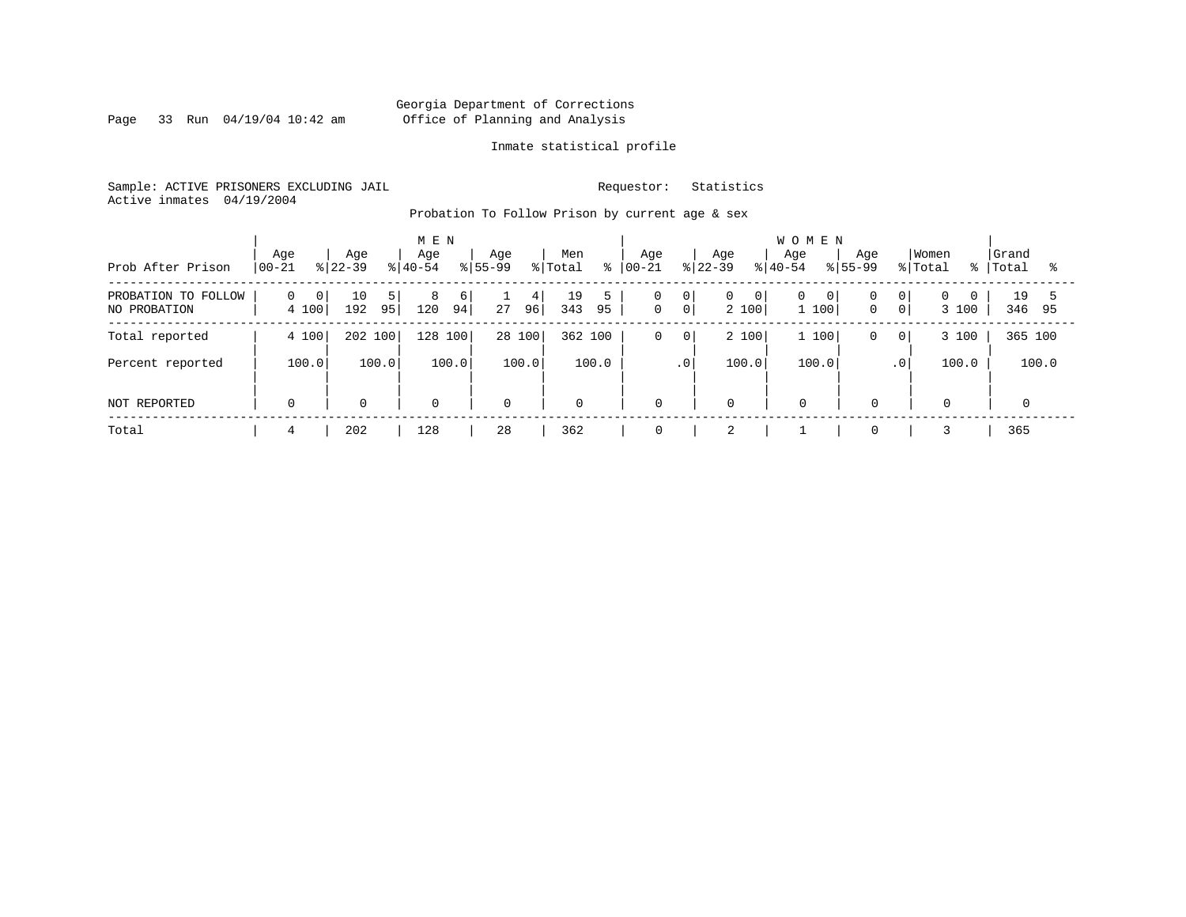Georgia Department of Corrections
Office of Planning and Analysis

Inmate statistical profile

Sample: ACTIVE PRISONERS EXCLUDING JAIL

Requestor: Statistics

Active inmates 04/19/2004

Probation To Follow Prison by current age & sex

| Prob After Prison | MEN Age 00-21 | % | Age 22-39 | % | Age 40-54 | % | Age 55-99 | % | Men Total | % | WOMEN Age 00-21 | % | Age 22-39 | % | Age 40-54 | % | Age 55-99 | % | Women Total | % | Grand Total | % |
|---|---|---|---|---|---|---|---|---|---|---|---|---|---|---|---|---|---|---|---|---|---|---|
| PROBATION TO FOLLOW | 0 | 0 | 10 | 5 | 8 | 6 | 1 | 4 | 19 | 5 | 0 | 0 | 0 | 0 | 0 | 0 | 0 | 0 | 0 | 0 | 19 | 5 |
| NO PROBATION | 4 | 100 | 192 | 95 | 120 | 94 | 27 | 96 | 343 | 95 | 0 | 0 | 2 | 100 | 1 | 100 | 0 | 0 | 3 | 100 | 346 | 95 |
| Total reported | 4 | 100 | 202 | 100 | 128 | 100 | 28 | 100 | 362 | 100 | 0 | 0 | 2 | 100 | 1 | 100 | 0 | 0 | 3 | 100 | 365 | 100 |
| Percent reported | 100.0 | | 100.0 | | 100.0 | | 100.0 | | 100.0 | | .0 | | 100.0 | | 100.0 | | .0 | | 100.0 | | 100.0 | |
| NOT REPORTED | 0 | | 0 | | 0 | | 0 | | 0 | | 0 | | 0 | | 0 | | 0 | | 0 | | 0 | |
| Total | 4 | | 202 | | 128 | | 28 | | 362 | | 0 | | 2 | | 1 | | 0 | | 3 | | 365 | |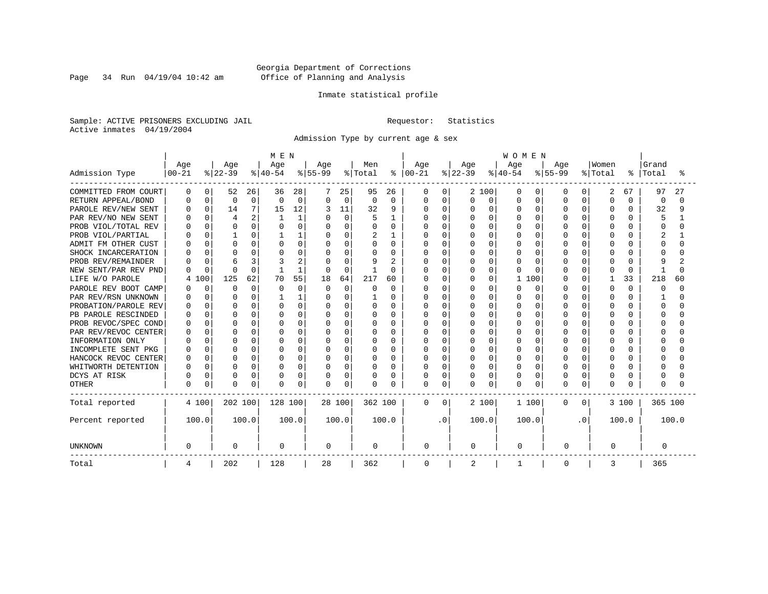Georgia Department of Corrections
Office of Planning and Analysis

Inmate statistical profile

Sample: ACTIVE PRISONERS EXCLUDING JAIL                    Requestor: Statistics
Active inmates 04/19/2004

Admission Type by current age & sex

| Admission Type | MEN Age 00-21 | % | Age 22-39 | % | Age 40-54 | % | Age 55-99 | % | Men Total | % | WOMEN Age 00-21 | % | Age 22-39 | % | Age 40-54 | % | Age 55-99 | % | Women Total | % | Grand Total | % |
|---|---|---|---|---|---|---|---|---|---|---|---|---|---|---|---|---|---|---|---|---|---|---|
| COMMITTED FROM COURT | 0 | 0 | 52 | 26 | 36 | 28 | 7 | 25 | 95 | 26 | 0 | 0 | 2 | 100 | 0 | 0 | 0 | 0 | 2 | 67 | 97 | 27 |
| RETURN APPEAL/BOND | 0 | 0 | 0 | 0 | 0 | 0 | 0 | 0 | 0 | 0 | 0 | 0 | 0 | 0 | 0 | 0 | 0 | 0 | 0 | 0 | 0 | 0 |
| PAROLE REV/NEW SENT | 0 | 0 | 14 | 7 | 15 | 12 | 3 | 11 | 32 | 9 | 0 | 0 | 0 | 0 | 0 | 0 | 0 | 0 | 0 | 0 | 32 | 9 |
| PAR REV/NO NEW SENT | 0 | 0 | 4 | 2 | 1 | 1 | 0 | 0 | 5 | 1 | 0 | 0 | 0 | 0 | 0 | 0 | 0 | 0 | 0 | 0 | 5 | 1 |
| PROB VIOL/TOTAL REV | 0 | 0 | 0 | 0 | 0 | 0 | 0 | 0 | 0 | 0 | 0 | 0 | 0 | 0 | 0 | 0 | 0 | 0 | 0 | 0 | 0 | 0 |
| PROB VIOL/PARTIAL | 0 | 0 | 1 | 0 | 1 | 1 | 0 | 0 | 2 | 1 | 0 | 0 | 0 | 0 | 0 | 0 | 0 | 0 | 0 | 0 | 2 | 1 |
| ADMIT FM OTHER CUST | 0 | 0 | 0 | 0 | 0 | 0 | 0 | 0 | 0 | 0 | 0 | 0 | 0 | 0 | 0 | 0 | 0 | 0 | 0 | 0 | 0 | 0 |
| SHOCK INCARCERATION | 0 | 0 | 0 | 0 | 0 | 0 | 0 | 0 | 0 | 0 | 0 | 0 | 0 | 0 | 0 | 0 | 0 | 0 | 0 | 0 | 0 | 0 |
| PROB REV/REMAINDER | 0 | 0 | 6 | 3 | 3 | 2 | 0 | 0 | 9 | 2 | 0 | 0 | 0 | 0 | 0 | 0 | 0 | 0 | 0 | 0 | 9 | 2 |
| NEW SENT/PAR REV PND | 0 | 0 | 0 | 0 | 1 | 1 | 0 | 0 | 1 | 0 | 0 | 0 | 0 | 0 | 0 | 0 | 0 | 0 | 0 | 0 | 1 | 0 |
| LIFE W/O PAROLE | 4 | 100 | 125 | 62 | 70 | 55 | 18 | 64 | 217 | 60 | 0 | 0 | 0 | 0 | 1 | 100 | 0 | 0 | 1 | 33 | 218 | 60 |
| PAROLE REV BOOT CAMP | 0 | 0 | 0 | 0 | 0 | 0 | 0 | 0 | 0 | 0 | 0 | 0 | 0 | 0 | 0 | 0 | 0 | 0 | 0 | 0 | 0 | 0 |
| PAR REV/RSN UNKNOWN | 0 | 0 | 0 | 0 | 1 | 1 | 0 | 0 | 1 | 0 | 0 | 0 | 0 | 0 | 0 | 0 | 0 | 0 | 0 | 0 | 1 | 0 |
| PROBATION/PAROLE REV | 0 | 0 | 0 | 0 | 0 | 0 | 0 | 0 | 0 | 0 | 0 | 0 | 0 | 0 | 0 | 0 | 0 | 0 | 0 | 0 | 0 | 0 |
| PB PAROLE RESCINDED | 0 | 0 | 0 | 0 | 0 | 0 | 0 | 0 | 0 | 0 | 0 | 0 | 0 | 0 | 0 | 0 | 0 | 0 | 0 | 0 | 0 | 0 |
| PROB REVOC/SPEC COND | 0 | 0 | 0 | 0 | 0 | 0 | 0 | 0 | 0 | 0 | 0 | 0 | 0 | 0 | 0 | 0 | 0 | 0 | 0 | 0 | 0 | 0 |
| PAR REV/REVOC CENTER | 0 | 0 | 0 | 0 | 0 | 0 | 0 | 0 | 0 | 0 | 0 | 0 | 0 | 0 | 0 | 0 | 0 | 0 | 0 | 0 | 0 | 0 |
| INFORMATION ONLY | 0 | 0 | 0 | 0 | 0 | 0 | 0 | 0 | 0 | 0 | 0 | 0 | 0 | 0 | 0 | 0 | 0 | 0 | 0 | 0 | 0 | 0 |
| INCOMPLETE SENT PKG | 0 | 0 | 0 | 0 | 0 | 0 | 0 | 0 | 0 | 0 | 0 | 0 | 0 | 0 | 0 | 0 | 0 | 0 | 0 | 0 | 0 | 0 |
| HANCOCK REVOC CENTER | 0 | 0 | 0 | 0 | 0 | 0 | 0 | 0 | 0 | 0 | 0 | 0 | 0 | 0 | 0 | 0 | 0 | 0 | 0 | 0 | 0 | 0 |
| WHITWORTH DETENTION | 0 | 0 | 0 | 0 | 0 | 0 | 0 | 0 | 0 | 0 | 0 | 0 | 0 | 0 | 0 | 0 | 0 | 0 | 0 | 0 | 0 | 0 |
| DCYS AT RISK | 0 | 0 | 0 | 0 | 0 | 0 | 0 | 0 | 0 | 0 | 0 | 0 | 0 | 0 | 0 | 0 | 0 | 0 | 0 | 0 | 0 | 0 |
| OTHER | 0 | 0 | 0 | 0 | 0 | 0 | 0 | 0 | 0 | 0 | 0 | 0 | 0 | 0 | 0 | 0 | 0 | 0 | 0 | 0 | 0 | 0 |
| Total reported | 4 | 100 | 202 | 100 | 128 | 100 | 28 | 100 | 362 | 100 | 0 | 0 | 2 | 100 | 1 | 100 | 0 | 0 | 3 | 100 | 365 | 100 |
| Percent reported | 100.0 | | 100.0 | | 100.0 | | 100.0 | | 100.0 | | .0 | | 100.0 | | 100.0 | | .0 | | 100.0 | | 100.0 | |
| UNKNOWN | 0 | | 0 | | 0 | | 0 | | 0 | | 0 | | 0 | | 0 | | 0 | | 0 | | 0 | |
| Total | 4 | | 202 | | 128 | | 28 | | 362 | | 0 | | 2 | | 1 | | 0 | | 3 | | 365 | |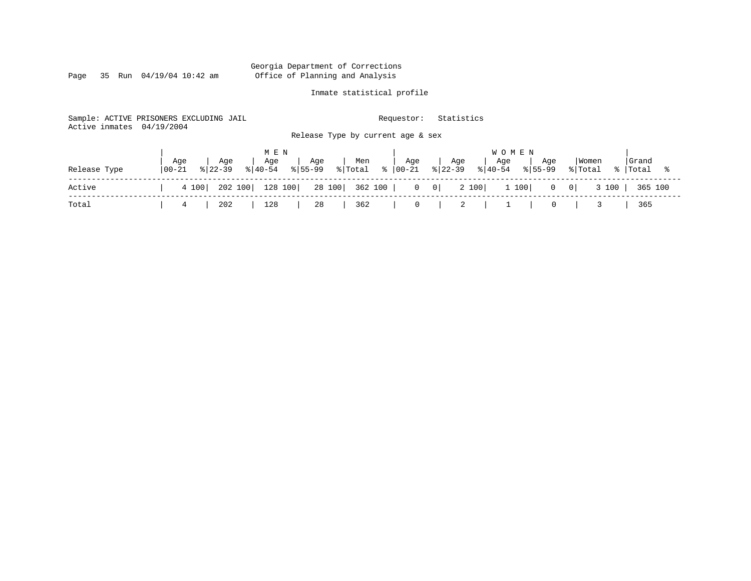Georgia Department of Corrections
Office of Planning and Analysis

Inmate statistical profile

Sample: ACTIVE PRISONERS EXCLUDING JAIL        Requestor: Statistics
Active inmates 04/19/2004

Release Type by current age & sex

| Release Type | MEN Age 00-21 | % | Age 22-39 | % | Age 40-54 | % | Age 55-99 | % | Men Total | % | WOMEN Age 00-21 | % | Age 22-39 | % | Age 40-54 | % | Age 55-99 | % | Women Total | % | Grand Total | % |
|---|---|---|---|---|---|---|---|---|---|---|---|---|---|---|---|---|---|---|---|---|---|---|
| Active | 4 | 100 | 202 | 100 | 128 | 100 | 28 | 100 | 362 | 100 | 0 | 0 | 2 | 100 | 1 | 100 | 0 | 0 | 3 | 100 | 365 | 100 |
| Total | 4 | | 202 | | 128 | | 28 | | 362 | | 0 | | 2 | | 1 | | 0 | | 3 | | 365 | |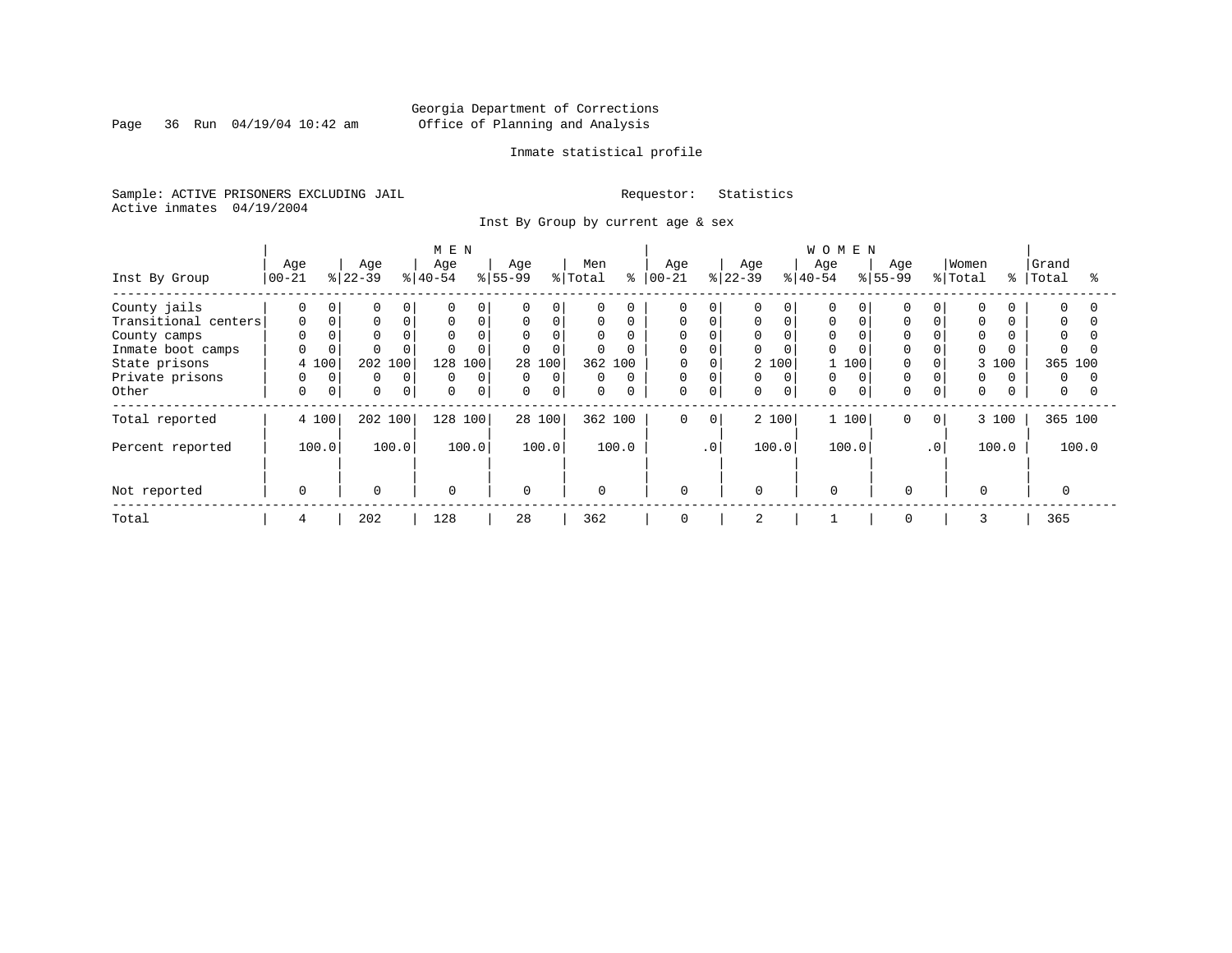Georgia Department of Corrections
Office of Planning and Analysis

Inmate statistical profile

Sample: ACTIVE PRISONERS EXCLUDING JAIL

Requestor: Statistics

Active inmates 04/19/2004

Inst By Group by current age & sex

| Inst By Group | MEN Age 00-21 | % | Age 22-39 | % | Age 40-54 | % | Age 55-99 | % | Men Total | % | WOMEN Age 00-21 | % | Age 22-39 | % | Age 40-54 | % | Age 55-99 | % | Women Total | % | Grand Total | % |
|---|---|---|---|---|---|---|---|---|---|---|---|---|---|---|---|---|---|---|---|---|---|---|
| County jails | 0 | 0 | 0 | 0 | 0 | 0 | 0 | 0 | 0 | 0 | 0 | 0 | 0 | 0 | 0 | 0 | 0 | 0 | 0 | 0 | 0 | 0 |
| Transitional centers | 0 | 0 | 0 | 0 | 0 | 0 | 0 | 0 | 0 | 0 | 0 | 0 | 0 | 0 | 0 | 0 | 0 | 0 | 0 | 0 | 0 | 0 |
| County camps | 0 | 0 | 0 | 0 | 0 | 0 | 0 | 0 | 0 | 0 | 0 | 0 | 0 | 0 | 0 | 0 | 0 | 0 | 0 | 0 | 0 | 0 |
| Inmate boot camps | 0 | 0 | 0 | 0 | 0 | 0 | 0 | 0 | 0 | 0 | 0 | 0 | 0 | 0 | 0 | 0 | 0 | 0 | 0 | 0 | 0 | 0 |
| State prisons | 4 | 100 | 202 | 100 | 128 | 100 | 28 | 100 | 362 | 100 | 0 | 0 | 2 | 100 | 1 | 100 | 0 | 0 | 3 | 100 | 365 | 100 |
| Private prisons | 0 | 0 | 0 | 0 | 0 | 0 | 0 | 0 | 0 | 0 | 0 | 0 | 0 | 0 | 0 | 0 | 0 | 0 | 0 | 0 | 0 | 0 |
| Other | 0 | 0 | 0 | 0 | 0 | 0 | 0 | 0 | 0 | 0 | 0 | 0 | 0 | 0 | 0 | 0 | 0 | 0 | 0 | 0 | 0 | 0 |
| Total reported | 4 | 100 | 202 | 100 | 128 | 100 | 28 | 100 | 362 | 100 | 0 | 0 | 2 | 100 | 1 | 100 | 0 | 0 | 3 | 100 | 365 | 100 |
| Percent reported | 100.0 | | 100.0 | | 100.0 | | 100.0 | | 100.0 | | .0 | | 100.0 | | 100.0 | | .0 | | 100.0 | | 100.0 | |
| Not reported | 0 | | 0 | | 0 | | 0 | | 0 | | 0 | | 0 | | 0 | | 0 | | 0 | | 0 | |
| Total | 4 | | 202 | | 128 | | 28 | | 362 | | 0 | | 2 | | 1 | | 0 | | 3 | | 365 | |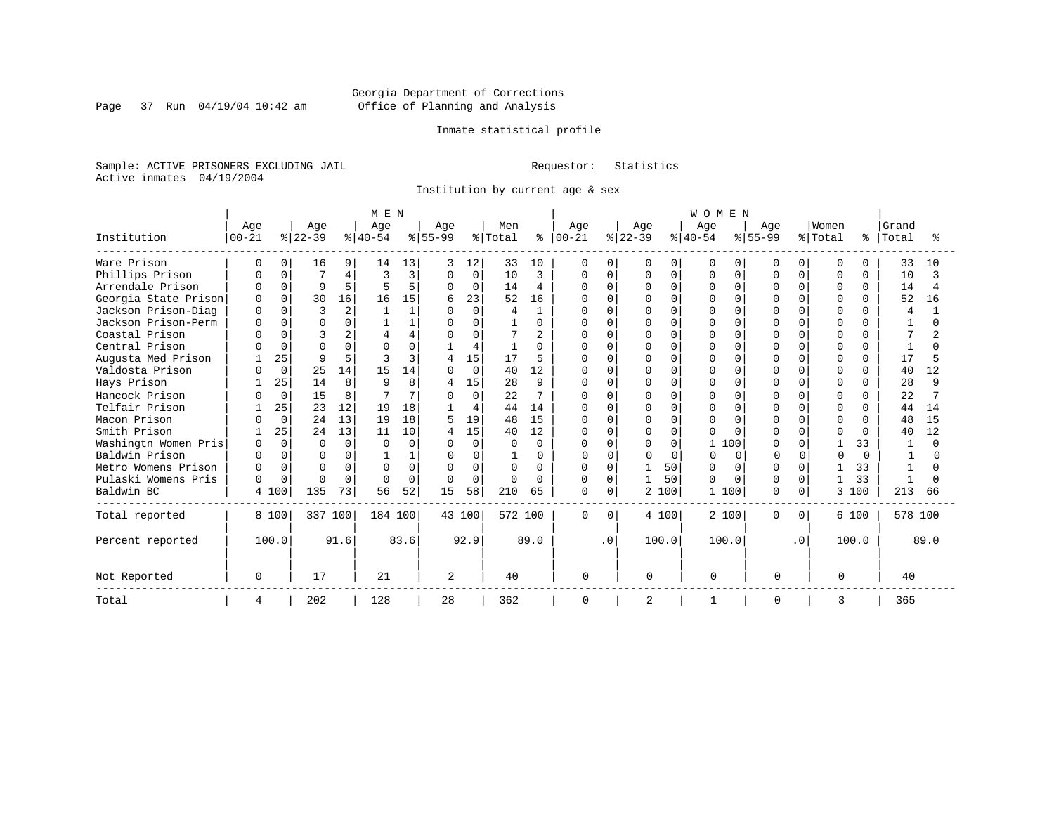Georgia Department of Corrections
Office of Planning and Analysis

Inmate statistical profile

Sample: ACTIVE PRISONERS EXCLUDING JAIL    Requestor: Statistics
Active inmates 04/19/2004

Institution by current age & sex

| Institution | MEN Age 00-21 | % | Age 22-39 | % | Age 40-54 | % | Age 55-99 | % | Men Total | % | WOMEN Age 00-21 | % | Age 22-39 | % | Age 40-54 | % | Age 55-99 | % | Women Total | % | Grand Total | % |
|---|---|---|---|---|---|---|---|---|---|---|---|---|---|---|---|---|---|---|---|---|---|---|
| Ware Prison | 0 | 0 | 16 | 9 | 14 | 13 | 3 | 12 | 33 | 10 | 0 | 0 | 0 | 0 | 0 | 0 | 0 | 0 | 0 | 0 | 33 | 10 |
| Phillips Prison | 0 | 0 | 7 | 4 | 3 | 3 | 0 | 0 | 10 | 3 | 0 | 0 | 0 | 0 | 0 | 0 | 0 | 0 | 0 | 0 | 10 | 3 |
| Arrendale Prison | 0 | 0 | 9 | 5 | 5 | 5 | 0 | 0 | 14 | 4 | 0 | 0 | 0 | 0 | 0 | 0 | 0 | 0 | 0 | 0 | 14 | 4 |
| Georgia State Prison | 0 | 0 | 30 | 16 | 16 | 15 | 6 | 23 | 52 | 16 | 0 | 0 | 0 | 0 | 0 | 0 | 0 | 0 | 0 | 0 | 52 | 16 |
| Jackson Prison-Diag | 0 | 0 | 3 | 2 | 1 | 1 | 0 | 0 | 4 | 1 | 0 | 0 | 0 | 0 | 0 | 0 | 0 | 0 | 0 | 0 | 4 | 1 |
| Jackson Prison-Perm | 0 | 0 | 0 | 0 | 1 | 1 | 0 | 0 | 1 | 0 | 0 | 0 | 0 | 0 | 0 | 0 | 0 | 0 | 0 | 0 | 1 | 0 |
| Coastal Prison | 0 | 0 | 3 | 2 | 4 | 4 | 0 | 0 | 7 | 2 | 0 | 0 | 0 | 0 | 0 | 0 | 0 | 0 | 0 | 0 | 7 | 2 |
| Central Prison | 0 | 0 | 0 | 0 | 0 | 0 | 1 | 4 | 1 | 0 | 0 | 0 | 0 | 0 | 0 | 0 | 0 | 0 | 0 | 0 | 1 | 0 |
| Augusta Med Prison | 1 | 25 | 9 | 5 | 3 | 3 | 4 | 15 | 17 | 5 | 0 | 0 | 0 | 0 | 0 | 0 | 0 | 0 | 0 | 0 | 17 | 5 |
| Valdosta Prison | 0 | 0 | 25 | 14 | 15 | 14 | 0 | 0 | 40 | 12 | 0 | 0 | 0 | 0 | 0 | 0 | 0 | 0 | 0 | 0 | 40 | 12 |
| Hays Prison | 1 | 25 | 14 | 8 | 9 | 8 | 4 | 15 | 28 | 9 | 0 | 0 | 0 | 0 | 0 | 0 | 0 | 0 | 0 | 0 | 28 | 9 |
| Hancock Prison | 0 | 0 | 15 | 8 | 7 | 7 | 0 | 0 | 22 | 7 | 0 | 0 | 0 | 0 | 0 | 0 | 0 | 0 | 0 | 0 | 22 | 7 |
| Telfair Prison | 1 | 25 | 23 | 12 | 19 | 18 | 1 | 4 | 44 | 14 | 0 | 0 | 0 | 0 | 0 | 0 | 0 | 0 | 0 | 0 | 44 | 14 |
| Macon Prison | 0 | 0 | 24 | 13 | 19 | 18 | 5 | 19 | 48 | 15 | 0 | 0 | 0 | 0 | 0 | 0 | 0 | 0 | 0 | 0 | 48 | 15 |
| Smith Prison | 1 | 25 | 24 | 13 | 11 | 10 | 4 | 15 | 40 | 12 | 0 | 0 | 0 | 0 | 0 | 0 | 0 | 0 | 0 | 0 | 40 | 12 |
| Washingtn Women Pris | 0 | 0 | 0 | 0 | 0 | 0 | 0 | 0 | 0 | 0 | 0 | 0 | 0 | 0 | 1 | 100 | 0 | 0 | 1 | 33 | 1 | 0 |
| Baldwin Prison | 0 | 0 | 0 | 0 | 1 | 1 | 0 | 0 | 1 | 0 | 0 | 0 | 0 | 0 | 0 | 0 | 0 | 0 | 0 | 0 | 1 | 0 |
| Metro Womens Prison | 0 | 0 | 0 | 0 | 0 | 0 | 0 | 0 | 0 | 0 | 0 | 0 | 1 | 50 | 0 | 0 | 0 | 0 | 1 | 33 | 1 | 0 |
| Pulaski Womens Pris | 0 | 0 | 0 | 0 | 0 | 0 | 0 | 0 | 0 | 0 | 0 | 0 | 1 | 50 | 0 | 0 | 0 | 0 | 1 | 33 | 1 | 0 |
| Baldwin BC | 4 | 100 | 135 | 73 | 56 | 52 | 15 | 58 | 210 | 65 | 0 | 0 | 2 | 100 | 1 | 100 | 0 | 0 | 3 | 100 | 213 | 66 |
| Total reported | 8 | 100 | 337 | 100 | 184 | 100 | 43 | 100 | 572 | 100 | 0 | 0 | 4 | 100 | 2 | 100 | 0 | 0 | 6 | 100 | 578 | 100 |
| Percent reported | 100.0 | | 91.6 | | 83.6 | | 92.9 | | 89.0 | | .0 | | 100.0 | | 100.0 | | .0 | | 100.0 | | 89.0 | |
| Not Reported | 0 | | 17 | | 21 | | 2 | | 40 | | 0 | | 0 | | 0 | | 0 | | 0 | | 40 | |
| Total | 4 | | 202 | | 128 | | 28 | | 362 | | 0 | | 2 | | 1 | | 0 | | 3 | | 365 | |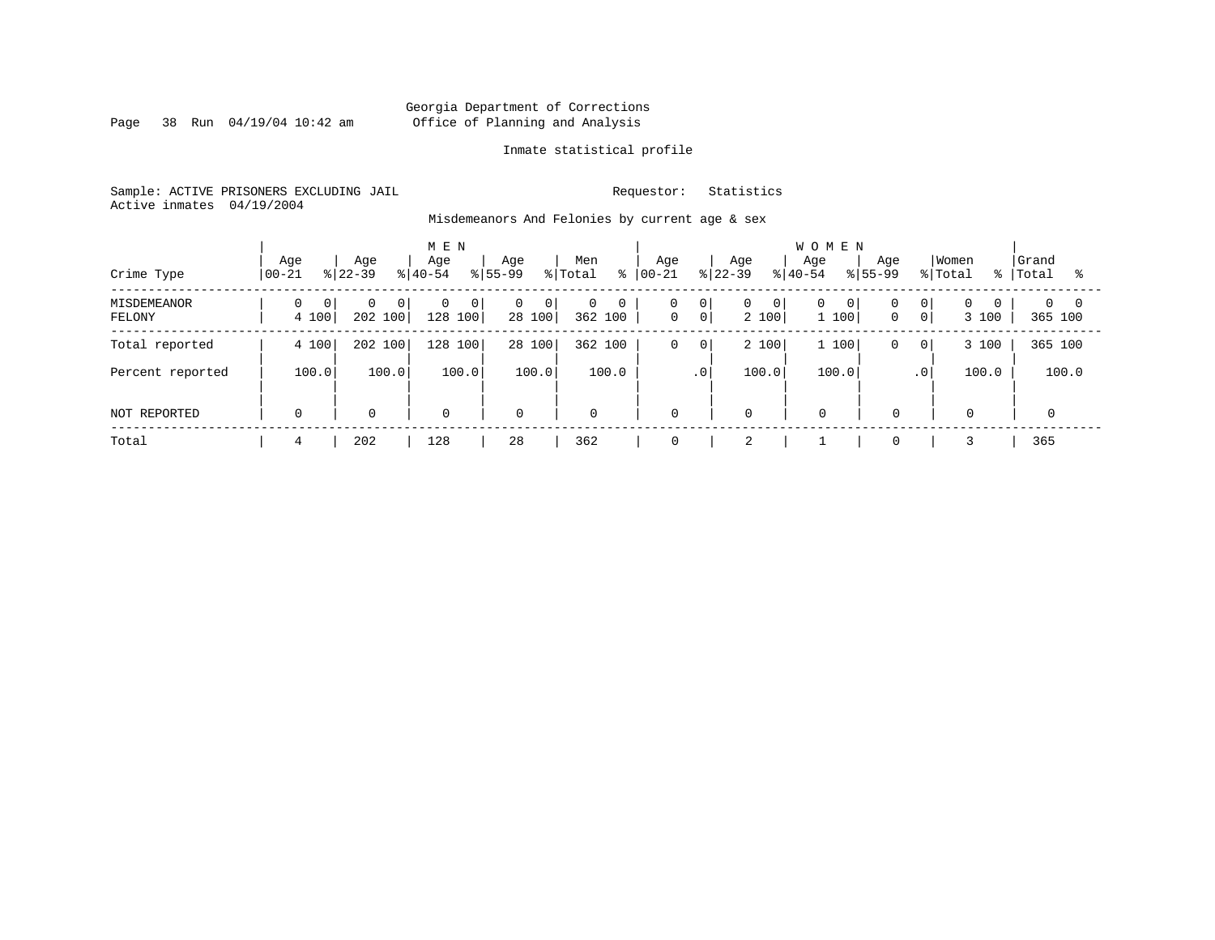Georgia Department of Corrections
Office of Planning and Analysis

Inmate statistical profile

Sample: ACTIVE PRISONERS EXCLUDING JAIL　　　　Requestor: Statistics
Active inmates 04/19/2004

Misdemeanors And Felonies by current age & sex

| Crime Type | MEN Age 00-21 | % | Age 22-39 | % | Age 40-54 | % | Age 55-99 | % | Men Total | % | WOMEN Age 00-21 | % | Age 22-39 | % | Age 40-54 | % | Age 55-99 | % | Women Total | % | Grand Total | % |
|---|---|---|---|---|---|---|---|---|---|---|---|---|---|---|---|---|---|---|---|---|---|---|
| MISDEMEANOR | 0 | 0 | 0 | 0 | 0 | 0 | 0 | 0 | 0 | 0 | 0 | 0 | 0 | 0 | 0 | 0 | 0 | 0 | 0 | 0 | 0 | 0 |
| FELONY | 4 | 100 | 202 | 100 | 128 | 100 | 28 | 100 | 362 | 100 | 0 | 0 | 2 | 100 | 1 | 100 | 0 | 0 | 3 | 100 | 365 | 100 |
| Total reported | 4 | 100 | 202 | 100 | 128 | 100 | 28 | 100 | 362 | 100 | 0 | 0 | 2 | 100 | 1 | 100 | 0 | 0 | 3 | 100 | 365 | 100 |
| Percent reported | | 100.0 | | 100.0 | | 100.0 | | 100.0 | | 100.0 | | .0 | | 100.0 | | 100.0 | | .0 | | 100.0 | | 100.0 |
| NOT REPORTED | 0 | | 0 | | 0 | | 0 | | 0 | | 0 | | 0 | | 0 | | 0 | | 0 | | 0 | |
| Total | 4 | | 202 | | 128 | | 28 | | 362 | | 0 | | 2 | | 1 | | 0 | | 3 | | 365 | |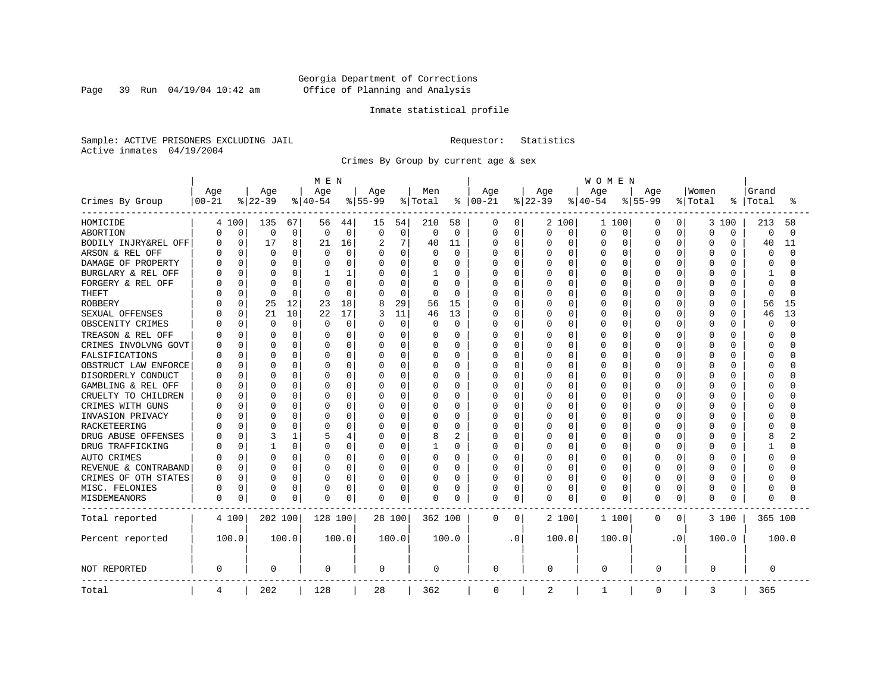Georgia Department of Corrections
Office of Planning and Analysis

Inmate statistical profile

Sample: ACTIVE PRISONERS EXCLUDING JAIL    Requestor: Statistics
Active inmates 04/19/2004

Crimes By Group by current age & sex

| Crimes By Group | MEN Age 00-21 | % | Age 22-39 | % | Age 40-54 | % | Age 55-99 | % | Men Total | % | WOMEN Age 00-21 | % | Age 22-39 | % | Age 40-54 | % | Age 55-99 | % | Women Total | % | Grand Total | % |
|---|---|---|---|---|---|---|---|---|---|---|---|---|---|---|---|---|---|---|---|---|---|---|
| HOMICIDE | 4 | 100 | 135 | 67 | 56 | 44 | 15 | 54 | 210 | 58 | 0 | 0 | 2 | 100 | 1 | 100 | 0 | 0 | 3 | 100 | 213 | 58 |
| ABORTION | 0 | 0 | 0 | 0 | 0 | 0 | 0 | 0 | 0 | 0 | 0 | 0 | 0 | 0 | 0 | 0 | 0 | 0 | 0 | 0 | 0 | 0 |
| BODILY INJRY&REL OFF | 0 | 0 | 17 | 8 | 21 | 16 | 2 | 7 | 40 | 11 | 0 | 0 | 0 | 0 | 0 | 0 | 0 | 0 | 0 | 0 | 40 | 11 |
| ARSON & REL OFF | 0 | 0 | 0 | 0 | 0 | 0 | 0 | 0 | 0 | 0 | 0 | 0 | 0 | 0 | 0 | 0 | 0 | 0 | 0 | 0 | 0 | 0 |
| DAMAGE OF PROPERTY | 0 | 0 | 0 | 0 | 0 | 0 | 0 | 0 | 0 | 0 | 0 | 0 | 0 | 0 | 0 | 0 | 0 | 0 | 0 | 0 | 0 | 0 |
| BURGLARY & REL OFF | 0 | 0 | 0 | 0 | 1 | 1 | 0 | 0 | 1 | 0 | 0 | 0 | 0 | 0 | 0 | 0 | 0 | 0 | 0 | 0 | 1 | 0 |
| FORGERY & REL OFF | 0 | 0 | 0 | 0 | 0 | 0 | 0 | 0 | 0 | 0 | 0 | 0 | 0 | 0 | 0 | 0 | 0 | 0 | 0 | 0 | 0 | 0 |
| THEFT | 0 | 0 | 0 | 0 | 0 | 0 | 0 | 0 | 0 | 0 | 0 | 0 | 0 | 0 | 0 | 0 | 0 | 0 | 0 | 0 | 0 | 0 |
| ROBBERY | 0 | 0 | 25 | 12 | 23 | 18 | 8 | 29 | 56 | 15 | 0 | 0 | 0 | 0 | 0 | 0 | 0 | 0 | 0 | 0 | 56 | 15 |
| SEXUAL OFFENSES | 0 | 0 | 21 | 10 | 22 | 17 | 3 | 11 | 46 | 13 | 0 | 0 | 0 | 0 | 0 | 0 | 0 | 0 | 0 | 0 | 46 | 13 |
| OBSCENITY CRIMES | 0 | 0 | 0 | 0 | 0 | 0 | 0 | 0 | 0 | 0 | 0 | 0 | 0 | 0 | 0 | 0 | 0 | 0 | 0 | 0 | 0 | 0 |
| TREASON & REL OFF | 0 | 0 | 0 | 0 | 0 | 0 | 0 | 0 | 0 | 0 | 0 | 0 | 0 | 0 | 0 | 0 | 0 | 0 | 0 | 0 | 0 | 0 |
| CRIMES INVOLVNG GOVT | 0 | 0 | 0 | 0 | 0 | 0 | 0 | 0 | 0 | 0 | 0 | 0 | 0 | 0 | 0 | 0 | 0 | 0 | 0 | 0 | 0 | 0 |
| FALSIFICATIONS | 0 | 0 | 0 | 0 | 0 | 0 | 0 | 0 | 0 | 0 | 0 | 0 | 0 | 0 | 0 | 0 | 0 | 0 | 0 | 0 | 0 | 0 |
| OBSTRUCT LAW ENFORCE | 0 | 0 | 0 | 0 | 0 | 0 | 0 | 0 | 0 | 0 | 0 | 0 | 0 | 0 | 0 | 0 | 0 | 0 | 0 | 0 | 0 | 0 |
| DISORDERLY CONDUCT | 0 | 0 | 0 | 0 | 0 | 0 | 0 | 0 | 0 | 0 | 0 | 0 | 0 | 0 | 0 | 0 | 0 | 0 | 0 | 0 | 0 | 0 |
| GAMBLING & REL OFF | 0 | 0 | 0 | 0 | 0 | 0 | 0 | 0 | 0 | 0 | 0 | 0 | 0 | 0 | 0 | 0 | 0 | 0 | 0 | 0 | 0 | 0 |
| CRUELTY TO CHILDREN | 0 | 0 | 0 | 0 | 0 | 0 | 0 | 0 | 0 | 0 | 0 | 0 | 0 | 0 | 0 | 0 | 0 | 0 | 0 | 0 | 0 | 0 |
| CRIMES WITH GUNS | 0 | 0 | 0 | 0 | 0 | 0 | 0 | 0 | 0 | 0 | 0 | 0 | 0 | 0 | 0 | 0 | 0 | 0 | 0 | 0 | 0 | 0 |
| INVASION PRIVACY | 0 | 0 | 0 | 0 | 0 | 0 | 0 | 0 | 0 | 0 | 0 | 0 | 0 | 0 | 0 | 0 | 0 | 0 | 0 | 0 | 0 | 0 |
| RACKETEERING | 0 | 0 | 0 | 0 | 0 | 0 | 0 | 0 | 0 | 0 | 0 | 0 | 0 | 0 | 0 | 0 | 0 | 0 | 0 | 0 | 0 | 0 |
| DRUG ABUSE OFFENSES | 0 | 0 | 3 | 1 | 5 | 4 | 0 | 0 | 8 | 2 | 0 | 0 | 0 | 0 | 0 | 0 | 0 | 0 | 0 | 0 | 8 | 2 |
| DRUG TRAFFICKING | 0 | 0 | 1 | 0 | 0 | 0 | 0 | 0 | 1 | 0 | 0 | 0 | 0 | 0 | 0 | 0 | 0 | 0 | 0 | 0 | 1 | 0 |
| AUTO CRIMES | 0 | 0 | 0 | 0 | 0 | 0 | 0 | 0 | 0 | 0 | 0 | 0 | 0 | 0 | 0 | 0 | 0 | 0 | 0 | 0 | 0 | 0 |
| REVENUE & CONTRABAND | 0 | 0 | 0 | 0 | 0 | 0 | 0 | 0 | 0 | 0 | 0 | 0 | 0 | 0 | 0 | 0 | 0 | 0 | 0 | 0 | 0 | 0 |
| CRIMES OF OTH STATES | 0 | 0 | 0 | 0 | 0 | 0 | 0 | 0 | 0 | 0 | 0 | 0 | 0 | 0 | 0 | 0 | 0 | 0 | 0 | 0 | 0 | 0 |
| MISC. FELONIES | 0 | 0 | 0 | 0 | 0 | 0 | 0 | 0 | 0 | 0 | 0 | 0 | 0 | 0 | 0 | 0 | 0 | 0 | 0 | 0 | 0 | 0 |
| MISDEMEANORS | 0 | 0 | 0 | 0 | 0 | 0 | 0 | 0 | 0 | 0 | 0 | 0 | 0 | 0 | 0 | 0 | 0 | 0 | 0 | 0 | 0 | 0 |
| Total reported | 4 | 100 | 202 | 100 | 128 | 100 | 28 | 100 | 362 | 100 | 0 | 0 | 2 | 100 | 1 | 100 | 0 | 0 | 3 | 100 | 365 | 100 |
| Percent reported | 100.0 | | 100.0 | | 100.0 | | 100.0 | | 100.0 | | .0 | | 100.0 | | 100.0 | | .0 | | 100.0 | | 100.0 | |
| NOT REPORTED | 0 | | 0 | | 0 | | 0 | | 0 | | 0 | | 0 | | 0 | | 0 | | 0 | | 0 | |
| Total | 4 | | 202 | | 128 | | 28 | | 362 | | 0 | | 2 | | 1 | | 0 | | 3 | | 365 | |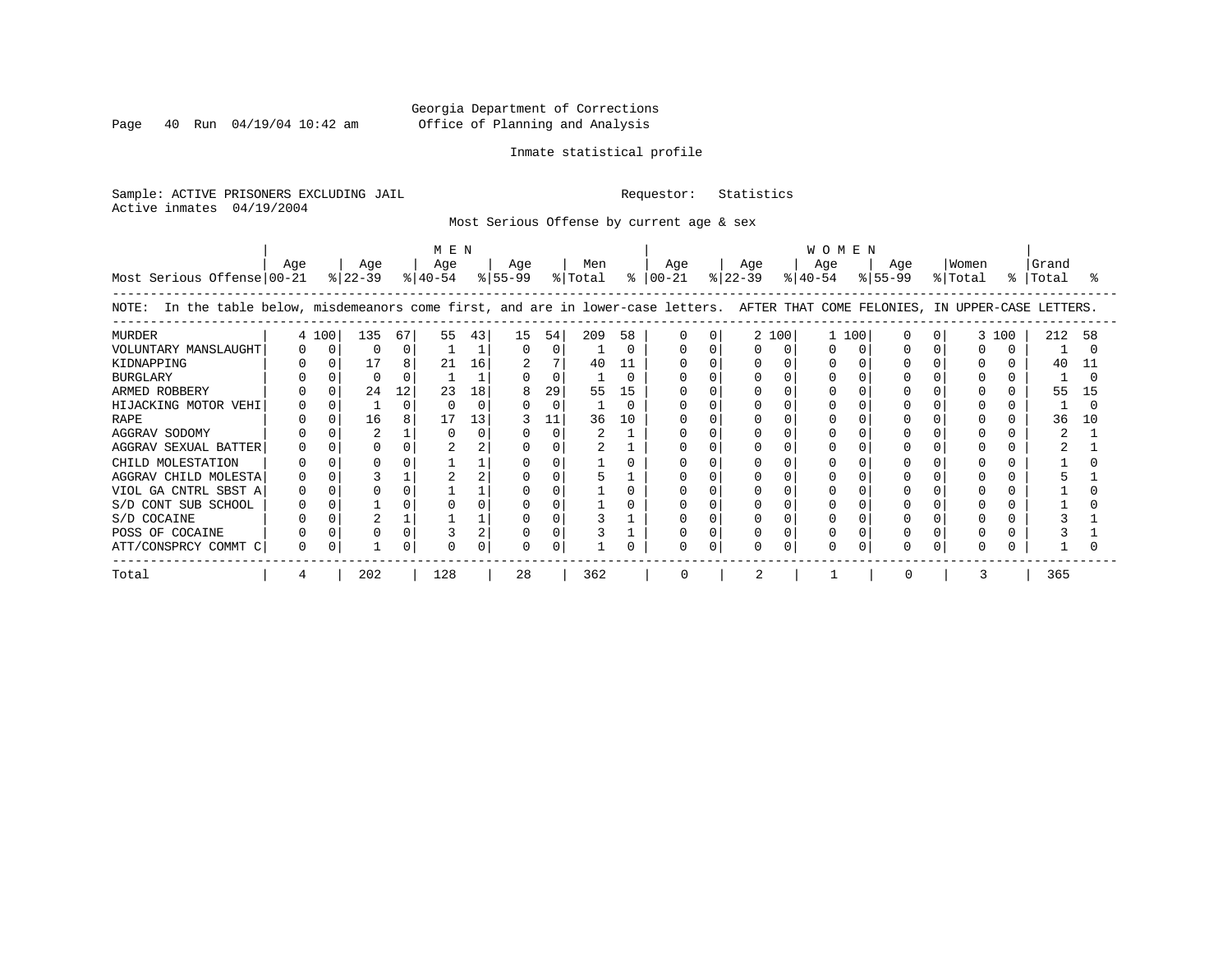Georgia Department of Corrections
Office of Planning and Analysis

Inmate statistical profile

Sample: ACTIVE PRISONERS EXCLUDING JAIL    Requestor: Statistics
Active inmates 04/19/2004

Most Serious Offense by current age & sex

NOTE: In the table below, misdemeanors come first, and are in lower-case letters. AFTER THAT COME FELONIES, IN UPPER-CASE LETTERS.

| | MEN | | | | | | | | | | WOMEN | | | | | | | | | | | |
|---|---|---|---|---|---|---|---|---|---|---|---|---|---|---|---|---|---|---|---|---|---|---|
| Most Serious Offense | Age 00-21 | % | Age 22-39 | % | Age 40-54 | % | Age 55-99 | % | Men Total | % | Age 00-21 | % | Age 22-39 | % | Age 40-54 | % | Age 55-99 | % | Women Total | % | Grand Total | % |
| MURDER | 4 | 100 | 135 | 67 | 55 | 43 | 15 | 54 | 209 | 58 | 0 | 0 | 2 | 100 | 1 | 100 | 0 | 0 | 3 | 100 | 212 | 58 |
| VOLUNTARY MANSLAUGHT | 0 | 0 | 0 | 0 | 1 | 1 | 0 | 0 | 1 | 0 | 0 | 0 | 0 | 0 | 0 | 0 | 0 | 0 | 0 | 0 | 1 | 0 |
| KIDNAPPING | 0 | 0 | 17 | 8 | 21 | 16 | 2 | 7 | 40 | 11 | 0 | 0 | 0 | 0 | 0 | 0 | 0 | 0 | 0 | 0 | 40 | 11 |
| BURGLARY | 0 | 0 | 0 | 0 | 1 | 1 | 0 | 0 | 1 | 0 | 0 | 0 | 0 | 0 | 0 | 0 | 0 | 0 | 0 | 0 | 1 | 0 |
| ARMED ROBBERY | 0 | 0 | 24 | 12 | 23 | 18 | 8 | 29 | 55 | 15 | 0 | 0 | 0 | 0 | 0 | 0 | 0 | 0 | 0 | 0 | 55 | 15 |
| HIJACKING MOTOR VEHI | 0 | 0 | 1 | 0 | 0 | 0 | 0 | 0 | 1 | 0 | 0 | 0 | 0 | 0 | 0 | 0 | 0 | 0 | 0 | 0 | 1 | 0 |
| RAPE | 0 | 0 | 16 | 8 | 17 | 13 | 3 | 11 | 36 | 10 | 0 | 0 | 0 | 0 | 0 | 0 | 0 | 0 | 0 | 0 | 36 | 10 |
| AGGRAV SODOMY | 0 | 0 | 2 | 1 | 0 | 0 | 0 | 0 | 2 | 1 | 0 | 0 | 0 | 0 | 0 | 0 | 0 | 0 | 0 | 0 | 2 | 1 |
| AGGRAV SEXUAL BATTER | 0 | 0 | 0 | 0 | 2 | 2 | 0 | 0 | 2 | 1 | 0 | 0 | 0 | 0 | 0 | 0 | 0 | 0 | 0 | 0 | 2 | 1 |
| CHILD MOLESTATION | 0 | 0 | 0 | 0 | 1 | 1 | 0 | 0 | 1 | 0 | 0 | 0 | 0 | 0 | 0 | 0 | 0 | 0 | 0 | 0 | 1 | 0 |
| AGGRAV CHILD MOLESTA | 0 | 0 | 3 | 1 | 2 | 2 | 0 | 0 | 5 | 1 | 0 | 0 | 0 | 0 | 0 | 0 | 0 | 0 | 0 | 0 | 5 | 1 |
| VIOL GA CNTRL SBST A | 0 | 0 | 0 | 0 | 1 | 1 | 0 | 0 | 1 | 0 | 0 | 0 | 0 | 0 | 0 | 0 | 0 | 0 | 0 | 0 | 1 | 0 |
| S/D CONT SUB SCHOOL | 0 | 0 | 1 | 0 | 0 | 0 | 0 | 0 | 1 | 0 | 0 | 0 | 0 | 0 | 0 | 0 | 0 | 0 | 0 | 0 | 1 | 0 |
| S/D COCAINE | 0 | 0 | 2 | 1 | 1 | 1 | 0 | 0 | 3 | 1 | 0 | 0 | 0 | 0 | 0 | 0 | 0 | 0 | 0 | 0 | 3 | 1 |
| POSS OF COCAINE | 0 | 0 | 0 | 0 | 3 | 2 | 0 | 0 | 3 | 1 | 0 | 0 | 0 | 0 | 0 | 0 | 0 | 0 | 0 | 0 | 3 | 1 |
| ATT/CONSPRCY COMMT C | 0 | 0 | 1 | 0 | 0 | 0 | 0 | 0 | 1 | 0 | 0 | 0 | 0 | 0 | 0 | 0 | 0 | 0 | 0 | 0 | 1 | 0 |
| Total | 4 | | 202 | | 128 | | 28 | | 362 | | 0 | | 2 | | 1 | | 0 | | 3 | | 365 | |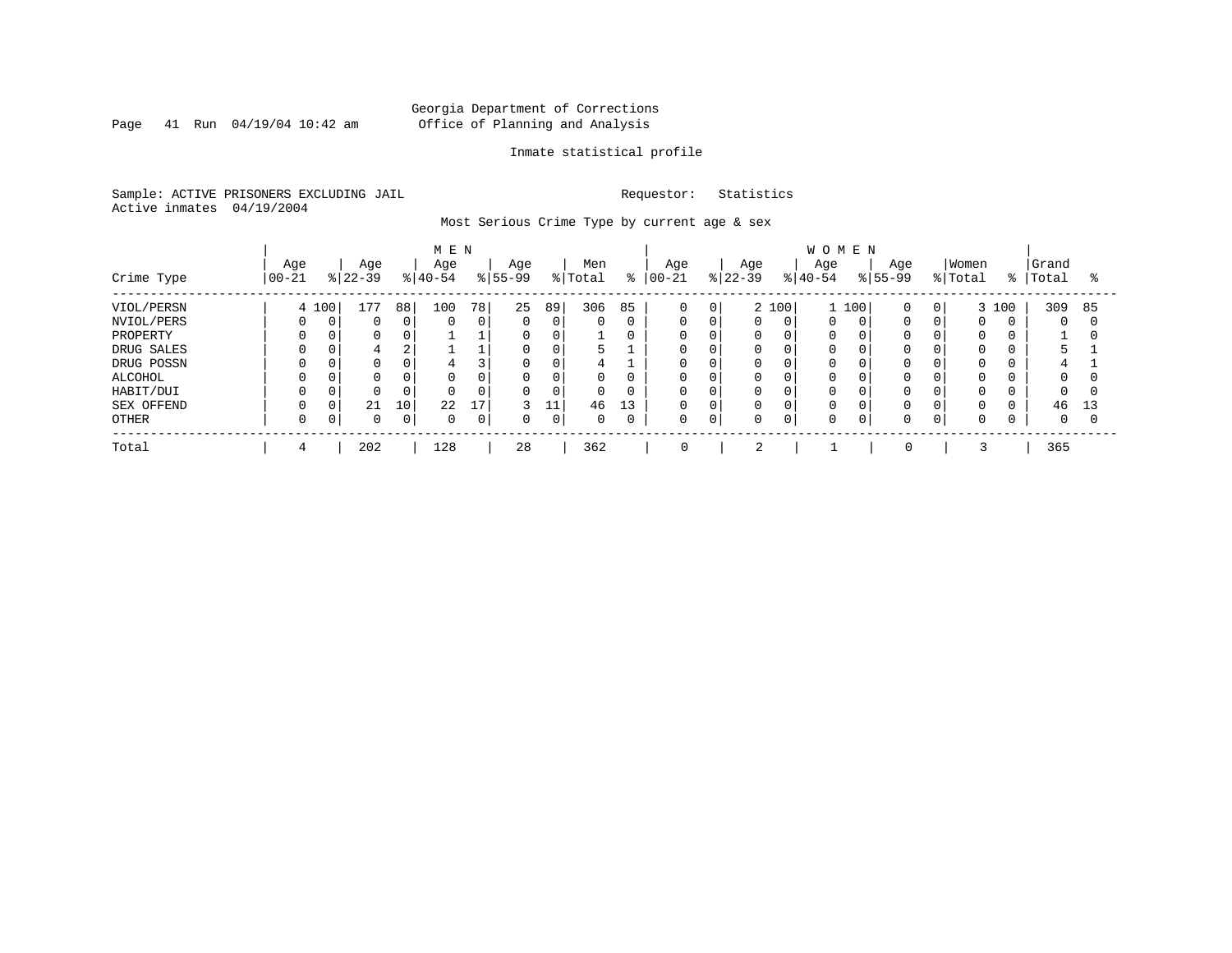Georgia Department of Corrections
Office of Planning and Analysis

Inmate statistical profile

Sample: ACTIVE PRISONERS EXCLUDING JAIL

Requestor: Statistics

Active inmates 04/19/2004

Most Serious Crime Type by current age & sex

| | MEN | | | | | | | | | | WOMEN | | | | | | | | | | | |
|---|---|---|---|---|---|---|---|---|---|---|---|---|---|---|---|---|---|---|---|---|---|---|
| Crime Type | Age 00-21 | % | Age 22-39 | % | Age 40-54 | % | Age 55-99 | % | Men Total | % | Age 00-21 | % | Age 22-39 | % | Age 40-54 | % | Age 55-99 | % | Women Total | % | Grand Total | % |
| VIOL/PERSN | 4 | 100 | 177 | 88 | 100 | 78 | 25 | 89 | 306 | 85 | 0 | 0 | 2 | 100 | 1 | 100 | 0 | 0 | 3 | 100 | 309 | 85 |
| NVIOL/PERS | 0 | 0 | 0 | 0 | 0 | 0 | 0 | 0 | 0 | 0 | 0 | 0 | 0 | 0 | 0 | 0 | 0 | 0 | 0 | 0 | 0 | 0 |
| PROPERTY | 0 | 0 | 0 | 0 | 1 | 1 | 0 | 0 | 1 | 0 | 0 | 0 | 0 | 0 | 0 | 0 | 0 | 0 | 0 | 0 | 1 | 0 |
| DRUG SALES | 0 | 0 | 4 | 2 | 1 | 1 | 0 | 0 | 5 | 1 | 0 | 0 | 0 | 0 | 0 | 0 | 0 | 0 | 0 | 0 | 5 | 1 |
| DRUG POSSN | 0 | 0 | 0 | 0 | 4 | 3 | 0 | 0 | 4 | 1 | 0 | 0 | 0 | 0 | 0 | 0 | 0 | 0 | 0 | 0 | 4 | 1 |
| ALCOHOL | 0 | 0 | 0 | 0 | 0 | 0 | 0 | 0 | 0 | 0 | 0 | 0 | 0 | 0 | 0 | 0 | 0 | 0 | 0 | 0 | 0 | 0 |
| HABIT/DUI | 0 | 0 | 0 | 0 | 0 | 0 | 0 | 0 | 0 | 0 | 0 | 0 | 0 | 0 | 0 | 0 | 0 | 0 | 0 | 0 | 0 | 0 |
| SEX OFFEND | 0 | 0 | 21 | 10 | 22 | 17 | 3 | 11 | 46 | 13 | 0 | 0 | 0 | 0 | 0 | 0 | 0 | 0 | 0 | 0 | 46 | 13 |
| OTHER | 0 | 0 | 0 | 0 | 0 | 0 | 0 | 0 | 0 | 0 | 0 | 0 | 0 | 0 | 0 | 0 | 0 | 0 | 0 | 0 | 0 | 0 |
| Total | 4 | | 202 | | 128 | | 28 | | 362 | | 0 | | 2 | | 1 | | 0 | | 3 | | 365 | |